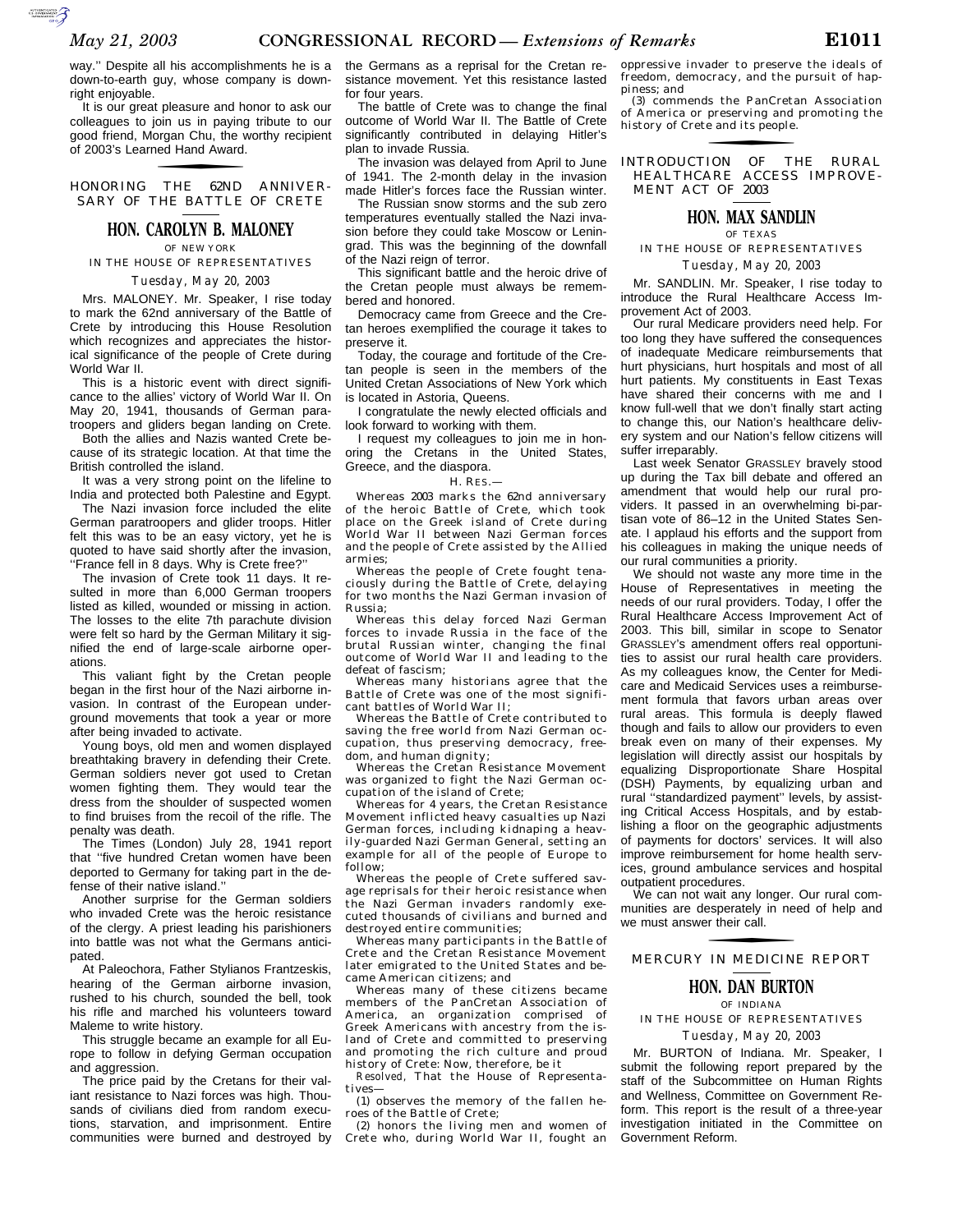way.'' Despite all his accomplishments he is a down-to-earth guy, whose company is downright enjoyable.

It is our great pleasure and honor to ask our colleagues to join us in paying tribute to our good friend, Morgan Chu, the worthy recipient of 2003's Learned Hand Award.

## HONORING THE 62ND ANNIVERSARY OF THE BATTLE OF CRETE

### HON. CAROLYN B. MALONEY

OF NEW YORK

IN THE HOUSE OF REPRESENTATIVES

*Tuesday, May 20, 2003*

Mrs. MALONEY. Mr. Speaker, I rise today to mark the 62nd anniversary of the Battle of Crete by introducing this House Resolution which recognizes and appreciates the historical significance of the people of Crete during World War II.

This is a historic event with direct significance to the allies' victory of World War II. On May 20, 1941, thousands of German paratroopers and gliders began landing on Crete.

Both the allies and Nazis wanted Crete because of its strategic location. At that time the British controlled the island.

It was a very strong point on the lifeline to India and protected both Palestine and Egypt.

The Nazi invasion force included the elite German paratroopers and glider troops. Hitler felt this was to be an easy victory, yet he is quoted to have said shortly after the invasion, ''France fell in 8 days. Why is Crete free?''

The invasion of Crete took 11 days. It resulted in more than 6,000 German troopers listed as killed, wounded or missing in action. The losses to the elite 7th parachute division were felt so hard by the German Military it signified the end of large-scale airborne operations.

This valiant fight by the Cretan people began in the first hour of the Nazi airborne invasion. In contrast of the European underground movements that took a year or more after being invaded to activate.

Young boys, old men and women displayed breathtaking bravery in defending their Crete. German soldiers never got used to Cretan women fighting them. They would tear the dress from the shoulder of suspected women to find bruises from the recoil of the rifle. The penalty was death.

The Times (London) July 28, 1941 report that ''five hundred Cretan women have been deported to Germany for taking part in the defense of their native island.''

Another surprise for the German soldiers who invaded Crete was the heroic resistance of the clergy. A priest leading his parishioners into battle was not what the Germans anticipated.

At Paleochora, Father Stylianos Frantzeskis, hearing of the German airborne invasion, rushed to his church, sounded the bell, took his rifle and marched his volunteers toward Maleme to write history.

This struggle became an example for all Europe to follow in defying German occupation and aggression.

The price paid by the Cretans for their valiant resistance to Nazi forces was high. Thousands of civilians died from random executions, starvation, and imprisonment. Entire communities were burned and destroyed by the Germans as a reprisal for the Cretan resistance movement. Yet this resistance lasted for four years.

The battle of Crete was to change the final outcome of World War II. The Battle of Crete significantly contributed in delaying Hitler's plan to invade Russia.

The invasion was delayed from April to June of 1941. The 2-month delay in the invasion made Hitler's forces face the Russian winter.

The Russian snow storms and the sub zero temperatures eventually stalled the Nazi invasion before they could take Moscow or Leningrad. This was the beginning of the downfall of the Nazi reign of terror.

This significant battle and the heroic drive of the Cretan people must always be remembered and honored.

Democracy came from Greece and the Cretan heroes exemplified the courage it takes to preserve it.

Today, the courage and fortitude of the Cretan people is seen in the members of the United Cretan Associations of New York which is located in Astoria, Queens.

I congratulate the newly elected officials and look forward to working with them.

I request my colleagues to join me in honoring the Cretans in the United States, Greece, and the diaspora.

H. RES.—

Whereas 2003 marks the 62nd anniversary of the heroic Battle of Crete, which took place on the Greek island of Crete during World War II between Nazi German forces and the people of Crete assisted by the Allied armies;

Whereas the people of Crete fought tenaciously during the Battle of Crete, delaying for two months the Nazi German invasion of Russia;

Whereas this delay forced Nazi German forces to invade Russia in the face of the brutal Russian winter, changing the final outcome of World War II and leading to the defeat of fascism;

Whereas many historians agree that the Battle of Crete was one of the most significant battles of World War II;

Whereas the Battle of Crete contributed to saving the free world from Nazi German occupation, thus preserving democracy, freedom, and human dignity;

Whereas the Cretan Resistance Movement was organized to fight the Nazi German occupation of the island of Crete;

Whereas for 4 years, the Cretan Resistance Movement inflicted heavy casualties up Nazi German forces, including kidnaping a heavily-guarded Nazi German General, setting an example for all of the people of Europe to follow;

Whereas the people of Crete suffered savage reprisals for their heroic resistance when the Nazi German invaders randomly executed thousands of civilians and burned and destroyed entire communities;

Whereas many participants in the Battle of Crete and the Cretan Resistance Movement later emigrated to the United States and became American citizens; and

Whereas many of these citizens became members of the PanCretan Association of America, an organization comprised of Greek Americans with ancestry from the island of Crete and committed to preserving and promoting the rich culture and proud history of Crete: Now, therefore, be it

*Resolved,* That the House of Representatives—

(1) observes the memory of the fallen heroes of the Battle of Crete;

(2) honors the living men and women of Crete who, during World War II, fought an oppressive invader to preserve the ideals of freedom, democracy, and the pursuit of happiness; and

(3) commends the PanCretan Association of America or preserving and promoting the history of Crete and its people.

## INTRODUCTION OF THE RURAL HEALTHCARE ACCESS IMPROVEMENT ACT OF 2003

### HON. MAX SANDLIN

OF TEXAS

IN THE HOUSE OF REPRESENTATIVES

*Tuesday, May 20, 2003*

Mr. SANDLIN. Mr. Speaker, I rise today to introduce the Rural Healthcare Access Improvement Act of 2003.

Our rural Medicare providers need help. For too long they have suffered the consequences of inadequate Medicare reimbursements that hurt physicians, hurt hospitals and most of all hurt patients. My constituents in East Texas have shared their concerns with me and I know full-well that we don't finally start acting to change this, our Nation's healthcare delivery system and our Nation's fellow citizens will suffer irreparably.

Last week Senator GRASSLEY bravely stood up during the Tax bill debate and offered an amendment that would help our rural providers. It passed in an overwhelming bi-partisan vote of 86–12 in the United States Senate. I applaud his efforts and the support from his colleagues in making the unique needs of our rural communities a priority.

We should not waste any more time in the House of Representatives in meeting the needs of our rural providers. Today, I offer the Rural Healthcare Access Improvement Act of 2003. This bill, similar in scope to Senator GRASSLEY's amendment offers real opportunities to assist our rural health care providers. As my colleagues know, the Center for Medicare and Medicaid Services uses a reimbursement formula that favors urban areas over rural areas. This formula is deeply flawed though and fails to allow our providers to even break even on many of their expenses. My legislation will directly assist our hospitals by equalizing Disproportionate Share Hospital (DSH) Payments, by equalizing urban and rural ''standardized payment'' levels, by assisting Critical Access Hospitals, and by establishing a floor on the geographic adjustments of payments for doctors' services. It will also improve reimbursement for home health services, ground ambulance services and hospital outpatient procedures.

We can not wait any longer. Our rural communities are desperately in need of help and we must answer their call.

## MERCURY IN MEDICINE REPORT

### HON. DAN BURTON

OF INDIANA

IN THE HOUSE OF REPRESENTATIVES

*Tuesday, May 20, 2003*

Mr. BURTON of Indiana. Mr. Speaker, I submit the following report prepared by the staff of the Subcommittee on Human Rights and Wellness, Committee on Government Reform. This report is the result of a three-year investigation initiated in the Committee on Government Reform.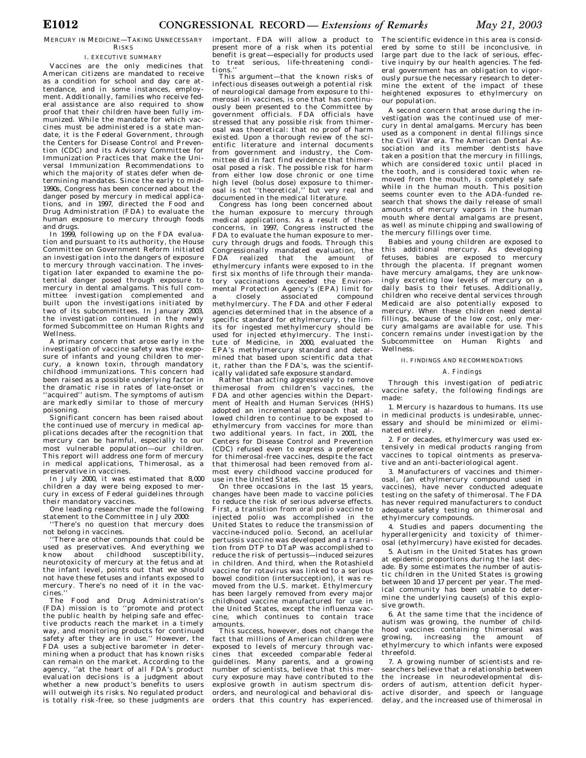MERCURY IN MEDICINE—TAKING UNNECESSARY RISKS

I. EXECUTIVE SUMMARY

Vaccines are the only medicines that American citizens are mandated to receive as a condition for school and day care attendance, and in some instances, employment. Additionally, families who receive federal assistance are also required to show proof that their children have been fully immunized. While the mandate for which vaccines must be administered is a state mandate, it is the Federal Government, through the Centers for Disease Control and Prevention (CDC) and its Advisory Committee for Immunization Practices that make the Universal Immunization Recommendations to which the majority of states defer when determining mandates. Since the early to mid-1990s, Congress has been concerned about the danger posed by mercury in medical applications, and in 1997, directed the Food and Drug Administration (FDA) to evaluate the human exposure to mercury through foods and drugs.

In 1999, following up on the FDA evaluation and pursuant to its authority, the House Committee on Government Reform initiated an investigation into the dangers of exposure to mercury through vaccination. The investigation later expanded to examine the potential danger posed through exposure to mercury in dental amalgams. This full committee investigation complemented and built upon the investigations initiated by two of its subcommittees. In January 2003, the investigation continued in the newly formed Subcommittee on Human Rights and Wellness.

A primary concern that arose early in the investigation of vaccine safety was the exposure of infants and young children to mercury, a known toxin, through mandatory childhood immunizations. This concern had been raised as a possible underlying factor in the dramatic rise in rates of late-onset or "acquired" autism. The symptoms of autism are markedly similar to those of mercury poisoning.

Significant concern has been raised about the continued use of mercury in medical applications decades after the recognition that mercury can be harmful, especially to our most vulnerable population—our children. This report will address one form of mercury in medical applications, Thimerosal, as a preservative in vaccines.

In July 2000, it was estimated that 8,000 children a day were being exposed to mercury in excess of Federal guidelines through their mandatory vaccines.

One leading researcher made the following statement to the Committee in July 2000:

"There's no question that mercury does not belong in vaccines.

"There are other compounds that could be used as preservatives. And everything we know about childhood susceptibility, neurotoxicity of mercury at the fetus and at the infant level, points out that we should not have these fetuses and infants exposed to mercury. There's no need of it in the vaccines."

The Food and Drug Administration's (FDA) mission is to "promote and protect the public health by helping safe and effective products reach the market in a timely way, and monitoring products for continued safety after they are in use." However, the FDA uses a subjective barometer in determining when a product that has known risks can remain on the market. According to the agency, "at the heart of all FDA's product evaluation decisions is a judgment about whether a new product's benefits to users will outweigh its risks. No regulated product is totally risk-free, so these judgments are important. FDA will allow a product to present more of a risk when its potential benefit is great—especially for products used to treat serious, life-threatening conditions."

This argument—that the known risks of infectious diseases outweigh a potential risk of neurological damage from exposure to thimerosal in vaccines, is one that has continuously been presented to the Committee by government officials. FDA officials have stressed that any possible risk from thimerosal was theoretical: that no proof of harm existed. Upon a thorough review of the scientific literature and internal documents from government and industry, the Committee did in fact find evidence that thimerosal posed a risk. The possible risk for harm from either low dose chronic or one time high level (bolus dose) exposure to thimerosal is not "theoretical," but very real and documented in the medical literature.

Congress has long been concerned about the human exposure to mercury through medical applications. As a result of these concerns, in 1997, Congress instructed the FDA to evaluate the human exposure to mercury through drugs and foods. Through this Congressionally mandated evaluation, the FDA realized that the amount of ethylmercury infants were exposed to in the first six months of life through their mandatory vaccinations exceeded the Environmental Protection Agency's (EPA) limit for a closely associated compound methylmercury. The FDA and other Federal agencies determined that in the absence of a specific standard for ethylmercury, the limits for ingested methylmercury should be used for injected ethylmercury. The Institute of Medicine, in 2000, evaluated the EPA's methylmercury standard and determined that based upon scientific data that it, rather than the FDA's, was the scientifically validated safe exposure standard.

Rather than acting aggressively to remove thimerosal from children's vaccines, the FDA and other agencies within the Department of Health and Human Services (HHS) adopted an incremental approach that allowed children to continue to be exposed to ethylmercury from vaccines for more than two additional years. In fact, in 2001, the Centers for Disease Control and Prevention (CDC) refused even to express a preference for thimerosal-free vaccines, despite the fact that thimerosal had been removed from almost every childhood vaccine produced for use in the United States.

On three occasions in the last 15 years, changes have been made to vaccine policies to reduce the risk of serious adverse effects. First, a transition from oral polio vaccine to injected polio was accomplished in the United States to reduce the transmission of vaccine-induced polio. Second, an acellular pertussis vaccine was developed and a transition from DTP to DTaP was accomplished to reduce the risk of pertussis—induced seizures in children. And third, when the Rotashield vaccine for rotavirus was linked to a serious bowel condition (intersucception), it was removed from the U.S. market. Ethylmercury has been largely removed from every major childhood vaccine manufactured for use in the United States, except the influenza vaccine, which continues to contain trace amounts.

This success, however, does not change the fact that millions of American children were exposed to levels of mercury through vaccines that exceeded comparable federal guidelines. Many parents, and a growing number of scientists, believe that this mercury exposure may have contributed to the explosive growth in autism spectrum disorders, and neurological and behavioral disorders that this country has experienced. The scientific evidence in this area is considered by some to still be inconclusive, in large part due to the lack of serious, effective inquiry by our health agencies. The federal government has an obligation to vigorously pursue the necessary research to determine the extent of the impact of these heightened exposures to ethylmercury on our population.

A second concern that arose during the investigation was the continued use of mercury in dental amalgams. Mercury has been used as a component in dental fillings since the Civil War era. The American Dental Association and its member dentists have taken a position that the mercury in fillings, which are considered toxic until placed in the tooth, and is considered toxic when removed from the mouth, is completely safe while in the human mouth. This position seems counter even to the ADA-funded research that shows the daily release of small amounts of mercury vapors in the human mouth where dental amalgams are present, as well as minute chipping and swallowing of the mercury fillings over time.

Babies and young children are exposed to this additional mercury. As developing fetuses, babies are exposed to mercury through the placenta. If pregnant women have mercury amalgams, they are unknowingly excreting low levels of mercury on a daily basis to their fetuses. Additionally, children who receive dental services through Medicaid are also potentially exposed to mercury. When these children need dental fillings, because of the low cost, only mercury amalgams are available for use. This concern remains under investigation by the Subcommittee on Human Rights and Wellness.

II. FINDINGS AND RECOMMENDATIONS

*A. Findings*

Through this investigation of pediatric vaccine safety, the following findings are made:

1. Mercury is hazardous to humans. Its use in medicinal products is undesirable, unnecessary and should be minimized or eliminated entirely.

2. For decades, ethylmercury was used extensively in medical products ranging from vaccines to topical ointments as preservative and an anti-bacteriological agent.

3. Manufacturers of vaccines and thimerosal, (an ethylmercury compound used in vaccines), have never conducted adequate testing on the safety of thimerosal. The FDA has never required manufacturers to conduct adequate safety testing on thimerosal and ethylmercury compounds.

4. Studies and papers documenting the hyperallergenicity and toxicity of thimerosal (ethylmercury) have existed for decades.

5. Autism in the United States has grown at epidemic proportions during the last decade. By some estimates the number of autistic children in the United States is growing between 10 and 17 percent per year. The medical community has been unable to determine the underlying cause(s) of this explosive growth.

6. At the same time that the incidence of autism was growing, the number of childhood vaccines containing thimerosal was growing, increasing the amount of ethylmercury to which infants were exposed threefold.

7. A growing number of scientists and researchers believe that a relationship between the increase in neurodevelopmental disorders of autism, attention deficit hyperactive disorder, and speech or language delay, and the increased use of thimerosal in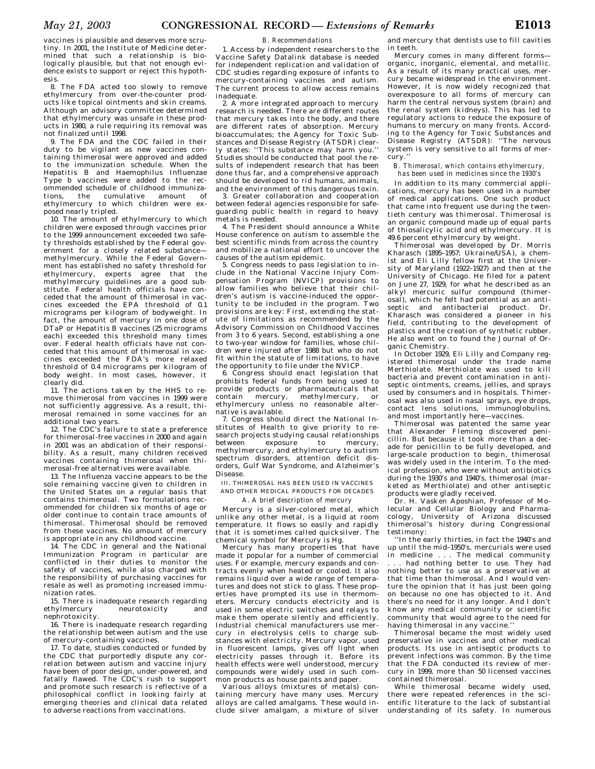vaccines is plausible and deserves more scrutiny. In 2001, the Institute of Medicine determined that such a relationship is biologically plausible, but that not enough evidence exists to support or reject this hypothesis.

8. The FDA acted too slowly to remove ethylmercury from over-the-counter products like topical ointments and skin creams. Although an advisory committee determined that ethylmercury was unsafe in these products in 1980, a rule requiring its removal was not finalized until 1998.

9. The FDA and the CDC failed in their duty to be vigilant as new vaccines containing thimerosal were approved and added to the immunization schedule. When the Hepatitis B and Haemophilus Influenzae Type b vaccines were added to the recommended schedule of childhood immunizations, the cumulative amount of ethylmercury to which children were exposed nearly tripled.

10. The amount of ethylmercury to which children were exposed through vaccines prior to the 1999 announcement exceeded two safety thresholds established by the Federal government for a closely related substance—methylmercury. While the Federal Government has established no safety threshold for ethylmercury, experts agree that the methylmercury guidelines are a good substitute. Federal health officials have conceded that the amount of thimerosal in vaccines exceeded the EPA threshold of 0.1 micrograms per kilogram of bodyweight. In fact, the amount of mercury in one dose of DTaP or Hepatitis B vaccines (25 micrograms each) exceeded this threshold many times over. Federal health officials have not conceded that this amount of thimerosal in vaccines exceeded the FDA's more relaxed threshold of 0.4 micrograms per kilogram of body weight. In most cases, however, it clearly did.

11. The actions taken by the HHS to remove thimerosal from vaccines in 1999 were not sufficiently aggressive. As a result, thimerosal remained in some vaccines for an additional two years.

12. The CDC's failure to state a preference for thimerosal-free vaccines in 2000 and again in 2001 was an abdication of their responsibility. As a result, many children received vaccines containing thimerosal when thimerosal-free alternatives were available.

13. The Influenza vaccine appears to be the sole remaining vaccine given to children in the United States on a regular basis that contains thimerosal. Two formulations recommended for children six months of age or older continue to contain trace amounts of thimerosal. Thimerosal should be removed from these vaccines. No amount of mercury is appropriate in any childhood vaccine.

14. The CDC in general and the National Immunization Program in particular are conflicted in their duties to monitor the safety of vaccines, while also charged with the responsibility of purchasing vaccines for resale as well as promoting increased immunization rates.

15. There is inadequate research regarding ethylmercury neurotoxicity and nephrotoxicity.

16. There is inadequate research regarding the relationship between autism and the use of mercury-containing vaccines.

17. To date, studies conducted or funded by the CDC that purportedly dispute any correlation between autism and vaccine injury have been of poor design, under-powered, and fatally flawed. The CDC's rush to support and promote such research is reflective of a philosophical conflict in looking fairly at emerging theories and clinical data related to adverse reactions from vaccinations.

*B. Recommendations*

1. Access by independent researchers to the Vaccine Safety Datalink database is needed for independent replication and validation of CDC studies regarding exposure of infants to mercury-containing vaccines and autism. The current process to allow access remains inadequate.

2. A more integrated approach to mercury research is needed. There are different routes that mercury takes into the body, and there are different rates of absorption. Mercury bioaccumulates; the Agency for Toxic Substances and Disease Registry (ATSDR) clearly states: ''This substance may harm you.'' Studies should be conducted that pool the results of independent research that has been done thus far, and a comprehensive approach should be developed to rid humans, animals, and the environment of this dangerous toxin.

3. Greater collaboration and cooperation between federal agencies responsible for safeguarding public health in regard to heavy metals is needed.

4. The President should announce a White House conference on autism to assemble the best scientific minds from across the country and mobilize a national effort to uncover the causes of the autism epidemic.

5. Congress needs to pass legislation to include in the National Vaccine Injury Compensation Program (NVICP) provisions to allow families who believe that their children's autism is vaccine-induced the opportunity to be included in the program. Two provisions are key: First, extending the statute of limitations as recommended by the Advisory Commission on Childhood Vaccines from 3 to 6 years. Second, establishing a one to two-year window for families, whose children were injured after 1988 but who do not fit within the statute of limitations, to have the opportunity to file under the NVICP.

6. Congress should enact legislation that prohibits federal funds from being used to provide products or pharmaceuticals that contain mercury, methylmercury, or ethylmercury unless no reasonable alternative is available.

7. Congress should direct the National Institutes of Health to give priority to research projects studying causal relationships between exposure to mercury, methylmercury, and ethylmercury to autism spectrum disorders, attention deficit disorders, Gulf War Syndrome, and Alzheimer's Disease.

## III. THIMEROSAL HAS BEEN USED IN VACCINES AND OTHER MEDICAL PRODUCTS FOR DECADES

*A. A brief description of mercury*

Mercury is a silver-colored metal, which unlike any other metal, is a liquid at room temperature. It flows so easily and rapidly that it is sometimes called quicksilver. The chemical symbol for Mercury is Hg.

Mercury has many properties that have made it popular for a number of commercial uses. For example, mercury expands and contracts evenly when heated or cooled. It also remains liquid over a wide range of temperatures and does not stick to glass. These properties have prompted its use in thermometers. Mercury conducts electricity and is used in some electric switches and relays to make them operate silently and efficiently. Industrial chemical manufacturers use mercury in electrolysis cells to charge substances with electricity. Mercury vapor, used in fluorescent lamps, gives off light when electricity passes through it. Before its health effects were well understood, mercury compounds were widely used in such common products as house paints and paper.

Various alloys (mixtures of metals) containing mercury have many uses. Mercury alloys are called amalgams. These would include silver amalgam, a mixture of silver and mercury that dentists use to fill cavities in teeth.

Mercury comes in many different forms—organic, inorganic, elemental, and metallic. As a result of its many practical uses, mercury became widespread in the environment. However, it is now widely recognized that overexposure to all forms of mercury can harm the central nervous system (brain) and the renal system (kidneys). This has led to regulatory actions to reduce the exposure of humans to mercury on many fronts. According to the Agency for Toxic Substances and Disease Registry (ATSDR): ''The nervous system is very sensitive to all forms of mercury.''

*B. Thimerosal, which contains ethylmercury, has been used in medicines since the 1930's*

In addition to its many commercial applications, mercury has been used in a number of medical applications. One such product that came into frequent use during the twentieth century was thimerosal. Thimerosal is an organic compound made up of equal parts of thiosalicylic acid and ethylmercury. It is 49.6 percent ethylmercury by weight.

Thimerosal was developed by Dr. Morris Kharasch (1895–1957; Ukraine/USA), a chemist and Eli Lilly fellow first at the University of Maryland (1922–1927) and then at the University of Chicago. He filed for a patent on June 27, 1929, for what he described as an alkyl mercuric sulfur compound (thimerosal), which he felt had potential as an antiseptic and antibacterial product. Dr. Kharasch was considered a pioneer in his field, contributing to the development of plastics and the creation of synthetic rubber. He also went on to found the Journal of Organic Chemistry.

In October 1929, Eli Lilly and Company registered thimerosal under the trade name Merthiolate. Merthiolate was used to kill bacteria and prevent contamination in antiseptic ointments, creams, jellies, and sprays used by consumers and in hospitals. Thimerosal was also used in nasal sprays, eye drops, contact lens solutions, immunoglobulins, and most importantly here—vaccines.

Thimerosal was patented the same year that Alexander Fleming discovered penicillin. But because it took more than a decade for penicillin to be fully developed, and large-scale production to begin, thimerosal was widely used in the interim. To the medical profession, who were without antibiotics during the 1930's and 1940's, thimerosal (marketed as Merthiolate) and other antiseptic products were gladly received.

Dr. H. Vasken Aposhian, Professor of Molecular and Cellular Biology and Pharmacology, University of Arizona discussed thimerosal's history during Congressional testimony:

''In the early thirties, in fact the 1940's and up until the mid–1950's, mercurials were used in medicine . . . The medical community . . . had nothing better to use. They had nothing better to use as a preservative at that time than thimerosal. And I would venture the opinion that it has just been going on because no one has objected to it. And there's no need for it any longer. And I don't know any medical community or scientific community that would agree to the need for having thimerosal in any vaccine.''

Thimerosal became the most widely used preservative in vaccines and other medical products. Its use in antiseptic products to prevent infections was common. By the time that the FDA conducted its review of mercury in 1999, more than 50 licensed vaccines contained thimerosal.

While thimerosal became widely used, there were repeated references in the scientific literature to the lack of substantial understanding of its safety. In numerous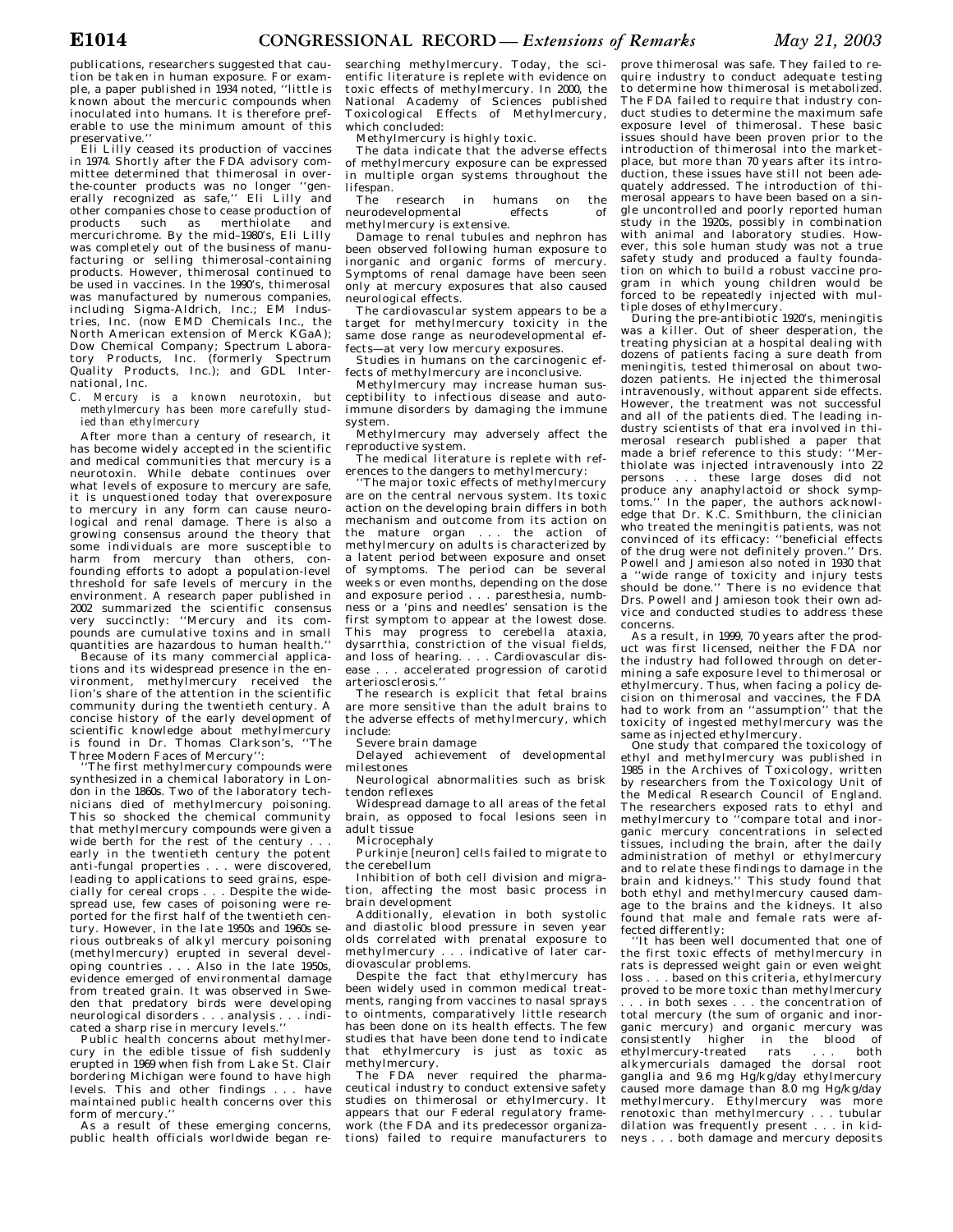publications, researchers suggested that caution be taken in human exposure. For example, a paper published in 1934 noted, ''little is known about the mercuric compounds when inoculated into humans. It is therefore preferable to use the minimum amount of this preservative.''

Eli Lilly ceased its production of vaccines in 1974. Shortly after the FDA advisory committee determined that thimerosal in over-the-counter products was no longer ''generally recognized as safe,'' Eli Lilly and other companies chose to cease production of products such as merthiolate and mercurichrome. By the mid–1980's, Eli Lilly was completely out of the business of manufacturing or selling thimerosal-containing products. However, thimerosal continued to be used in vaccines. In the 1990's, thimerosal was manufactured by numerous companies, including Sigma-Aldrich, Inc.; EM Industries, Inc. (now EMD Chemicals Inc., the North American extension of Merck KGaA); Dow Chemical Company; Spectrum Laboratory Products, Inc. (formerly Spectrum Quality Products, Inc.); and GDL International, Inc.

*C. Mercury is a known neurotoxin, but methylmercury has been more carefully studied than ethylmercury*

After more than a century of research, it has become widely accepted in the scientific and medical communities that mercury is a neurotoxin. While debate continues over what levels of exposure to mercury are safe, it is unquestioned today that overexposure to mercury in any form can cause neurological and renal damage. There is also a growing consensus around the theory that some individuals are more susceptible to harm from mercury than others, confounding efforts to adopt a population-level threshold for safe levels of mercury in the environment. A research paper published in 2002 summarized the scientific consensus very succinctly: ''Mercury and its compounds are cumulative toxins and in small quantities are hazardous to human health.''

Because of its many commercial applications and its widespread presence in the environment, methylmercury received the lion's share of the attention in the scientific community during the twentieth century. A concise history of the early development of scientific knowledge about methylmercury is found in Dr. Thomas Clarkson's, ''The Three Modern Faces of Mercury'':

''The first methylmercury compounds were synthesized in a chemical laboratory in London in the 1860s. Two of the laboratory technicians died of methylmercury poisoning. This so shocked the chemical community that methylmercury compounds were given a wide berth for the rest of the century . . . early in the twentieth century the potent anti-fungal properties . . . were discovered, leading to applications to seed grains, especially for cereal crops . . . Despite the widespread use, few cases of poisoning were reported for the first half of the twentieth century. However, in the late 1950s and 1960s serious outbreaks of alkyl mercury poisoning (methylmercury) erupted in several developing countries . . . Also in the late 1950s, evidence emerged of environmental damage from treated grain. It was observed in Sweden that predatory birds were developing neurological disorders . . . analysis . . . indicated a sharp rise in mercury levels.''

Public health concerns about methylmercury in the edible tissue of fish suddenly erupted in 1969 when fish from Lake St. Clair bordering Michigan were found to have high levels. This and other findings . . . have maintained public health concerns over this form of mercury.''

As a result of these emerging concerns, public health officials worldwide began researching methylmercury. Today, the scientific literature is replete with evidence on toxic effects of methylmercury. In 2000, the National Academy of Sciences published Toxicological Effects of Methylmercury, which concluded:

Methylmercury is highly toxic.

The data indicate that the adverse effects of methylmercury exposure can be expressed in multiple organ systems throughout the lifespan.

The research in humans on the neurodevelopmental effects of methylmercury is extensive.

Damage to renal tubules and nephron has been observed following human exposure to inorganic and organic forms of mercury. Symptoms of renal damage have been seen only at mercury exposures that also caused neurological effects.

The cardiovascular system appears to be a target for methylmercury toxicity in the same dose range as neurodevelopmental effects—at very low mercury exposures.

Studies in humans on the carcinogenic effects of methylmercury are inconclusive.

Methylmercury may increase human susceptibility to infectious disease and autoimmune disorders by damaging the immune system.

Methylmercury may adversely affect the reproductive system.

The medical literature is replete with references to the dangers to methylmercury:

''The major toxic effects of methylmercury are on the central nervous system. Its toxic action on the developing brain differs in both mechanism and outcome from its action on the mature organ . . . the action of methylmercury on adults is characterized by a latent period between exposure and onset of symptoms. The period can be several weeks or even months, depending on the dose and exposure period . . . paresthesia, numbness or a 'pins and needles' sensation is the first symptom to appear at the lowest dose. This may progress to cerebella ataxia, dysarrthia, constriction of the visual fields, and loss of hearing. . . . Cardiovascular disease . . . accelerated progression of carotid arteriosclerosis.''

The research is explicit that fetal brains are more sensitive than the adult brains to the adverse effects of methylmercury, which include:

Severe brain damage

Delayed achievement of developmental milestones

Neurological abnormalities such as brisk tendon reflexes

Widespread damage to all areas of the fetal brain, as opposed to focal lesions seen in adult tissue

Microcephaly

Purkinje [neuron] cells failed to migrate to the cerebellum

Inhibition of both cell division and migration, affecting the most basic process in brain development

Additionally, elevation in both systolic and diastolic blood pressure in seven year olds correlated with prenatal exposure to methylmercury . . . indicative of later cardiovascular problems.

Despite the fact that ethylmercury has been widely used in common medical treatments, ranging from vaccines to nasal sprays to ointments, comparatively little research has been done on its health effects. The few studies that have been done tend to indicate that ethylmercury is just as toxic as methylmercury.

The FDA never required the pharmaceutical industry to conduct extensive safety studies on thimerosal or ethylmercury. It appears that our Federal regulatory framework (the FDA and its predecessor organizations) failed to require manufacturers to prove thimerosal was safe. They failed to require industry to conduct adequate testing to determine how thimerosal is metabolized. The FDA failed to require that industry conduct studies to determine the maximum safe exposure level of thimerosal. These basic issues should have been proven prior to the introduction of thimerosal into the marketplace, but more than 70 years after its introduction, these issues have still not been adequately addressed. The introduction of thimerosal appears to have been based on a single uncontrolled and poorly reported human study in the 1920s, possibly in combination with animal and laboratory studies. However, this sole human study was not a true safety study and produced a faulty foundation on which to build a robust vaccine program in which young children would be forced to be repeatedly injected with multiple doses of ethylmercury.

During the pre-antibiotic 1920's, meningitis was a killer. Out of sheer desperation, the treating physician at a hospital dealing with dozens of patients facing a sure death from meningitis, tested thimerosal on about two-dozen patients. He injected the thimerosal intravenously, without apparent side effects. However, the treatment was not successful and all of the patients died. The leading industry scientists of that era involved in thimerosal research published a paper that made a brief reference to this study: ''Merthiolate was injected intravenously into 22 persons . . . these large doses did not produce any anaphylactoid or shock symptoms.'' In the paper, the authors acknowledge that Dr. K.C. Smithburn, the clinician who treated the meningitis patients, was not convinced of its efficacy: ''beneficial effects of the drug were not definitely proven.'' Drs. Powell and Jamieson also noted in 1930 that a ''wide range of toxicity and injury tests should be done.'' There is no evidence that Drs. Powell and Jamieson took their own advice and conducted studies to address these concerns.

As a result, in 1999, 70 years after the product was first licensed, neither the FDA nor the industry had followed through on determining a safe exposure level to thimerosal or ethylmercury. Thus, when facing a policy decision on thimerosal and vaccines, the FDA had to work from an ''assumption'' that the toxicity of ingested methylmercury was the same as injected ethylmercury.

One study that compared the toxicology of ethyl and methylmercury was published in 1985 in the Archives of Toxicology, written by researchers from the Toxicology Unit of the Medical Research Council of England. The researchers exposed rats to ethyl and methylmercury to ''compare total and inorganic mercury concentrations in selected tissues, including the brain, after the daily administration of methyl or ethylmercury and to relate these findings to damage in the brain and kidneys.'' This study found that both ethyl and methylmercury caused damage to the brains and the kidneys. It also found that male and female rats were affected differently:

''It has been well documented that one of the first toxic effects of methylmercury in rats is depressed weight gain or even weight loss . . . based on this criteria, ethylmercury proved to be more toxic than methylmercury . . . in both sexes . . . the concentration of total mercury (the sum of organic and inorganic mercury) and organic mercury was consistently higher in the blood of ethylmercury-treated rats . . . both alkymercurials damaged the dorsal root ganglia and 9.6 mg Hg/kg/day ethylmercury caused more damage than 8.0 mg Hg/kg/day methylmercury. Ethylmercury was more renotoxic than methylmercury . . . tubular dilation was frequently present . . . in kidneys . . . both damage and mercury deposits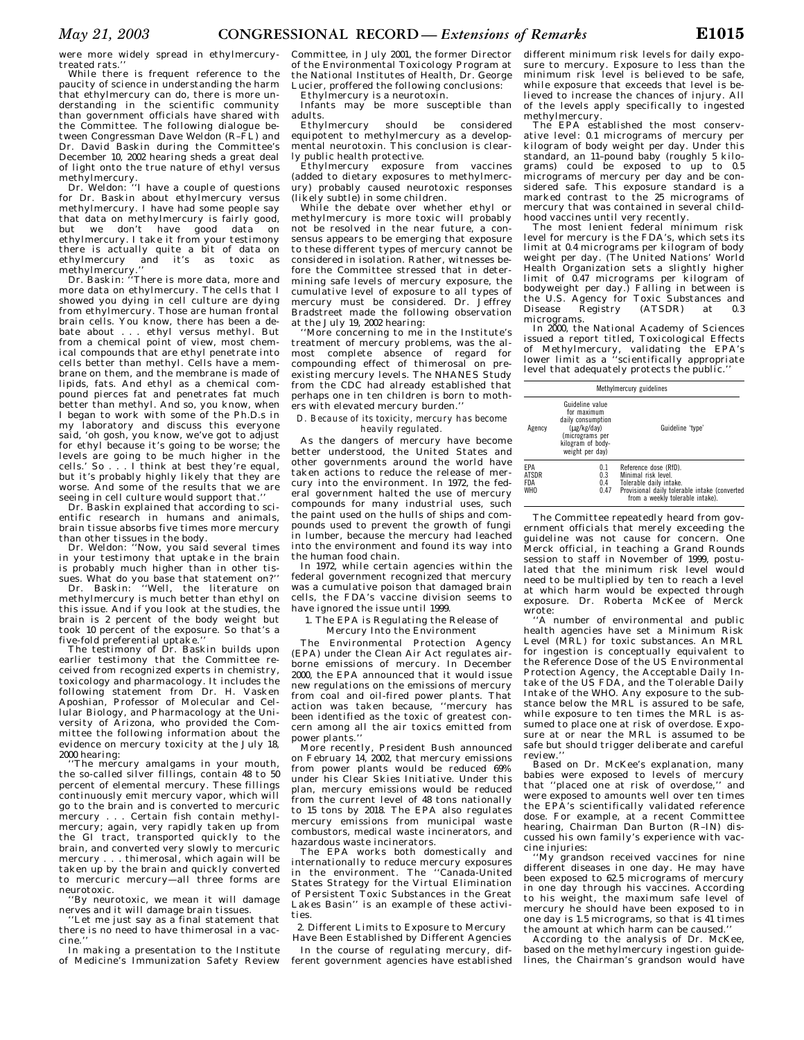were more widely spread in ethylmercury-treated rats.''

While there is frequent reference to the paucity of science in understanding the harm that ethylmercury can do, there is more understanding in the scientific community than government officials have shared with the Committee. The following dialogue between Congressman Dave Weldon (R–FL) and Dr. David Baskin during the Committee's December 10, 2002 hearing sheds a great deal of light onto the true nature of ethyl versus methylmercury.

Dr. Weldon: ''I have a couple of questions for Dr. Baskin about ethylmercury versus methylmercury. I have had some people say that data on methylmercury is fairly good, but we don't have good data on ethylmercury. I take it from your testimony there is actually quite a bit of data on ethylmercury and it's as toxic as methylmercury.''

Dr. Baskin: ''There is more data, more and more data on ethylmercury. The cells that I showed you dying in cell culture are dying from ethylmercury. Those are human frontal brain cells. You know, there has been a debate about . . . ethyl versus methyl. But from a chemical point of view, most chemical compounds that are ethyl penetrate into cells better than methyl. Cells have a membrane on them, and the membrane is made of lipids, fats. And ethyl as a chemical compound pierces fat and penetrates fat much better than methyl. And so, you know, when I began to work with some of the Ph.D.s in my laboratory and discuss this everyone said, 'oh gosh, you know, we've got to adjust for ethyl because it's going to be worse; the levels are going to be much higher in the cells.' So . . . I think at best they're equal, but it's probably highly likely that they are worse. And some of the results that we are seeing in cell culture would support that.''

Dr. Baskin explained that according to scientific research in humans and animals, brain tissue absorbs five times more mercury than other tissues in the body.

Dr. Weldon: ''Now, you said several times in your testimony that uptake in the brain is probably much higher than in other tissues. What do you base that statement on?''

Dr. Baskin: ''Well, the literature on methylmercury is much better than ethyl on this issue. And if you look at the studies, the brain is 2 percent of the body weight but took 10 percent of the exposure. So that's a five-fold preferential uptake.''

The testimony of Dr. Baskin builds upon earlier testimony that the Committee received from recognized experts in chemistry, toxicology and pharmacology. It includes the following statement from Dr. H. Vasken Aposhian, Professor of Molecular and Cellular Biology, and Pharmacology at the University of Arizona, who provided the Committee the following information about the evidence on mercury toxicity at the July 18, 2000 hearing:

''The mercury amalgams in your mouth, the so-called silver fillings, contain 48 to 50 percent of elemental mercury. These fillings continuously emit mercury vapor, which will go to the brain and is converted to mercuric mercury . . . Certain fish contain methylmercury; again, very rapidly taken up from the GI tract, transported quickly to the brain, and converted very slowly to mercuric mercury . . . thimerosal, which again will be taken up by the brain and quickly converted to mercuric mercury—all three forms are neurotoxic.

''By neurotoxic, we mean it will damage nerves and it will damage brain tissues.

''Let me just say as a final statement that there is no need to have thimerosal in a vaccine.''

In making a presentation to the Institute of Medicine's Immunization Safety Review Committee, in July 2001, the former Director of the Environmental Toxicology Program at the National Institutes of Health, Dr. George Lucier, proffered the following conclusions:

Ethylmercury is a neurotoxin.

Infants may be more susceptible than adults.

Ethylmercury should be considered equipotent to methylmercury as a developmental neurotoxin. This conclusion is clearly public health protective.

Ethylmercury exposure from vaccines (added to dietary exposures to methylmercury) probably caused neurotoxic responses (likely subtle) in some children.

While the debate over whether ethyl or methylmercury is more toxic will probably not be resolved in the near future, a consensus appears to be emerging that exposure to these different types of mercury cannot be considered in isolation. Rather, witnesses before the Committee stressed that in determining safe levels of mercury exposure, the cumulative level of exposure to all types of mercury must be considered. Dr. Jeffrey Bradstreet made the following observation at the July 19, 2002 hearing:

''More concerning to me in the Institute's treatment of mercury problems, was the almost complete absence of regard for compounding effect of thimerosal on preexisting mercury levels. The NHANES Study from the CDC had already established that perhaps one in ten children is born to mothers with elevated mercury burden.''

*D. Because of its toxicity, mercury has become heavily regulated.*

As the dangers of mercury have become better understood, the United States and other governments around the world have taken actions to reduce the release of mercury into the environment. In 1972, the federal government halted the use of mercury compounds for many industrial uses, such the paint used on the hulls of ships and compounds used to prevent the growth of fungi in lumber, because the mercury had leached into the environment and found its way into the human food chain.

In 1972, while certain agencies within the federal government recognized that mercury was a cumulative poison that damaged brain cells, the FDA's vaccine division seems to have ignored the issue until 1999.

1. The EPA is Regulating the Release of Mercury Into the Environment

The Environmental Protection Agency (EPA) under the Clean Air Act regulates airborne emissions of mercury. In December 2000, the EPA announced that it would issue new regulations on the emissions of mercury from coal and oil-fired power plants. That action was taken because, ''mercury has been identified as the toxic of greatest concern among all the air toxics emitted from power plants.''

More recently, President Bush announced on February 14, 2002, that mercury emissions from power plants would be reduced 69% under his Clear Skies Initiative. Under this plan, mercury emissions would be reduced from the current level of 48 tons nationally to 15 tons by 2018. The EPA also regulates mercury emissions from municipal waste combustors, medical waste incinerators, and hazardous waste incinerators.

The EPA works both domestically and internationally to reduce mercury exposures in the environment. The ''Canada-United States Strategy for the Virtual Elimination of Persistent Toxic Substances in the Great Lakes Basin'' is an example of these activities.

2. Different Limits to Exposure to Mercury Have Been Established by Different Agencies

In the course of regulating mercury, different government agencies have established different minimum risk levels for daily exposure to mercury. Exposure to less than the minimum risk level is believed to be safe, while exposure that exceeds that level is believed to increase the chances of injury. All of the levels apply specifically to ingested methylmercury.

The EPA established the most conservative level: 0.1 micrograms of mercury per kilogram of body weight per day. Under this standard, an 11-pound baby (roughly 5 kilograms) could be exposed to up to 0.5 micrograms of mercury per day and be considered safe. This exposure standard is a marked contrast to the 25 micrograms of mercury that was contained in several childhood vaccines until very recently.

The most lenient federal minimum risk level for mercury is the FDA's, which sets its limit at 0.4 micrograms per kilogram of body weight per day. (The United Nations' World Health Organization sets a slightly higher limit of 0.47 micrograms per kilogram of bodyweight per day.) Falling in between is the U.S. Agency for Toxic Substances and Disease Registry (ATSDR) at 0.3 micrograms.

In 2000, the National Academy of Sciences issued a report titled, Toxicological Effects of Methylmercury, validating the EPA's lower limit as a ''scientifically appropriate level that adequately protects the public.''

Methylmercury guidelines

| Agency | Guideline value for maximum daily consumption (μg/kg/day) (micrograms per kilogram of body-weight per day) | Guideline 'type' |
|---|---|---|
| EPA | 0.1 | Reference dose (RfD). |
| ATSDR | 0.3 | Minimal risk level. |
| FDA | 0.4 | Tolerable daily intake. |
| WHO | 0.47 | Provisional daily tolerable intake (converted from a weekly tolerable intake). |

The Committee repeatedly heard from government officials that merely exceeding the guideline was not cause for concern. One Merck official, in teaching a Grand Rounds session to staff in November of 1999, postulated that the minimum risk level would need to be multiplied by ten to reach a level at which harm would be expected through exposure. Dr. Roberta McKee of Merck wrote:

''A number of environmental and public health agencies have set a Minimum Risk Level (MRL) for toxic substances. An MRL for ingestion is conceptually equivalent to the Reference Dose of the US Environmental Protection Agency, the Acceptable Daily Intake of the US FDA, and the Tolerable Daily Intake of the WHO. Any exposure to the substance below the MRL is assured to be safe, while exposure to ten times the MRL is assumed to place one at risk of overdose. Exposure at or near the MRL is assumed to be safe but should trigger deliberate and careful review.''

Based on Dr. McKee's explanation, many babies were exposed to levels of mercury that ''placed one at risk of overdose,'' and were exposed to amounts well over ten times the EPA's scientifically validated reference dose. For example, at a recent Committee hearing, Chairman Dan Burton (R–IN) discussed his own family's experience with vaccine injuries:

''My grandson received vaccines for nine different diseases in one day. He may have been exposed to 62.5 micrograms of mercury in one day through his vaccines. According to his weight, the maximum safe level of mercury he should have been exposed to in one day is 1.5 micrograms, so that is 41 times the amount at which harm can be caused.''

According to the analysis of Dr. McKee, based on the methylmercury ingestion guidelines, the Chairman's grandson would have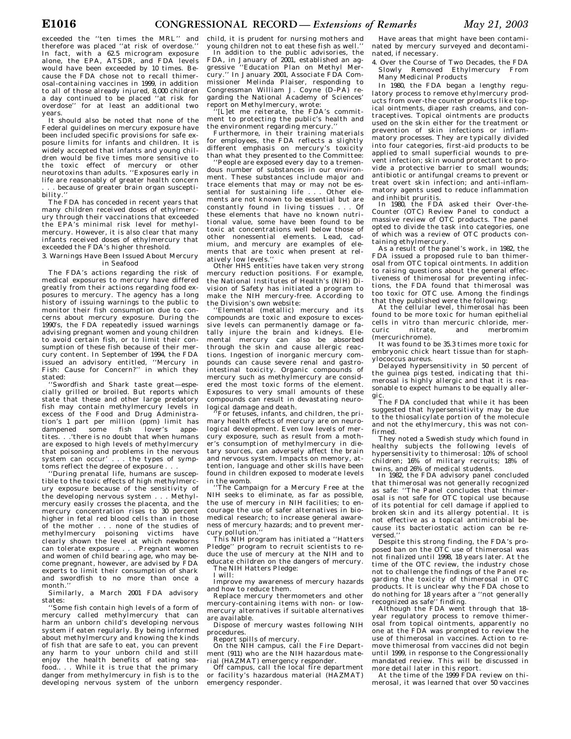exceeded the ''ten times the MRL'' and therefore was placed ''at risk of overdose.'' In fact, with a 62.5 microgram exposure alone, the EPA, ATSDR, and FDA levels would have been exceeded by 10 times. Because the FDA chose not to recall thimerosal-containing vaccines in 1999, in addition to all of those already injured, 8,000 children a day continued to be placed ''at risk for overdose'' for at least an additional two years.

It should also be noted that none of the Federal guidelines on mercury exposure have been included specific provisions for safe exposure limits for infants and children. It is widely accepted that infants and young children would be five times more sensitive to the toxic effect of mercury or other neurotoxins than adults. ''Exposures early in life are reasonably of greater health concern . . . because of greater brain organ susceptibility.''

The FDA has conceded in recent years that many children received doses of ethylmercury through their vaccinations that exceeded the EPA's minimal risk level for methylmercury. However, it is also clear that many infants received doses of ethylmercury that exceeded the FDA's higher threshold.

### 3. Warnings Have Been Issued About Mercury in Seafood

The FDA's actions regarding the risk of medical exposures to mercury have differed greatly from their actions regarding food exposures to mercury. The agency has a long history of issuing warnings to the public to monitor their fish consumption due to concerns about mercury exposure. During the 1990's, the FDA repeatedly issued warnings advising pregnant women and young children to avoid certain fish, or to limit their consumption of these fish because of their mercury content. In September of 1994, the FDA issued an advisory entitled, ''Mercury in Fish: Cause for Concern?'' in which they stated:

''Swordfish and Shark taste great—especially grilled or broiled. But reports which state that these and other large predatory fish may contain methylmercury levels in excess of the Food and Drug Administration's 1 part per million (ppm) limit has dampened some fish lover's appetites. . .'there is no doubt that when humans are exposed to high levels of methylmercury that poisoning and problems in the nervous system can occur' . . . the types of symptoms reflect the degree of exposure . . .

''During prenatal life, humans are susceptible to the toxic effects of high methylmercury exposure because of the sensitivity of the developing nervous system . . . Methylmercury easily crosses the placenta, and the mercury concentration rises to 30 percent higher in fetal red blood cells than in those of the mother . . . none of the studies of methylmercury poisoning victims have clearly shown the level at which newborns can tolerate exposure . . . Pregnant women and women of child bearing age, who may become pregnant, however, are advised by FDA experts to limit their consumption of shark and swordfish to no more than once a month.''

Similarly, a March 2001 FDA advisory states:

''Some fish contain high levels of a form of mercury called methylmercury that can harm an unborn child's developing nervous system if eaten regularly. By being informed about methylmercury and knowing the kinds of fish that are safe to eat, you can prevent any harm to your unborn child and still enjoy the health benefits of eating seafood.. . . While it is true that the primary danger from methylmercury in fish is to the developing nervous system of the unborn child, it is prudent for nursing mothers and young children not to eat these fish as well.''

In addition to the public advisories, the FDA, in January of 2001, established an aggressive ''Education Plan on Methyl Mercury.'' In January 2001, Associate FDA Commissioner Melinda Plaiser, responding to Congressman William J. Coyne (D–PA) regarding the National Academy of Sciences' report on Methylmercury, wrote:

''[L]et me reiterate, the FDA's commitment to protecting the public's health and the environment regarding mercury.''

Furthermore, in their training materials for employees, the FDA reflects a slightly different emphasis on mercury's toxicity than what they presented to the Committee:

''People are exposed every day to a tremendous number of substances in our environment. These substances include major and trace elements that may or may not be essential for sustaining life . . . Other elements are not known to be essential but are constantly found in living tissues . . . Of these elements that have no known nutritional value, some have been found to be toxic at concentrations well below those of other nonessential elements. Lead, cadmium, and mercury are examples of elements that are toxic when present at relatively low levels.''

Other HHS entities have taken very strong mercury reduction positions. For example, the National Institutes of Health's (NIH) Division of Safety has initiated a program to make the NIH mercury-free. According to the Division's own website:

''Elemental (metallic) mercury and its compounds are toxic and exposure to excessive levels can permanently damage or fatally injure the brain and kidneys. Elemental mercury can also be absorbed through the skin and cause allergic reactions. Ingestion of inorganic mercury compounds can cause severe renal and gastrointestinal toxicity. Organic compounds of mercury such as methylmercury are considered the most toxic forms of the element. Exposures to very small amounts of these compounds can result in devastating neurological damage and death.

''For fetuses, infants, and children, the primary health effects of mercury are on neurological development. Even low levels of mercury exposure, such as result from a mother's consumption of methylmercury in dietary sources, can adversely affect the brain and nervous system. Impacts on memory, attention, language and other skills have been found in children exposed to moderate levels in the womb.

''The Campaign for a Mercury Free at the NIH seeks to eliminate, as far as possible, the use of mercury in NIH facilities; to encourage the use of safer alternatives in biomedical research; to increase general awareness of mercury hazards; and to prevent mercury pollution.''

This NIH program has initiated a ''Hatters Pledge'' program to recruit scientists to reduce the use of mercury at the NIH and to educate children on the dangers of mercury.

The NIH Hatters Pledge:

I will:

Improve my awareness of mercury hazards and how to reduce them.

Replace mercury thermometers and other mercury-containing items with non- or low-mercury alternatives if suitable alternatives are available.

Dispose of mercury wastes following NIH procedures.

Report spills of mercury.

On the NIH campus, call the Fire Department (911) who are the NIH hazardous material (HAZMAT) emergency responder.

Off campus, call the local fire department or facility's hazardous material (HAZMAT) emergency responder.

Have areas that might have been contaminated by mercury surveyed and decontaminated, if necessary.

### 4. Over the Course of Two Decades, the FDA Slowly Removed Ethylmercury From Many Medicinal Products

In 1980, the FDA began a lengthy regulatory process to remove ethylmercury products from over-the counter products like topical ointments, diaper rash creams, and contraceptives. Topical ointments are products used on the skin either for the treatment or prevention of skin infections or inflammatory processes. They are typically divided into four categories, first-aid products to be applied to small superficial wounds to prevent infection; skin wound protectant to provide a protective barrier to small wounds; antibiotic or antifungal creams to prevent or treat overt skin infection; and anti-inflammatory agents used to reduce inflammation and inhibit pruritis.

In 1980, the FDA asked their Over-the-Counter (OTC) Review Panel to conduct a massive review of OTC products. The panel opted to divide the task into categories, one of which was a review of OTC products containing ethylmercury.

As a result of the panel's work, in 1982, the FDA issued a proposed rule to ban thimerosal from OTC topical ointments. In addition to raising questions about the general effectiveness of thimerosal for preventing infections, the FDA found that thimerosal was too toxic for OTC use. Among the findings that they published were the following:

At the cellular level, thimerosal has been found to be more toxic for human epithelial cells in vitro than mercuric chloride, mercuric nitrate, and merbromim (mercurichrome).

It was found to be 35.3 times more toxic for embryonic chick heart tissue than for staphylococcus aureus.

Delayed hypersensitivity in 50 percent of the guinea pigs tested, indicating that thimerosal is highly allergic and that it is reasonable to expect humans to be equally allergic.

The FDA concluded that while it has been suggested that hypersensitivity may be due to the thiosalicylate portion of the molecule and not the ethylmercury, this was not confirmed.

They noted a Swedish study which found in healthy subjects the following levels of hypersensitivity to thimerosal: 10% of school children; 16% of military recruits; 18% of twins, and 26% of medical students.

In 1982, the FDA advisory panel concluded that thimerosal was not generally recognized as safe: ''The Panel concludes that thimerosal is not safe for OTC topical use because of its potential for cell damage if applied to broken skin and its allergy potential. It is not effective as a topical antimicrobial because its bacteriostatic action can be reversed.''

Despite this strong finding, the FDA's proposed ban on the OTC use of thimerosal was not finalized until 1998, 18 years later. At the time of the OTC review, the industry chose not to challenge the findings of the Panel regarding the toxicity of thimerosal in OTC products. It is unclear why the FDA chose to do nothing for 18 years after a ''not generally recognized as safe'' finding.

Although the FDA went through that 18–year regulatory process to remove thimerosal from topical ointments, apparently no one at the FDA was prompted to review the use of thimerosal in vaccines. Action to remove thimerosal from vaccines did not begin until 1999, in response to the Congressionally mandated review. This will be discussed in more detail later in this report.

At the time of the 1999 FDA review on thimerosal, it was learned that over 50 vaccines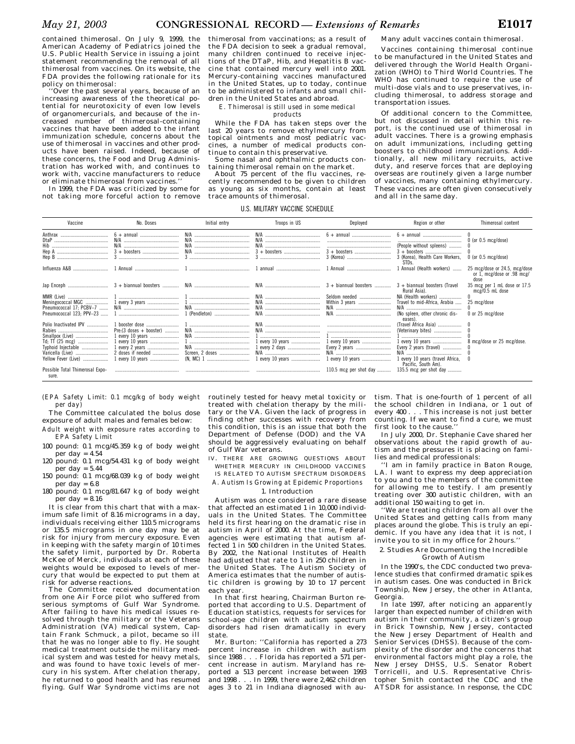contained thimerosal. On July 9, 1999, the American Academy of Pediatrics joined the U.S. Public Health Service in issuing a joint statement recommending the removal of all thimerosal from vaccines. On its website, the FDA provides the following rationale for its policy on thimerosal:

''Over the past several years, because of an increasing awareness of the theoretical potential for neurotoxicity of even low levels of organomercurials, and because of the increased number of thimerosal-containing vaccines that have been added to the infant immunization schedule, concerns about the use of thimerosal in vaccines and other products have been raised. Indeed, because of these concerns, the Food and Drug Administration has worked with, and continues to work with, vaccine manufacturers to reduce or eliminate thimerosal from vaccines.''

In 1999, the FDA was criticized by some for not taking more forceful action to remove thimerosal from vaccinations; as a result of the FDA decision to seek a gradual removal, many children continued to receive injections of the DTaP, Hib, and Hepatitis B vaccine that contained mercury well into 2001. Mercury-containing vaccines manufactured in the United States, up to today, continue to be administered to infants and small children in the United States and abroad.

*E. Thimerosal is still used in some medical products*

While the FDA has taken steps over the last 20 years to remove ethylmercury from topical ointments and most pediatric vaccines, a number of medical products continue to contain this preservative.

Some nasal and ophthalmic products containing thimerosal remain on the market.

About 75 percent of the flu vaccines, recently recommended to be given to children as young as six months, contain at least trace amounts of thimerosal.

Many adult vaccines contain thimerosal.

Vaccines containing thimerosal continue to be manufactured in the United States and delivered through the World Health Organization (WHO) to Third World Countries. The WHO has continued to require the use of multi-dose vials and to use preservatives, including thimerosal, to address storage and transportation issues.

Of additional concern to the Committee, but not discussed in detail within this report, is the continued use of thimerosal in adult vaccines. There is a growing emphasis on adult immunizations, including getting boosters to childhood immunizations. Additionally, all new military recruits, active duty, and reserve forces that are deploying overseas are routinely given a large number of vaccines, many containing ethylmercury. These vaccines are often given consecutively and all in the same day.

U.S. MILITARY VACCINE SCHEDULE

| Vaccine | No. Doses | Initial entry | Troops in US | Deployed | Region or other | Thimerosal content |
|---|---|---|---|---|---|---|
| Anthrax | 6 + annual | N/A | N/A | 6 + annual | 6 + annual | 0 |
| DtaP | N/A | N/A | N/A | | | 0 (or 0.5 mcg/dose) |
| Hib | N/A | N/A | N/A | | (People without spleens) | 0 |
| Hep A | 3 + boosters | N/A | 3 + boosters | 3 + boosters | 3 + boosters | 0 |
| Hep B | 3 | 3 | 3 | 3 (Korea) | 3 (Korea), Health Care Workers, STDs. | 0 (or 0.5 mcg/dose) |
| Influenza A&B | 1 Annual | 1 | 1 annual | 1 Annual | 1 Annual (Health workers) | 25 mcg/dose or 24.5, mcg/dose or 1, mcg/dose or .98 mcg/dose |
| Jap Enceph | 3 + biannual boosters | N/A | N/A | 3 + biannual boosters | 3 + biannual boosters (Travel Rural Asia). | 35 mcg per 1 mL dose or 17.5 mcg/0.5 mL dose |
| MMR (Live) | 1 | 1 | N/A | Seldom needed | NA (Health workers) | 0 |
| Meningococcal MGC | 1 every 3 years | 1 | N/A | Within 3 years | Travel to mid-Africa, Arabia | 25 mcg/dose |
| Pneumococcal 17; PCBV–7 | N/A | N/A | N/A | N/A | N/A | 0 |
| Pneumococcal 123; PPV–23 | 1 | 1 (Pendleton) | N/A | N/A | (No spleen, other chronic diseases). | 0 or 25 mcg/dose |
| Polio Inactivated IPV | 1 booster dose | 1 | N/A | | (Travel Africa Asia) | 0 |
| Rabies | Pre:(3 doses + booster) | N/A | N/A | | (Veterinary bites) | 0 |
| Smallpox (Live) | 1 every 10 years | N/A | 1 | 1 | 1 | 0 |
| Td; TT (25 mcg) | 1 every 10 years | 1 | 1 every 10 years | 1 every 10 years | 1 every 10 years | 8 mcg/dose or 25 mcg/dose. |
| Typhoid Injectable | 1 every 2 years | N/A | 1 every 2 days | Every 2 years | Every 2 years (travel) | 0 |
| Varicella (Live) | 2 doses if needed | Screen, 2 doses | N/A | N/A | N/A | 0 |
| Yellow Fever (Live) | 1 every 10 years | (N, MC) 1 | 1 every 10 years | 1 every 10 years | 1 every 10 years (travel Africa, Pacific, South Am). | 0 |
| Possible Total Thimerosal Exposure. | | | | 110.5 mcg per shot day | 135.5 mcg per shot day | |

*(EPA Safety Limit: 0.1 mcg/kg of body weight per day)*

The Committee calculated the bolus dose exposure of adult males and females below:

*Adult weight with exposure rates according to EPA Safety Limit*

100 pound: 0.1 mcg/45.359 kg of body weight per day = 4.54

120 pound: 0.1 mcg/54.431 kg of body weight per day = 5.44

150 pound: 0.1 mcg/68.039 kg of body weight per day = 6.8

180 pound: 0.1 mcg/81.647 kg of body weight per day = 8.16

It is clear from this chart that with a maximum safe limit of 8.16 micrograms in a day, individuals receiving either 110.5 micrograms or 135.5 micrograms in one day may be at risk for injury from mercury exposure. Even in keeping with the safety margin of 10 times the safety limit, purported by Dr. Roberta McKee of Merck, individuals at each of these weights would be exposed to levels of mercury that would be expected to put them at risk for adverse reactions.

The Committee received documentation from one Air Force pilot who suffered from serious symptoms of Gulf War Syndrome. After failing to have his medical issues resolved through the military or the Veterans Administration (VA) medical system, Captain Frank Schmuck, a pilot, became so ill that he was no longer able to fly. He sought medical treatment outside the military medical system and was tested for heavy metals, and was found to have toxic levels of mercury in his system. After chelation therapy, he returned to good health and has resumed flying. Gulf War Syndrome victims are not routinely tested for heavy metal toxicity or treated with chelation therapy by the military or the VA. Given the lack of progress in finding other successes with recovery from this condition, this is an issue that both the Department of Defense (DOD) and the VA should be aggressively evaluating on behalf of Gulf War veterans.

IV. THERE ARE GROWING QUESTIONS ABOUT WHETHER MERCURY IN CHILDHOOD VACCINES IS RELATED TO AUTISM SPECTRUM DISORDERS

*A. Autism Is Growing at Epidemic Proportions*

*1. Introduction*

Autism was once considered a rare disease that affected an estimated 1 in 10,000 individuals in the United States. The Committee held its first hearing on the dramatic rise in autism in April of 2000. At the time, Federal agencies were estimating that autism affected 1 in 500 children in the United States. By 2002, the National Institutes of Health had adjusted that rate to 1 in 250 children in the United States. The Autism Society of America estimates that the number of autistic children is growing by 10 to 17 percent each year.

In that first hearing, Chairman Burton reported that according to U.S. Department of Education statistics, requests for services for school-age children with autism spectrum disorders had risen dramatically in every state.

Mr. Burton: ''California has reported a 273 percent increase in children with autism since 1988 . . . Florida has reported a 571 percent increase in autism. Maryland has reported a 513 percent increase between 1993 and 1998 . . . In 1999, there were 2,462 children ages 3 to 21 in Indiana diagnosed with autism. That is one-fourth of 1 percent of all the school children in Indiana, or 1 out of every 400 . . . This increase is not just better counting. If we want to find a cure, we must first look to the cause.''

In July 2000, Dr. Stephanie Cave shared her observations about the rapid growth of autism and the pressures it is placing on families and medical professionals:

''I am in family practice in Baton Rouge, LA. I want to express my deep appreciation to you and to the members of the committee for allowing me to testify. I am presently treating over 300 autistic children, with an additional 150 waiting to get in.

''We are treating children from all over the United States and getting calls from many places around the globe. This is truly an epidemic. If you have any idea that it is not, I invite you to sit in my office for 2 hours.''

*2. Studies Are Documenting the Incredible Growth of Autism*

In the 1990's, the CDC conducted two prevalence studies that confirmed dramatic spikes in autism cases. One was conducted in Brick Township, New Jersey, the other in Atlanta, Georgia.

In late 1997, after noticing an apparently larger than expected number of children with autism in their community, a citizen's group in Brick Township, New Jersey, contacted the New Jersey Department of Health and Senior Services (DHSS). Because of the complexity of the disorder and the concerns that environmental factors might play a role, the New Jersey DHSS, U.S. Senator Robert Torricelli, and U.S. Representative Christopher Smith contacted the CDC and the ATSDR for assistance. In response, the CDC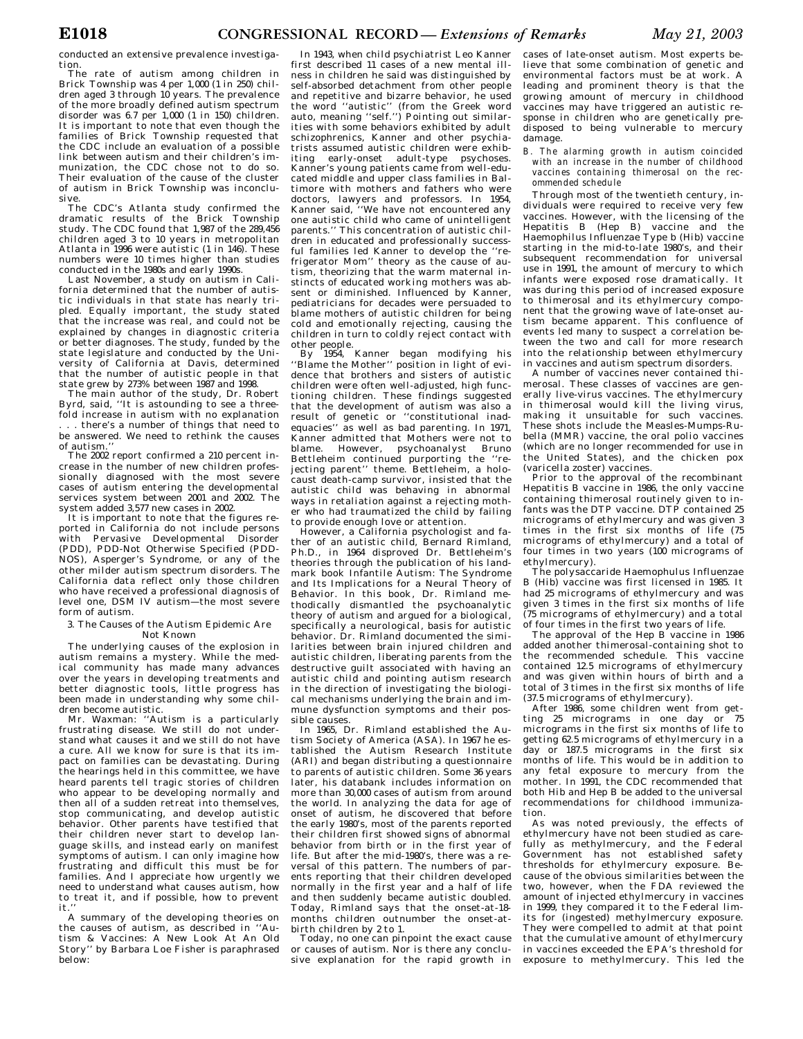conducted an extensive prevalence investigation.

The rate of autism among children in Brick Township was 4 per 1,000 (1 in 250) children aged 3 through 10 years. The prevalence of the more broadly defined autism spectrum disorder was 6.7 per 1,000 (1 in 150) children. It is important to note that even though the families of Brick Township requested that the CDC include an evaluation of a possible link between autism and their children's immunization, the CDC chose not to do so. Their evaluation of the cause of the cluster of autism in Brick Township was inconclusive.

The CDC's Atlanta study confirmed the dramatic results of the Brick Township study. The CDC found that 1,987 of the 289,456 children aged 3 to 10 years in metropolitan Atlanta in 1996 were autistic (1 in 146). These numbers were 10 times higher than studies conducted in the 1980s and early 1990s.

Last November, a study on autism in California determined that the number of autistic individuals in that state has nearly tripled. Equally important, the study stated that the increase was real, and could not be explained by changes in diagnostic criteria or better diagnoses. The study, funded by the state legislature and conducted by the University of California at Davis, determined that the number of autistic people in that state grew by 273% between 1987 and 1998.

The main author of the study, Dr. Robert Byrd, said, ''It is astounding to see a threefold increase in autism with no explanation . . . there's a number of things that need to be answered. We need to rethink the causes of autism.''

The 2002 report confirmed a 210 percent increase in the number of new children professionally diagnosed with the most severe cases of autism entering the developmental services system between 2001 and 2002. The system added 3,577 new cases in 2002.

It is important to note that the figures reported in California do not include persons with Pervasive Developmental Disorder (PDD), PDD-Not Otherwise Specified (PDD-NOS), Asperger's Syndrome, or any of the other milder autism spectrum disorders. The California data reflect only those children who have received a professional diagnosis of level one, DSM IV autism—the most severe form of autism.

3. The Causes of the Autism Epidemic Are Not Known

The underlying causes of the explosion in autism remains a mystery. While the medical community has made many advances over the years in developing treatments and better diagnostic tools, little progress has been made in understanding why some children become autistic.

Mr. Waxman: ''Autism is a particularly frustrating disease. We still do not understand what causes it and we still do not have a cure. All we know for sure is that its impact on families can be devastating. During the hearings held in this committee, we have heard parents tell tragic stories of children who appear to be developing normally and then all of a sudden retreat into themselves, stop communicating, and develop autistic behavior. Other parents have testified that their children never start to develop language skills, and instead early on manifest symptoms of autism. I can only imagine how frustrating and difficult this must be for families. And I appreciate how urgently we need to understand what causes autism, how to treat it, and if possible, how to prevent it.''

A summary of the developing theories on the causes of autism, as described in ''Autism & Vaccines: A New Look At An Old Story'' by Barbara Loe Fisher is paraphrased below:

In 1943, when child psychiatrist Leo Kanner first described 11 cases of a new mental illness in children he said was distinguished by self-absorbed detachment from other people and repetitive and bizarre behavior, he used the word ''autistic'' (from the Greek word auto, meaning ''self.'') Pointing out similarities with some behaviors exhibited by adult schizophrenics, Kanner and other psychiatrists assumed autistic children were exhibiting early-onset adult-type psychoses. Kanner's young patients came from well-educated middle and upper class families in Baltimore with mothers and fathers who were doctors, lawyers and professors. In 1954, Kanner said, ''We have not encountered any one autistic child who came of unintelligent parents.'' This concentration of autistic children in educated and professionally successful families led Kanner to develop the ''refrigerator Mom'' theory as the cause of autism, theorizing that the warm maternal instincts of educated working mothers was absent or diminished. Influenced by Kanner, pediatricians for decades were persuaded to blame mothers of autistic children for being cold and emotionally rejecting, causing the children in turn to coldly reject contact with other people.

By 1954, Kanner began modifying his ''Blame the Mother'' position in light of evidence that brothers and sisters of autistic children were often well-adjusted, high functioning children. These findings suggested that the development of autism was also a result of genetic or ''constitutional inadequacies'' as well as bad parenting. In 1971, Kanner admitted that Mothers were not to blame. However, psychoanalyst Bruno Bettleheim continued purporting the ''rejecting parent'' theme. Bettleheim, a holocaust death-camp survivor, insisted that the autistic child was behaving in abnormal ways in retaliation against a rejecting mother who had traumatized the child by failing to provide enough love or attention.

However, a California psychologist and father of an autistic child, Bernard Rimland, Ph.D., in 1964 disproved Dr. Bettleheim's theories through the publication of his landmark book Infantile Autism: The Syndrome and Its Implications for a Neural Theory of Behavior. In this book, Dr. Rimland methodically dismantled the psychoanalytic theory of autism and argued for a biological, specifically a neurological, basis for autistic behavior. Dr. Rimland documented the similarities between brain injured children and autistic children, liberating parents from the destructive guilt associated with having an autistic child and pointing autism research in the direction of investigating the biological mechanisms underlying the brain and immune dysfunction symptoms and their possible causes.

In 1965, Dr. Rimland established the Autism Society of America (ASA). In 1967 he established the Autism Research Institute (ARI) and began distributing a questionnaire to parents of autistic children. Some 36 years later, his databank includes information on more than 30,000 cases of autism from around the world. In analyzing the data for age of onset of autism, he discovered that before the early 1980's, most of the parents reported their children first showed signs of abnormal behavior from birth or in the first year of life. But after the mid-1980's, there was a reversal of this pattern. The numbers of parents reporting that their children developed normally in the first year and a half of life and then suddenly became autistic doubled. Today, Rimland says that the onset-at-18-months children outnumber the onset-at-birth children by 2 to 1.

Today, no one can pinpoint the exact cause or causes of autism. Nor is there any conclusive explanation for the rapid growth in cases of late-onset autism. Most experts believe that some combination of genetic and environmental factors must be at work. A leading and prominent theory is that the growing amount of mercury in childhood vaccines may have triggered an autistic response in children who are genetically predisposed to being vulnerable to mercury damage.

*B. The alarming growth in autism coincided with an increase in the number of childhood vaccines containing thimerosal on the recommended schedule*

Through most of the twentieth century, individuals were required to receive very few vaccines. However, with the licensing of the Hepatitis B (Hep B) vaccine and the Haemophilus Influenzae Type b (Hib) vaccine starting in the mid-to-late 1980's, and their subsequent recommendation for universal use in 1991, the amount of mercury to which infants were exposed rose dramatically. It was during this period of increased exposure to thimerosal and its ethylmercury component that the growing wave of late-onset autism became apparent. This confluence of events led many to suspect a correlation between the two and call for more research into the relationship between ethylmercury in vaccines and autism spectrum disorders.

A number of vaccines never contained thimerosal. These classes of vaccines are generally live-virus vaccines. The ethylmercury in thimerosal would kill the living virus, making it unsuitable for such vaccines. These shots include the Measles-Mumps-Rubella (MMR) vaccine, the oral polio vaccines (which are no longer recommended for use in the United States), and the chicken pox (varicella zoster) vaccines.

Prior to the approval of the recombinant Hepatitis B vaccine in 1986, the only vaccine containing thimerosal routinely given to infants was the DTP vaccine. DTP contained 25 micrograms of ethylmercury and was given 3 times in the first six months of life (75 micrograms of ethylmercury) and a total of four times in two years (100 micrograms of ethylmercury).

The polysaccharide Haemophulus Influenzae B (Hib) vaccine was first licensed in 1985. It had 25 micrograms of ethylmercury and was given 3 times in the first six months of life (75 micrograms of ethylmercury) and a total of four times in the first two years of life.

The approval of the Hep B vaccine in 1986 added another thimerosal-containing shot to the recommended schedule. This vaccine contained 12.5 micrograms of ethylmercury and was given within hours of birth and a total of 3 times in the first six months of life (37.5 micrograms of ethylmercury).

After 1986, some children went from getting 25 micrograms in one day or 75 micrograms in the first six months of life to getting 62.5 micrograms of ethylmercury in a day or 187.5 micrograms in the first six months of life. This would be in addition to any fetal exposure to mercury from the mother. In 1991, the CDC recommended that both Hib and Hep B be added to the universal recommendations for childhood immunization.

As was noted previously, the effects of ethylmercury have not been studied as carefully as methylmercury, and the Federal Government has not established safety thresholds for ethylmercury exposure. Because of the obvious similarities between the two, however, when the FDA reviewed the amount of injected ethylmercury in vaccines in 1999, they compared it to the Federal limits for (ingested) methylmercury exposure. They were compelled to admit at that point that the cumulative amount of ethylmercury in vaccines exceeded the EPA's threshold for exposure to methylmercury. This led the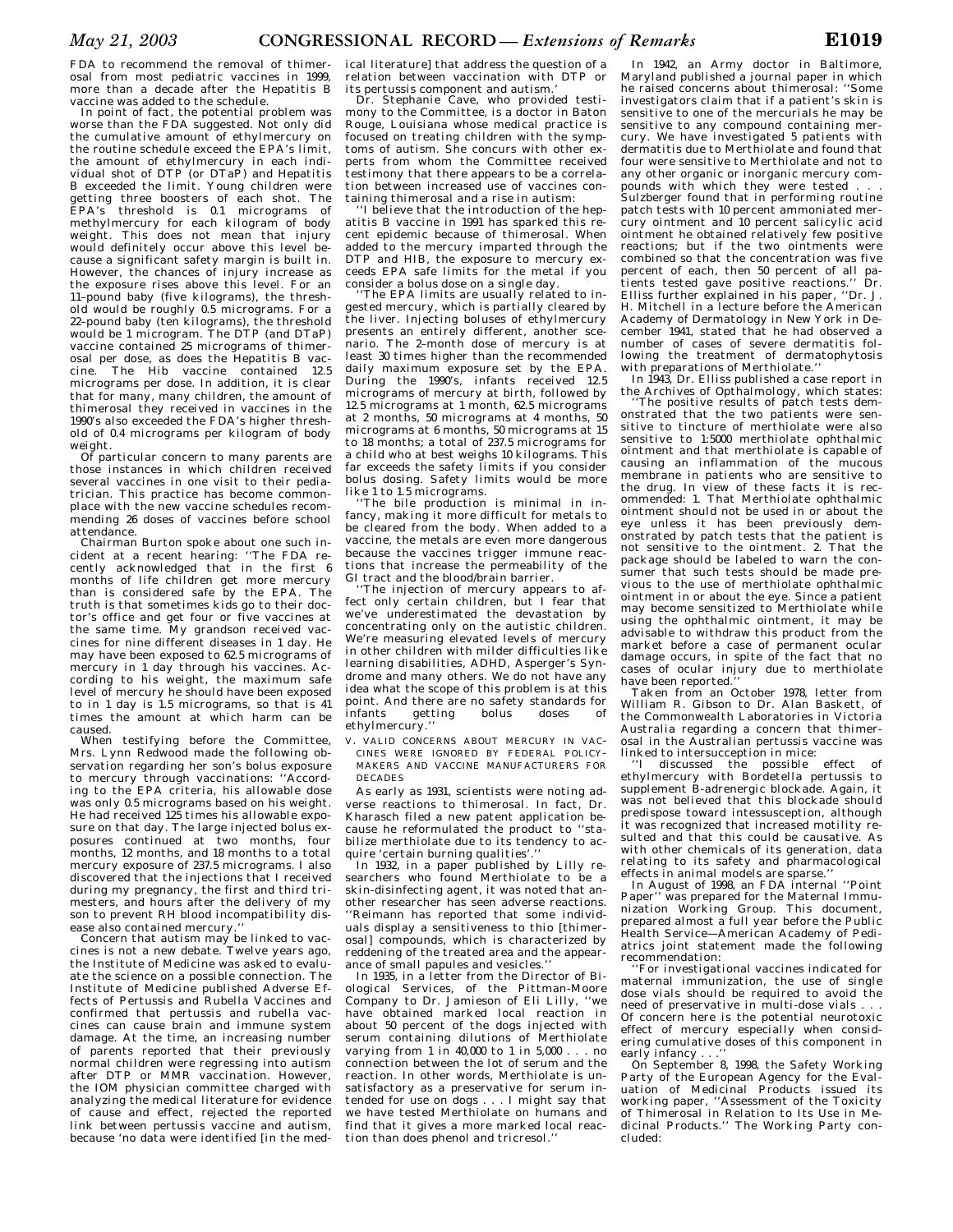FDA to recommend the removal of thimerosal from most pediatric vaccines in 1999, more than a decade after the Hepatitis B vaccine was added to the schedule.

In point of fact, the potential problem was worse than the FDA suggested. Not only did the cumulative amount of ethylmercury on the routine schedule exceed the EPA's limit, the amount of ethylmercury in each individual shot of DTP (or DTaP) and Hepatitis B exceeded the limit. Young children were getting three boosters of each shot. The EPA's threshold is 0.1 micrograms of methylmercury for each kilogram of body weight. This does not mean that injury would definitely occur above this level because a significant safety margin is built in. However, the chances of injury increase as the exposure rises above this level. For an 11-pound baby (five kilograms), the threshold would be roughly 0.5 micrograms. For a 22-pound baby (ten kilograms), the threshold would be 1 microgram. The DTP (and DTaP) vaccine contained 25 micrograms of thimerosal per dose, as does the Hepatitis B vaccine. The Hib vaccine contained 12.5 micrograms per dose. In addition, it is clear that for many, many children, the amount of thimerosal they received in vaccines in the 1990's also exceeded the FDA's higher threshold of 0.4 micrograms per kilogram of body weight.

Of particular concern to many parents are those instances in which children received several vaccines in one visit to their pediatrician. This practice has become commonplace with the new vaccine schedules recommending 26 doses of vaccines before school attendance.

Chairman Burton spoke about one such incident at a recent hearing: "The FDA recently acknowledged that in the first 6 months of life children get more mercury than is considered safe by the EPA. The truth is that sometimes kids go to their doctor's office and get four or five vaccines at the same time. My grandson received vaccines for nine different diseases in 1 day. He may have been exposed to 62.5 micrograms of mercury in 1 day through his vaccines. According to his weight, the maximum safe level of mercury he should have been exposed to in 1 day is 1.5 micrograms, so that is 41 times the amount at which harm can be caused.

When testifying before the Committee, Mrs. Lynn Redwood made the following observation regarding her son's bolus exposure to mercury through vaccinations: "According to the EPA criteria, his allowable dose was only 0.5 micrograms based on his weight. He had received 125 times his allowable exposure on that day. The large injected bolus exposures continued at two months, four months, 12 months, and 18 months to a total mercury exposure of 237.5 micrograms. I also discovered that the injections that I received during my pregnancy, the first and third trimesters, and hours after the delivery of my son to prevent RH blood incompatibility disease also contained mercury."

Concern that autism may be linked to vaccines is not a new debate. Twelve years ago, the Institute of Medicine was asked to evaluate the science on a possible connection. The Institute of Medicine published Adverse Effects of Pertussis and Rubella Vaccines and confirmed that pertussis and rubella vaccines can cause brain and immune system damage. At the time, an increasing number of parents reported that their previously normal children were regressing into autism after DTP or MMR vaccination. However, the IOM physician committee charged with analyzing the medical literature for evidence of cause and effect, rejected the reported link between pertussis vaccine and autism, because 'no data were identified [in the medical literature] that address the question of a relation between vaccination with DTP or its pertussis component and autism.'

Dr. Stephanie Cave, who provided testimony to the Committee, is a doctor in Baton Rouge, Louisiana whose medical practice is focused on treating children with the symptoms of autism. She concurs with other experts from whom the Committee received testimony that there appears to be a correlation between increased use of vaccines containing thimerosal and a rise in autism:

"I believe that the introduction of the hepatitis B vaccine in 1991 has sparked this recent epidemic because of thimerosal. When added to the mercury imparted through the DTP and HIB, the exposure to mercury exceeds EPA safe limits for the metal if you consider a bolus dose on a single day.

"The EPA limits are usually related to ingested mercury, which is partially cleared by the liver. Injecting boluses of ethylmercury presents an entirely different, another scenario. The 2-month dose of mercury is at least 30 times higher than the recommended daily maximum exposure set by the EPA. During the 1990's, infants received 12.5 micrograms of mercury at birth, followed by 12.5 micrograms at 1 month, 62.5 micrograms at 2 months, 50 micrograms at 4 months, 50 micrograms at 6 months, 50 micrograms at 15 to 18 months; a total of 237.5 micrograms for a child who at best weighs 10 kilograms. This far exceeds the safety limits if you consider bolus dosing. Safety limits would be more like 1 to 1.5 micrograms.

"The bile production is minimal in infancy, making it more difficult for metals to be cleared from the body. When added to a vaccine, the metals are even more dangerous because the vaccines trigger immune reactions that increase the permeability of the GI tract and the blood/brain barrier.

"The injection of mercury appears to affect only certain children, but I fear that we've underestimated the devastation by concentrating only on the autistic children. We're measuring elevated levels of mercury in other children with milder difficulties like learning disabilities, ADHD, Asperger's Syndrome and many others. We do not have any idea what the scope of this problem is at this point. And there are no safety standards for infants getting bolus doses of ethylmercury."

V. VALID CONCERNS ABOUT MERCURY IN VACCINES WERE IGNORED BY FEDERAL POLICY-MAKERS AND VACCINE MANUFACTURERS FOR DECADES

As early as 1931, scientists were noting adverse reactions to thimerosal. In fact, Dr. Kharasch filed a new patent application because he reformulated the product to "stabilize merthiolate due to its tendency to acquire 'certain burning qualities'."

In 1932, in a paper published by Lilly researchers who found Merthiolate to be a skin-disinfecting agent, it was noted that another researcher has seen adverse reactions. "Reimann has reported that some individuals display a sensitiveness to thio [thimerosal] compounds, which is characterized by reddening of the treated area and the appearance of small papules and vesicles."

In 1935, in a letter from the Director of Biological Services, of the Pittman-Moore Company to Dr. Jamieson of Eli Lilly, "we have obtained marked local reaction in about 50 percent of the dogs injected with serum containing dilutions of Merthiolate varying from 1 in 40,000 to 1 in 5,000 . . . no connection between the lot of serum and the reaction. In other words, Merthiolate is unsatisfactory as a preservative for serum intended for use on dogs . . . I might say that we have tested Merthiolate on humans and find that it gives a more marked local reaction than does phenol and tricresol."

In 1942, an Army doctor in Baltimore, Maryland published a journal paper in which he raised concerns about thimerosal: "Some investigators claim that if a patient's skin is sensitive to one of the mercurials he may be sensitive to any compound containing mercury. We have investigated 5 patients with dermatitis due to Merthiolate and found that four were sensitive to Merthiolate and not to any other organic or inorganic mercury compounds with which they were tested . . . Sulzberger found that in performing routine patch tests with 10 percent ammoniated mercury ointment and 10 percent salicylic acid ointment he obtained relatively few positive reactions; but if the two ointments were combined so that the concentration was five percent of each, then 50 percent of all patients tested gave positive reactions." Dr. Elliss further explained in his paper, "Dr. J. H. Mitchell in a lecture before the American Academy of Dermatology in New York in December 1941, stated that he had observed a number of cases of severe dermatitis following the treatment of dermatophytosis with preparations of Merthiolate."

In 1943, Dr. Elliss published a case report in the Archives of Opthalmology, which states:

"The positive results of patch tests demonstrated that the two patients were sensitive to tincture of merthiolate were also sensitive to 1:5000 merthiolate ophthalmic ointment and that merthiolate is capable of causing an inflammation of the mucous membrane in patients who are sensitive to the drug. In view of these facts it is recommended: 1. That Merthiolate ophthalmic ointment should not be used in or about the eye unless it has been previously demonstrated by patch tests that the patient is not sensitive to the ointment. 2. That the package should be labeled to warn the consumer that such tests should be made previous to the use of merthiolate ophthalmic ointment in or about the eye. Since a patient may become sensitized to Merthiolate while using the ophthalmic ointment, it may be advisable to withdraw this product from the market before a case of permanent ocular damage occurs, in spite of the fact that no cases of ocular injury due to merthiolate have been reported."

Taken from an October 1978, letter from William R. Gibson to Dr. Alan Baskett, of the Commonwealth Laboratories in Victoria Australia regarding a concern that thimerosal in the Australian pertussis vaccine was linked to intersucception in mice:

"I discussed the possible effect of ethylmercury with Bordetella pertussis to supplement B-adrenergic blockade. Again, it was not believed that this blockade should predispose toward intessusception, although it was recognized that increased motility resulted and that this could be causative. As with other chemicals of its generation, data relating to its safety and pharmacological effects in animal models are sparse."

In August of 1998, an FDA internal "Point Paper" was prepared for the Maternal Immunization Working Group. This document, prepared almost a full year before the Public Health Service—American Academy of Pediatrics joint statement made the following recommendation:

"For investigational vaccines indicated for maternal immunization, the use of single dose vials should be required to avoid the need of preservative in multi-dose vials . . . Of concern here is the potential neurotoxic effect of mercury especially when considering cumulative doses of this component in early infancy . . ."

On September 8, 1998, the Safety Working Party of the European Agency for the Evaluation of Medicinal Products issued its working paper, "Assessment of the Toxicity of Thimerosal in Relation to Its Use in Medicinal Products." The Working Party concluded: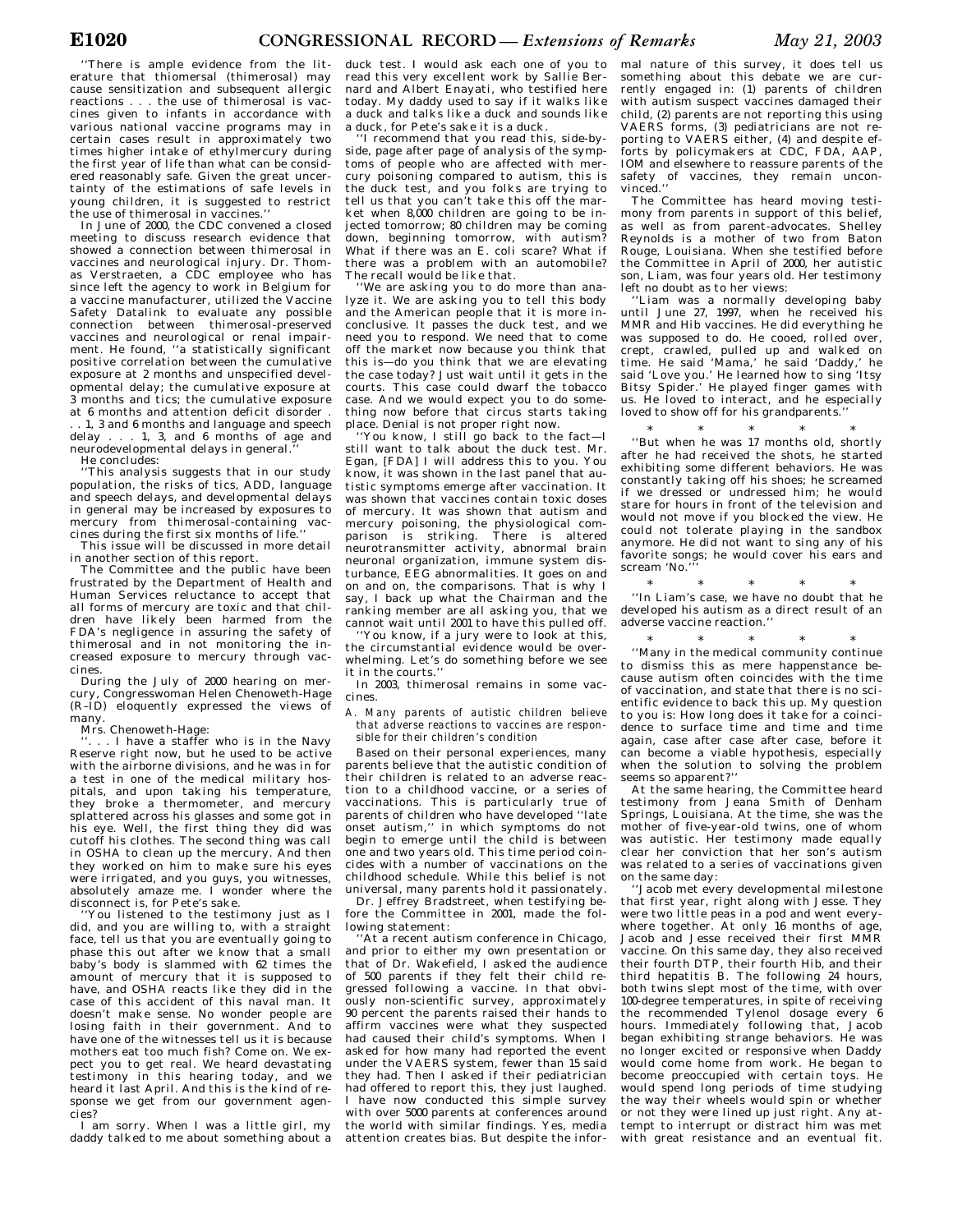''There is ample evidence from the literature that thiomersal (thimerosal) may cause sensitization and subsequent allergic reactions . . . the use of thimerosal is vaccines given to infants in accordance with various national vaccine programs may in certain cases result in approximately two times higher intake of ethylmercury during the first year of life than what can be considered reasonably safe. Given the great uncertainty of the estimations of safe levels in young children, it is suggested to restrict the use of thimerosal in vaccines.''

In June of 2000, the CDC convened a closed meeting to discuss research evidence that showed a connection between thimerosal in vaccines and neurological injury. Dr. Thomas Verstraeten, a CDC employee who has since left the agency to work in Belgium for a vaccine manufacturer, utilized the Vaccine Safety Datalink to evaluate any possible connection between thimerosal-preserved vaccines and neurological or renal impairment. He found, ''a statistically significant positive correlation between the cumulative exposure at 2 months and unspecified developmental delay; the cumulative exposure at 3 months and tics; the cumulative exposure at 6 months and attention deficit disorder . . . 1, 3 and 6 months and language and speech delay . . . 1, 3, and 6 months of age and neurodevelopmental delays in general.''

He concludes:

''This analysis suggests that in our study population, the risks of tics, ADD, language and speech delays, and developmental delays in general may be increased by exposures to mercury from thimerosal-containing vaccines during the first six months of life.''

This issue will be discussed in more detail in another section of this report.

The Committee and the public have been frustrated by the Department of Health and Human Services reluctance to accept that all forms of mercury are toxic and that children have likely been harmed from the FDA's negligence in assuring the safety of thimerosal and in not monitoring the increased exposure to mercury through vaccines.

During the July of 2000 hearing on mercury, Congresswoman Helen Chenoweth-Hage (R–ID) eloquently expressed the views of many.

Mrs. Chenoweth-Hage:

''. . . I have a staffer who is in the Navy Reserve right now, but he used to be active with the airborne divisions, and he was in for a test in one of the medical military hospitals, and upon taking his temperature, they broke a thermometer, and mercury splattered across his glasses and some got in his eye. Well, the first thing they did was cutoff his clothes. The second thing was call in OSHA to clean up the mercury. And then they worked on him to make sure his eyes were irrigated, and you guys, you witnesses, absolutely amaze me. I wonder where the disconnect is, for Pete's sake.

''You listened to the testimony just as I did, and you are willing to, with a straight face, tell us that you are eventually going to phase this out after we know that a small baby's body is slammed with 62 times the amount of mercury that it is supposed to have, and OSHA reacts like they did in the case of this accident of this naval man. It doesn't make sense. No wonder people are losing faith in their government. And to have one of the witnesses tell us it is because mothers eat too much fish? Come on. We expect you to get real. We heard devastating testimony in this hearing today, and we heard it last April. And this is the kind of response we get from our government agencies?

I am sorry. When I was a little girl, my daddy talked to me about something about a duck test. I would ask each one of you to read this very excellent work by Sallie Bernard and Albert Enayati, who testified here today. My daddy used to say if it walks like a duck and talks like a duck and sounds like a duck, for Pete's sake it is a duck.

''I recommend that you read this, side-by-side, page after page of analysis of the symptoms of people who are affected with mercury poisoning compared to autism, this is the duck test, and you folks are trying to tell us that you can't take this off the market when 8,000 children are going to be injected tomorrow; 80 children may be coming down, beginning tomorrow, with autism? What if there was an E. coli scare? What if there was a problem with an automobile? The recall would be like that.

''We are asking you to do more than analyze it. We are asking you to tell this body and the American people that it is more inconclusive. It passes the duck test, and we need you to respond. We need that to come off the market now because you think that this is—do you think that we are elevating the case today? Just wait until it gets in the courts. This case could dwarf the tobacco case. And we would expect you to do something now before that circus starts taking place. Denial is not proper right now.

''You know, I still go back to the fact—I still want to talk about the duck test. Mr. Egan, [FDA] I will address this to you. You know, it was shown in the last panel that autistic symptoms emerge after vaccination. It was shown that vaccines contain toxic doses of mercury. It was shown that autism and mercury poisoning, the physiological comparison is striking. There is altered neurotransmitter activity, abnormal brain neuronal organization, immune system disturbance, EEG abnormalities. It goes on and on and on, the comparisons. That is why I say, I back up what the Chairman and the ranking member are all asking you, that we cannot wait until 2001 to have this pulled off.

''You know, if a jury were to look at this, the circumstantial evidence would be overwhelming. Let's do something before we see it in the courts.''

In 2003, thimerosal remains in some vaccines.

*A. Many parents of autistic children believe that adverse reactions to vaccines are responsible for their children's condition*

Based on their personal experiences, many parents believe that the autistic condition of their children is related to an adverse reaction to a childhood vaccine, or a series of vaccinations. This is particularly true of parents of children who have developed ''late onset autism,'' in which symptoms do not begin to emerge until the child is between one and two years old. This time period coincides with a number of vaccinations on the childhood schedule. While this belief is not universal, many parents hold it passionately.

Dr. Jeffrey Bradstreet, when testifying before the Committee in 2001, made the following statement:

''At a recent autism conference in Chicago, and prior to either my own presentation or that of Dr. Wakefield, I asked the audience of 500 parents if they felt their child regressed following a vaccine. In that obviously non-scientific survey, approximately 90 percent the parents raised their hands to affirm vaccines were what they suspected had caused their child's symptoms. When I asked for how many had reported the event under the VAERS system, fewer than 15 said they had. Then I asked if their pediatrician had offered to report this, they just laughed. I have now conducted this simple survey with over 5000 parents at conferences around the world with similar findings. Yes, media attention creates bias. But despite the informal nature of this survey, it does tell us something about this debate we are currently engaged in: (1) parents of children with autism suspect vaccines damaged their child, (2) parents are not reporting this using VAERS forms, (3) pediatricians are not reporting to VAERS either, (4) and despite efforts by policymakers at CDC, FDA, AAP, IOM and elsewhere to reassure parents of the safety of vaccines, they remain unconvinced.''

The Committee has heard moving testimony from parents in support of this belief, as well as from parent-advocates. Shelley Reynolds is a mother of two from Baton Rouge, Louisiana. When she testified before the Committee in April of 2000, her autistic son, Liam, was four years old. Her testimony left no doubt as to her views:

''Liam was a normally developing baby until June 27, 1997, when he received his MMR and Hib vaccines. He did everything he was supposed to do. He cooed, rolled over, crept, crawled, pulled up and walked on time. He said 'Mama,' he said 'Daddy,' he said 'Love you.' He learned how to sing 'Itsy Bitsy Spider.' He played finger games with us. He loved to interact, and he especially loved to show off for his grandparents.''

\* \* \* \* \*

''But when he was 17 months old, shortly after he had received the shots, he started exhibiting some different behaviors. He was constantly taking off his shoes; he screamed if we dressed or undressed him; he would stare for hours in front of the television and would not move if you blocked the view. He could not tolerate playing in the sandbox anymore. He did not want to sing any of his favorite songs; he would cover his ears and scream 'No.'''

\* \* \* \* \*

''In Liam's case, we have no doubt that he developed his autism as a direct result of an adverse vaccine reaction.''

\* \* \* \* \*

''Many in the medical community continue to dismiss this as mere happenstance because autism often coincides with the time of vaccination, and state that there is no scientific evidence to back this up. My question to you is: How long does it take for a coincidence to surface time and time and time again, case after case after case, before it can become a viable hypothesis, especially when the solution to solving the problem seems so apparent?''

At the same hearing, the Committee heard testimony from Jeana Smith of Denham Springs, Louisiana. At the time, she was the mother of five-year-old twins, one of whom was autistic. Her testimony made equally clear her conviction that her son's autism was related to a series of vaccinations given on the same day:

''Jacob met every developmental milestone that first year, right along with Jesse. They were two little peas in a pod and went everywhere together. At only 16 months of age, Jacob and Jesse received their first MMR vaccine. On this same day, they also received their fourth DTP, their fourth Hib, and their third hepatitis B. The following 24 hours, both twins slept most of the time, with over 100-degree temperatures, in spite of receiving the recommended Tylenol dosage every 6 hours. Immediately following that, Jacob began exhibiting strange behaviors. He was no longer excited or responsive when Daddy would come home from work. He began to become preoccupied with certain toys. He would spend long periods of time studying the way their wheels would spin or whether or not they were lined up just right. Any attempt to interrupt or distract him was met with great resistance and an eventual fit.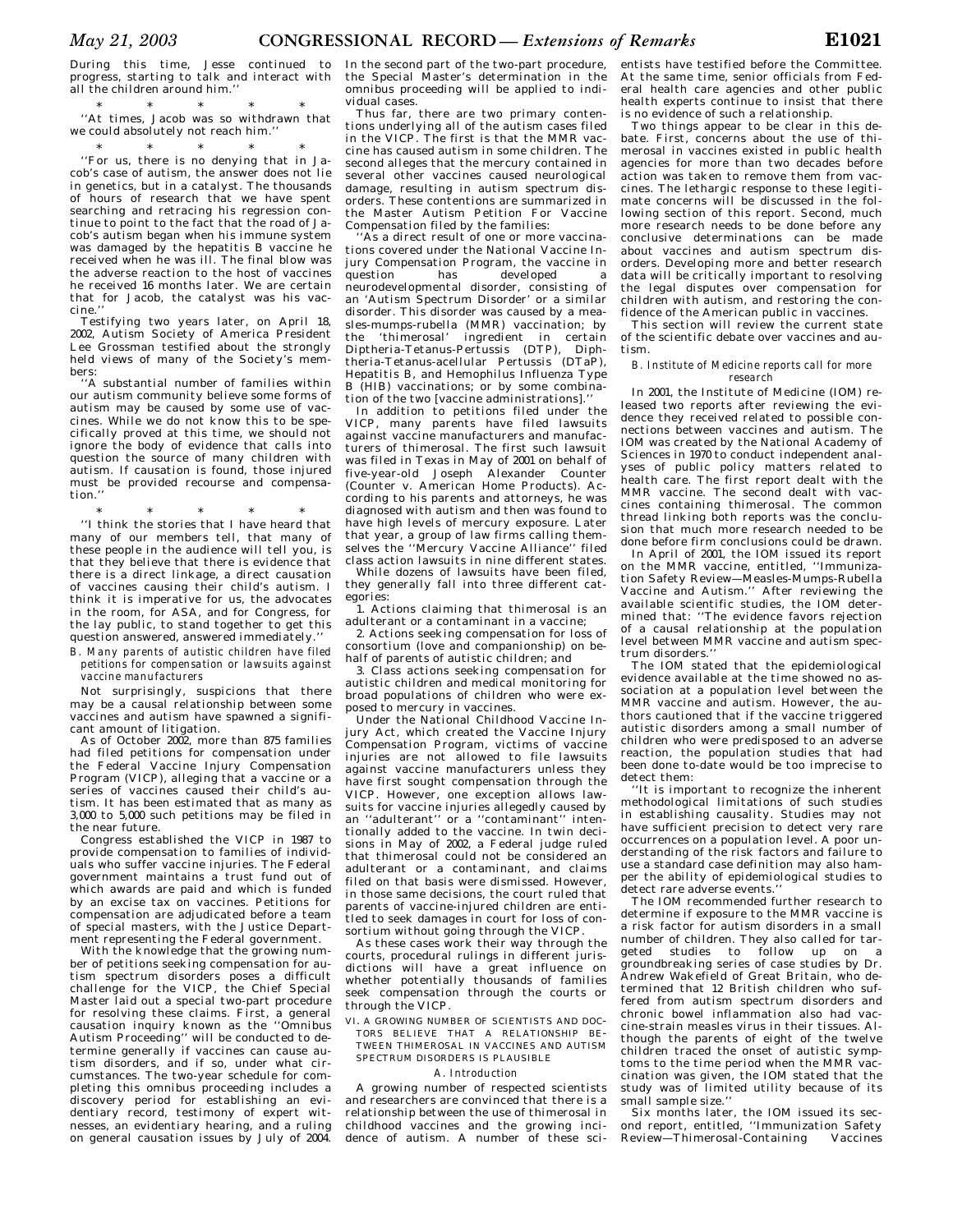During this time, Jesse continued to progress, starting to talk and interact with all the children around him.''

\* \* \* \* \*

''At times, Jacob was so withdrawn that we could absolutely not reach him.''

\* \* \* \* \*

''For us, there is no denying that in Jacob's case of autism, the answer does not lie in genetics, but in a catalyst. The thousands of hours of research that we have spent searching and retracing his regression continue to point to the fact that the road of Jacob's autism began when his immune system was damaged by the hepatitis B vaccine he received when he was ill. The final blow was the adverse reaction to the host of vaccines he received 16 months later. We are certain that for Jacob, the catalyst was his vaccine.''

Testifying two years later, on April 18, 2002, Autism Society of America President Lee Grossman testified about the strongly held views of many of the Society's members:

''A substantial number of families within our autism community believe some forms of autism may be caused by some use of vaccines. While we do not know this to be specifically proved at this time, we should not ignore the body of evidence that calls into question the source of many children with autism. If causation is found, those injured must be provided recourse and compensation.''

\* \* \* \* \*

''I think the stories that I have heard that many of our members tell, that many of these people in the audience will tell you, is that they believe that there is evidence that there is a direct linkage, a direct causation of vaccines causing their child's autism. I think it is imperative for us, the advocates in the room, for ASA, and for Congress, for the lay public, to stand together to get this question answered, answered immediately.''

*B. Many parents of autistic children have filed petitions for compensation or lawsuits against vaccine manufacturers*

Not surprisingly, suspicions that there may be a causal relationship between some vaccines and autism have spawned a significant amount of litigation.

As of October 2002, more than 875 families had filed petitions for compensation under the Federal Vaccine Injury Compensation Program (VICP), alleging that a vaccine or a series of vaccines caused their child's autism. It has been estimated that as many as 3,000 to 5,000 such petitions may be filed in the near future.

Congress established the VICP in 1987 to provide compensation to families of individuals who suffer vaccine injuries. The Federal government maintains a trust fund out of which awards are paid and which is funded by an excise tax on vaccines. Petitions for compensation are adjudicated before a team of special masters, with the Justice Department representing the Federal government.

With the knowledge that the growing number of petitions seeking compensation for autism spectrum disorders poses a difficult challenge for the VICP, the Chief Special Master laid out a special two-part procedure for resolving these claims. First, a general causation inquiry known as the ''Omnibus Autism Proceeding'' will be conducted to determine generally if vaccines can cause autism disorders, and if so, under what circumstances. The two-year schedule for completing this omnibus proceeding includes a discovery period for establishing an evidentiary record, testimony of expert witnesses, an evidentiary hearing, and a ruling on general causation issues by July of 2004. In the second part of the two-part procedure, the Special Master's determination in the omnibus proceeding will be applied to individual cases.

Thus far, there are two primary contentions underlying all of the autism cases filed in the VICP. The first is that the MMR vaccine has caused autism in some children. The second alleges that the mercury contained in several other vaccines caused neurological damage, resulting in autism spectrum disorders. These contentions are summarized in the Master Autism Petition For Vaccine Compensation filed by the families:

''As a direct result of one or more vaccinations covered under the National Vaccine Injury Compensation Program, the vaccine in question has developed a neurodevelopmental disorder, consisting of an 'Autism Spectrum Disorder' or a similar disorder. This disorder was caused by a measles-mumps-rubella (MMR) vaccination; by the 'thimerosal' ingredient in certain Diptheria-Tetanus-Pertussis (DTP), Diphtheria-Tetanus-acellular Pertussis (DTaP), Hepatitis B, and Hemophilus Influenza Type B (HIB) vaccinations; or by some combination of the two [vaccine administrations].''

In addition to petitions filed under the VICP, many parents have filed lawsuits against vaccine manufacturers and manufacturers of thimerosal. The first such lawsuit was filed in Texas in May of 2001 on behalf of five-year-old Joseph Alexander Counter (Counter v. American Home Products). According to his parents and attorneys, he was diagnosed with autism and then was found to have high levels of mercury exposure. Later that year, a group of law firms calling themselves the ''Mercury Vaccine Alliance'' filed class action lawsuits in nine different states.

While dozens of lawsuits have been filed, they generally fall into three different categories:

1. Actions claiming that thimerosal is an adulterant or a contaminant in a vaccine;
2. Actions seeking compensation for loss of consortium (love and companionship) on behalf of parents of autistic children; and
3. Class actions seeking compensation for autistic children and medical monitoring for broad populations of children who were exposed to mercury in vaccines.

Under the National Childhood Vaccine Injury Act, which created the Vaccine Injury Compensation Program, victims of vaccine injuries are not allowed to file lawsuits against vaccine manufacturers unless they have first sought compensation through the VICP. However, one exception allows lawsuits for vaccine injuries allegedly caused by an ''adulterant'' or a ''contaminant'' intentionally added to the vaccine. In twin decisions in May of 2002, a Federal judge ruled that thimerosal could not be considered an adulterant or a contaminant, and claims filed on that basis were dismissed. However, in those same decisions, the court ruled that parents of vaccine-injured children are entitled to seek damages in court for loss of consortium without going through the VICP.

As these cases work their way through the courts, procedural rulings in different jurisdictions will have a great influence on whether potentially thousands of families seek compensation through the courts or through the VICP.

## VI. A GROWING NUMBER OF SCIENTISTS AND DOCTORS BELIEVE THAT A RELATIONSHIP BETWEEN THIMEROSAL IN VACCINES AND AUTISM SPECTRUM DISORDERS IS PLAUSIBLE

*A. Introduction*

A growing number of respected scientists and researchers are convinced that there is a relationship between the use of thimerosal in childhood vaccines and the growing incidence of autism. A number of these scientists have testified before the Committee. At the same time, senior officials from Federal health care agencies and other public health experts continue to insist that there is no evidence of such a relationship.

Two things appear to be clear in this debate. First, concerns about the use of thimerosal in vaccines existed in public health agencies for more than two decades before action was taken to remove them from vaccines. The lethargic response to these legitimate concerns will be discussed in the following section of this report. Second, much more research needs to be done before any conclusive determinations can be made about vaccines and autism spectrum disorders. Developing more and better research data will be critically important to resolving the legal disputes over compensation for children with autism, and restoring the confidence of the American public in vaccines.

This section will review the current state of the scientific debate over vaccines and autism.

*B. Institute of Medicine reports call for more research*

In 2001, the Institute of Medicine (IOM) released two reports after reviewing the evidence they received related to possible connections between vaccines and autism. The IOM was created by the National Academy of Sciences in 1970 to conduct independent analyses of public policy matters related to health care. The first report dealt with the MMR vaccine. The second dealt with vaccines containing thimerosal. The common thread linking both reports was the conclusion that much more research needed to be done before firm conclusions could be drawn.

In April of 2001, the IOM issued its report on the MMR vaccine, entitled, ''Immunization Safety Review—Measles-Mumps-Rubella Vaccine and Autism.'' After reviewing the available scientific studies, the IOM determined that: ''The evidence favors rejection of a causal relationship at the population level between MMR vaccine and autism spectrum disorders.''

The IOM stated that the epidemiological evidence available at the time showed no association at a population level between the MMR vaccine and autism. However, the authors cautioned that if the vaccine triggered autistic disorders among a small number of children who were predisposed to an adverse reaction, the population studies that had been done to-date would be too imprecise to detect them:

''It is important to recognize the inherent methodological limitations of such studies in establishing causality. Studies may not have sufficient precision to detect very rare occurrences on a population level. A poor understanding of the risk factors and failure to use a standard case definition may also hamper the ability of epidemiological studies to detect rare adverse events.''

The IOM recommended further research to determine if exposure to the MMR vaccine is a risk factor for autism disorders in a small number of children. They also called for targeted studies to follow up on a groundbreaking series of case studies by Dr. Andrew Wakefield of Great Britain, who determined that 12 British children who suffered from autism spectrum disorders and chronic bowel inflammation also had vaccine-strain measles virus in their tissues. Although the parents of eight of the twelve children traced the onset of autistic symptoms to the time period when the MMR vaccination was given, the IOM stated that the study was of limited utility because of its small sample size.''

Six months later, the IOM issued its second report, entitled, ''Immunization Safety Review—Thimerosal-Containing Vaccines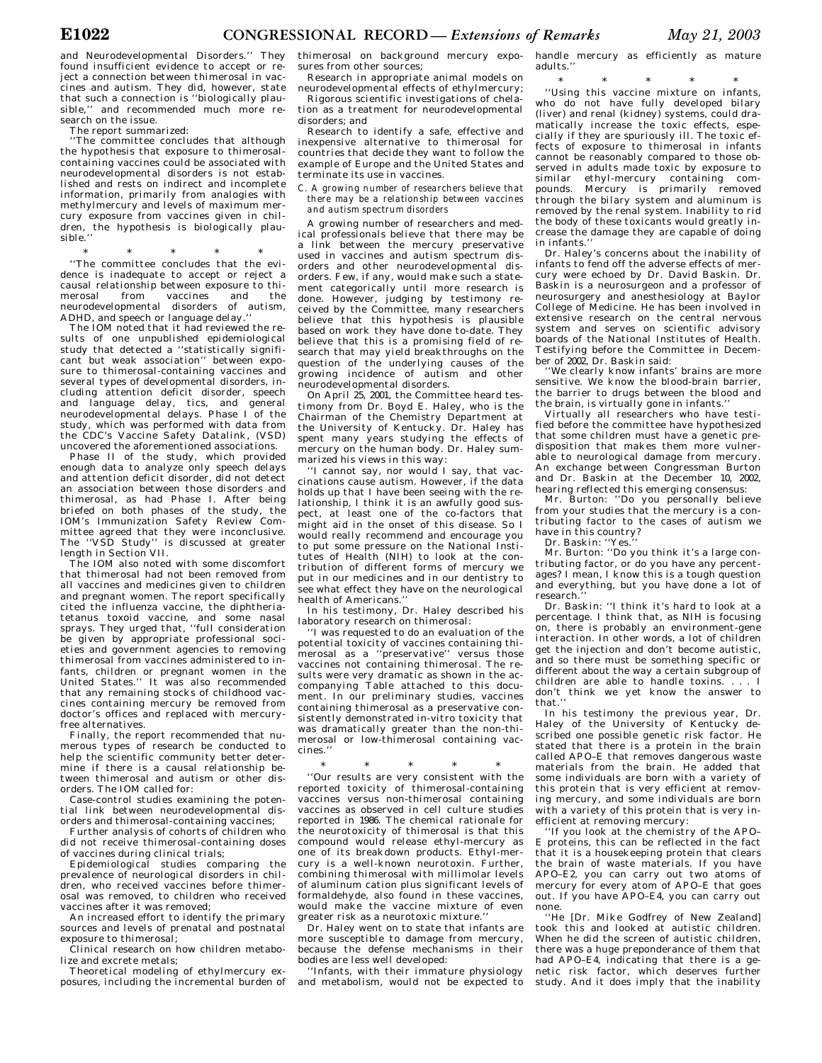and Neurodevelopmental Disorders.'' They found insufficient evidence to accept or reject a connection between thimerosal in vaccines and autism. They did, however, state that such a connection is ''biologically plausible,'' and recommended much more research on the issue.

The report summarized:

''The committee concludes that although the hypothesis that exposure to thimerosal-containing vaccines could be associated with neurodevelopmental disorders is not established and rests on indirect and incomplete information, primarily from analogies with methylmercury and levels of maximum mercury exposure from vaccines given in children, the hypothesis is biologically plausible.''

\* \* \* \* \*

''The committee concludes that the evidence is inadequate to accept or reject a causal relationship between exposure to thimerosal from vaccines and the neurodevelopmental disorders of autism, ADHD, and speech or language delay.''

The IOM noted that it had reviewed the results of one unpublished epidemiological study that detected a ''statistically significant but weak association'' between exposure to thimerosal-containing vaccines and several types of developmental disorders, including attention deficit disorder, speech and language delay, tics, and general neurodevelopmental delays. Phase I of the study, which was performed with data from the CDC's Vaccine Safety Datalink, (VSD) uncovered the aforementioned associations.

Phase II of the study, which provided enough data to analyze only speech delays and attention deficit disorder, did not detect an association between those disorders and thimerosal, as had Phase I. After being briefed on both phases of the study, the IOM's Immunization Safety Review Committee agreed that they were inconclusive. The ''VSD Study'' is discussed at greater length in Section VII.

The IOM also noted with some discomfort that thimerosal had not been removed from all vaccines and medicines given to children and pregnant women. The report specifically cited the influenza vaccine, the diphtheria-tetanus toxoid vaccine, and some nasal sprays. They urged that, ''full consideration be given by appropriate professional societies and government agencies to removing thimerosal from vaccines administered to infants, children or pregnant women in the United States.'' It was also recommended that any remaining stocks of childhood vaccines containing mercury be removed from doctor's offices and replaced with mercury-free alternatives.

Finally, the report recommended that numerous types of research be conducted to help the scientific community better determine if there is a causal relationship between thimerosal and autism or other disorders. The IOM called for:

Case-control studies examining the potential link between neurodevelopmental disorders and thimerosal-containing vaccines;

Further analysis of cohorts of children who did not receive thimerosal-containing doses of vaccines during clinical trials;

Epidemiological studies comparing the prevalence of neurological disorders in children, who received vaccines before thimerosal was removed, to children who received vaccines after it was removed;

An increased effort to identify the primary sources and levels of prenatal and postnatal exposure to thimerosal;

Clinical research on how children metabolize and excrete metals;

Theoretical modeling of ethylmercury exposures, including the incremental burden of thimerosal on background mercury exposures from other sources;

Research in appropriate animal models on neurodevelopmental effects of ethylmercury;

Rigorous scientific investigations of chelation as a treatment for neurodevelopmental disorders; and

Research to identify a safe, effective and inexpensive alternative to thimerosal for countries that decide they want to follow the example of Europe and the United States and terminate its use in vaccines.

*C. A growing number of researchers believe that there may be a relationship between vaccines and autism spectrum disorders*

A growing number of researchers and medical professionals believe that there may be a link between the mercury preservative used in vaccines and autism spectrum disorders and other neurodevelopmental disorders. Few, if any, would make such a statement categorically until more research is done. However, judging by testimony received by the Committee, many researchers believe that this hypothesis is plausible based on work they have done to-date. They believe that this is a promising field of research that may yield breakthroughs on the question of the underlying causes of the growing incidence of autism and other neurodevelopmental disorders.

On April 25, 2001, the Committee heard testimony from Dr. Boyd E. Haley, who is the Chairman of the Chemistry Department at the University of Kentucky. Dr. Haley has spent many years studying the effects of mercury on the human body. Dr. Haley summarized his views in this way:

''I cannot say, nor would I say, that vaccinations cause autism. However, if the data holds up that I have been seeing with the relationship, I think it is an awfully good suspect, at least one of the co-factors that might aid in the onset of this disease. So I would really recommend and encourage you to put some pressure on the National Institutes of Health (NIH) to look at the contribution of different forms of mercury we put in our medicines and in our dentistry to see what effect they have on the neurological health of Americans.''

In his testimony, Dr. Haley described his laboratory research on thimerosal:

''I was requested to do an evaluation of the potential toxicity of vaccines containing thimerosal as a ''preservative'' versus those vaccines not containing thimerosal. The results were very dramatic as shown in the accompanying Table attached to this document. In our preliminary studies, vaccines containing thimerosal as a preservative consistently demonstrated in-vitro toxicity that was dramatically greater than the non-thimerosal or low-thimerosal containing vaccines.''

\* \* \* \* \*

''Our results are very consistent with the reported toxicity of thimerosal-containing vaccines versus non-thimerosal containing vaccines as observed in cell culture studies reported in 1986. The chemical rationale for the neurotoxicity of thimerosal is that this compound would release ethyl-mercury as one of its breakdown products. Ethyl-mercury is a well-known neurotoxin. Further, combining thimerosal with millimolar levels of aluminum cation plus significant levels of formaldehyde, also found in these vaccines, would make the vaccine mixture of even greater risk as a neurotoxic mixture.''

Dr. Haley went on to state that infants are more susceptible to damage from mercury, because the defense mechanisms in their bodies are less well developed:

''Infants, with their immature physiology and metabolism, would not be expected to handle mercury as efficiently as mature adults.''

\* \* \* \* \*

''Using this vaccine mixture on infants, who do not have fully developed bilary (liver) and renal (kidney) systems, could dramatically increase the toxic effects, especially if they are spuriously ill. The toxic effects of exposure to thimerosal in infants cannot be reasonably compared to those observed in adults made toxic by exposure to similar ethyl-mercury containing compounds. Mercury is primarily removed through the bilary system and aluminum is removed by the renal system. Inability to rid the body of these toxicants would greatly increase the damage they are capable of doing in infants.''

Dr. Haley's concerns about the inability of infants to fend off the adverse effects of mercury were echoed by Dr. David Baskin. Dr. Baskin is a neurosurgeon and a professor of neurosurgery and anesthesiology at Baylor College of Medicine. He has been involved in extensive research on the central nervous system and serves on scientific advisory boards of the National Institutes of Health. Testifying before the Committee in December of 2002, Dr. Baskin said:

''We clearly know infants' brains are more sensitive. We know the blood-brain barrier, the barrier to drugs between the blood and the brain, is virtually gone in infants.''

Virtually all researchers who have testified before the committee have hypothesized that some children must have a genetic predisposition that makes them more vulnerable to neurological damage from mercury. An exchange between Congressman Burton and Dr. Baskin at the December 10, 2002, hearing reflected this emerging consensus:

Mr. Burton: ''Do you personally believe from your studies that the mercury is a contributing factor to the cases of autism we have in this country?

Dr. Baskin: ''Yes.''

Mr. Burton: ''Do you think it's a large contributing factor, or do you have any percentages? I mean, I know this is a tough question and everything, but you have done a lot of research.''

Dr. Baskin: ''I think it's hard to look at a percentage. I think that, as NIH is focusing on, there is probably an environment-gene interaction. In other words, a lot of children get the injection and don't become autistic, and so there must be something specific or different about the way a certain subgroup of children are able to handle toxins. . . . I don't think we yet know the answer to that.''

In his testimony the previous year, Dr. Haley of the University of Kentucky described one possible genetic risk factor. He stated that there is a protein in the brain called APO–E that removes dangerous waste materials from the brain. He added that some individuals are born with a variety of this protein that is very efficient at removing mercury, and some individuals are born with a variety of this protein that is very inefficient at removing mercury:

''If you look at the chemistry of the APO–E proteins, this can be reflected in the fact that it is a housekeeping protein that clears the brain of waste materials. If you have APO–E2, you can carry out two atoms of mercury for every atom of APO–E that goes out. If you have APO–E4, you can carry out none.

''He [Dr. Mike Godfrey of New Zealand] took this and looked at autistic children. When he did the screen of autistic children, there was a huge preponderance of them that had APO–E4, indicating that there is a genetic risk factor, which deserves further study. And it does imply that the inability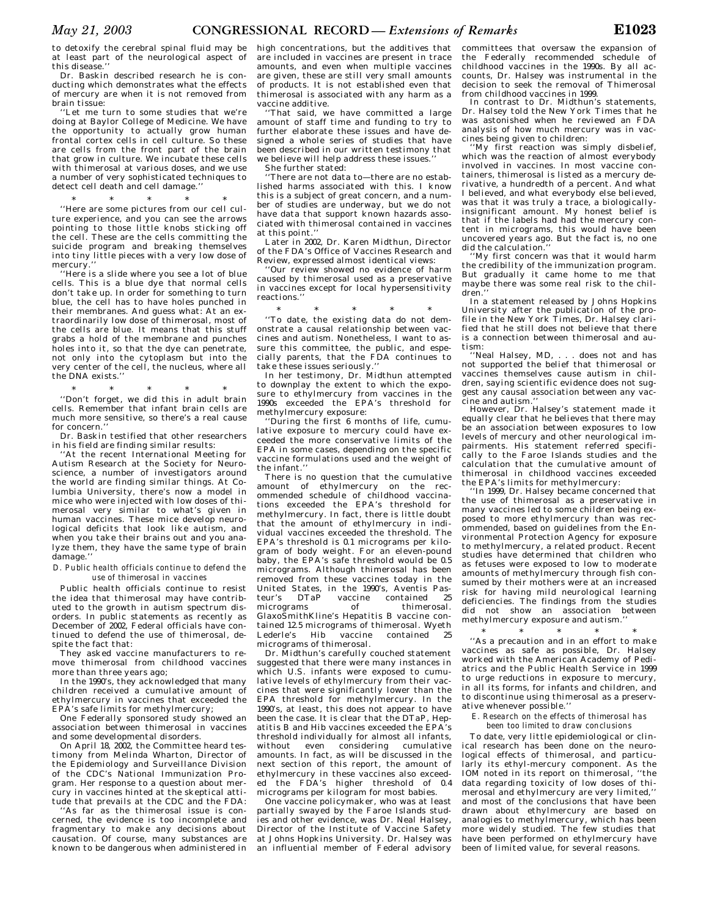to detoxify the cerebral spinal fluid may be at least part of the neurological aspect of this disease.''

Dr. Baskin described research he is conducting which demonstrates what the effects of mercury are when it is not removed from brain tissue:

''Let me turn to some studies that we're doing at Baylor College of Medicine. We have the opportunity to actually grow human frontal cortex cells in cell culture. So these are cells from the front part of the brain that grow in culture. We incubate these cells with thimerosal at various doses, and we use a number of very sophisticated techniques to detect cell death and cell damage.''

\* \* \* \* \*

''Here are some pictures from our cell culture experience, and you can see the arrows pointing to those little knobs sticking off the cell. These are the cells committing the suicide program and breaking themselves into tiny little pieces with a very low dose of mercury.''

''Here is a slide where you see a lot of blue cells. This is a blue dye that normal cells don't take up. In order for something to turn blue, the cell has to have holes punched in their membranes. And guess what: At an extraordinarily low dose of thimerosal, most of the cells are blue. It means that this stuff grabs a hold of the membrane and punches holes into it, so that the dye can penetrate, not only into the cytoplasm but into the very center of the cell, the nucleus, where all the DNA exists.''

\* \* \* \* \*

''Don't forget, we did this in adult brain cells. Remember that infant brain cells are much more sensitive, so there's a real cause for concern.''

Dr. Baskin testified that other researchers in his field are finding similar results:

''At the recent International Meeting for Autism Research at the Society for Neuroscience, a number of investigators around the world are finding similar things. At Columbia University, there's now a model in mice who were injected with low doses of thimerosal very similar to what's given in human vaccines. These mice develop neurological deficits that look like autism, and when you take their brains out and you analyze them, they have the same type of brain damage.''

*D. Public health officials continue to defend the use of thimerosal in vaccines*

Public health officials continue to resist the idea that thimerosal may have contributed to the growth in autism spectrum disorders. In public statements as recently as December of 2002, Federal officials have continued to defend the use of thimerosal, despite the fact that:

They asked vaccine manufacturers to remove thimerosal from childhood vaccines more than three years ago;

In the 1990's, they acknowledged that many children received a cumulative amount of ethylmercury in vaccines that exceeded the EPA's safe limits for methylmercury;

One Federally sponsored study showed an association between thimerosal in vaccines and some developmental disorders.

On April 18, 2002, the Committee heard testimony from Melinda Wharton, Director of the Epidemiology and Surveillance Division of the CDC's National Immunization Program. Her response to a question about mercury in vaccines hinted at the skeptical attitude that prevails at the CDC and the FDA:

''As far as the thimerosal issue is concerned, the evidence is too incomplete and fragmentary to make any decisions about causation. Of course, many substances are known to be dangerous when administered in high concentrations, but the additives that are included in vaccines are present in trace amounts, and even when multiple vaccines are given, these are still very small amounts of products. It is not established even that thimerosal is associated with any harm as a vaccine additive.

''That said, we have committed a large amount of staff time and funding to try to further elaborate these issues and have designed a whole series of studies that have been described in our written testimony that we believe will help address these issues.''

She further stated:

''There are not data to—there are no established harms associated with this. I know this is a subject of great concern, and a number of studies are underway, but we do not have data that support known hazards associated with thimerosal contained in vaccines at this point.''

Later in 2002, Dr. Karen Midthun, Director of the FDA's Office of Vaccines Research and Review, expressed almost identical views:

''Our review showed no evidence of harm caused by thimerosal used as a preservative in vaccines except for local hypersensitivity reactions.''

\* \* \* \* \*

''To date, the existing data do not demonstrate a causal relationship between vaccines and autism. Nonetheless, I want to assure this committee, the public, and especially parents, that the FDA continues to take these issues seriously.''

In her testimony, Dr. Midthun attempted to downplay the extent to which the exposure to ethylmercury from vaccines in the 1990s exceeded the EPA's threshold for methylmercury exposure:

''During the first 6 months of life, cumulative exposure to mercury could have exceeded the more conservative limits of the EPA in some cases, depending on the specific vaccine formulations used and the weight of the infant.''

There is no question that the cumulative amount of ethylmercury on the recommended schedule of childhood vaccinations exceeded the EPA's threshold for methylmercury. In fact, there is little doubt that the amount of ethylmercury in individual vaccines exceeded the threshold. The EPA's threshold is 0.1 micrograms per kilogram of body weight. For an eleven-pound baby, the EPA's safe threshold would be 0.5 micrograms. Although thimerosal has been removed from these vaccines today in the United States, in the 1990's, Aventis Pasteur's DTaP vaccine contained 25 micrograms of thimerosal. GlaxoSmithKline's Hepatitis B vaccine contained 12.5 micrograms of thimerosal. Wyeth Lederle's Hib vaccine contained 25 micrograms of thimerosal.

Dr. Midthun's carefully couched statement suggested that there were many instances in which U.S. infants were exposed to cumulative levels of ethylmercury from their vaccines that were significantly lower than the EPA threshold for methylmercury. In the 1990's, at least, this does not appear to have been the case. It is clear that the DTaP, Hepatitis B and Hib vaccines exceeded the EPA's threshold individually for almost all infants, without even considering cumulative amounts. In fact, as will be discussed in the next section of this report, the amount of ethylmercury in these vaccines also exceeded the FDA's higher threshold of 0.4 micrograms per kilogram for most babies.

One vaccine policymaker, who was at least partially swayed by the Faroe Islands studies and other evidence, was Dr. Neal Halsey, Director of the Institute of Vaccine Safety at Johns Hopkins University. Dr. Halsey was an influential member of Federal advisory committees that oversaw the expansion of the Federally recommended schedule of childhood vaccines in the 1990s. By all accounts, Dr. Halsey was instrumental in the decision to seek the removal of Thimerosal from childhood vaccines in 1999.

In contrast to Dr. Midthun's statements, Dr. Halsey told the New York Times that he was astonished when he reviewed an FDA analysis of how much mercury was in vaccines being given to children:

''My first reaction was simply disbelief, which was the reaction of almost everybody involved in vaccines. In most vaccine containers, thimerosal is listed as a mercury derivative, a hundredth of a percent. And what I believed, and what everybody else believed, was that it was truly a trace, a biologically-insignificant amount. My honest belief is that if the labels had had the mercury content in micrograms, this would have been uncovered years ago. But the fact is, no one did the calculation.''

''My first concern was that it would harm the credibility of the immunization program. But gradually it came home to me that maybe there was some real risk to the children.''

In a statement released by Johns Hopkins University after the publication of the profile in the New York Times, Dr. Halsey clarified that he still does not believe that there is a connection between thimerosal and autism:

''Neal Halsey, MD, . . . does not and has not supported the belief that thimerosal or vaccines themselves cause autism in children, saying scientific evidence does not suggest any causal association between any vaccine and autism.''

However, Dr. Halsey's statement made it equally clear that he believes that there may be an association between exposures to low levels of mercury and other neurological impairments. His statement referred specifically to the Faroe Islands studies and the calculation that the cumulative amount of thimerosal in childhood vaccines exceeded the EPA's limits for methylmercury:

''In 1999, Dr. Halsey became concerned that the use of thimerosal as a preservative in many vaccines led to some children being exposed to more ethylmercury than was recommended, based on guidelines from the Environmental Protection Agency for exposure to methylmercury, a related product. Recent studies have determined that children who as fetuses were exposed to low to moderate amounts of methylmercury through fish consumed by their mothers were at an increased risk for having mild neurological learning deficiencies. The findings from the studies did not show an association between methylmercury exposure and autism.''

\* \* \* \* \*

''As a precaution and in an effort to make vaccines as safe as possible, Dr. Halsey worked with the American Academy of Pediatrics and the Public Health Service in 1999 to urge reductions in exposure to mercury, in all its forms, for infants and children, and to discontinue using thimerosal as a preservative whenever possible.''

*E. Research on the effects of thimerosal has been too limited to draw conclusions*

To date, very little epidemiological or clinical research has been done on the neurological effects of thimerosal, and particularly its ethyl-mercury component. As the IOM noted in its report on thimerosal, ''the data regarding toxicity of low doses of thimerosal and ethylmercury are very limited,'' and most of the conclusions that have been drawn about ethylmercury are based on analogies to methylmercury, which has been more widely studied. The few studies that have been performed on ethylmercury have been of limited value, for several reasons.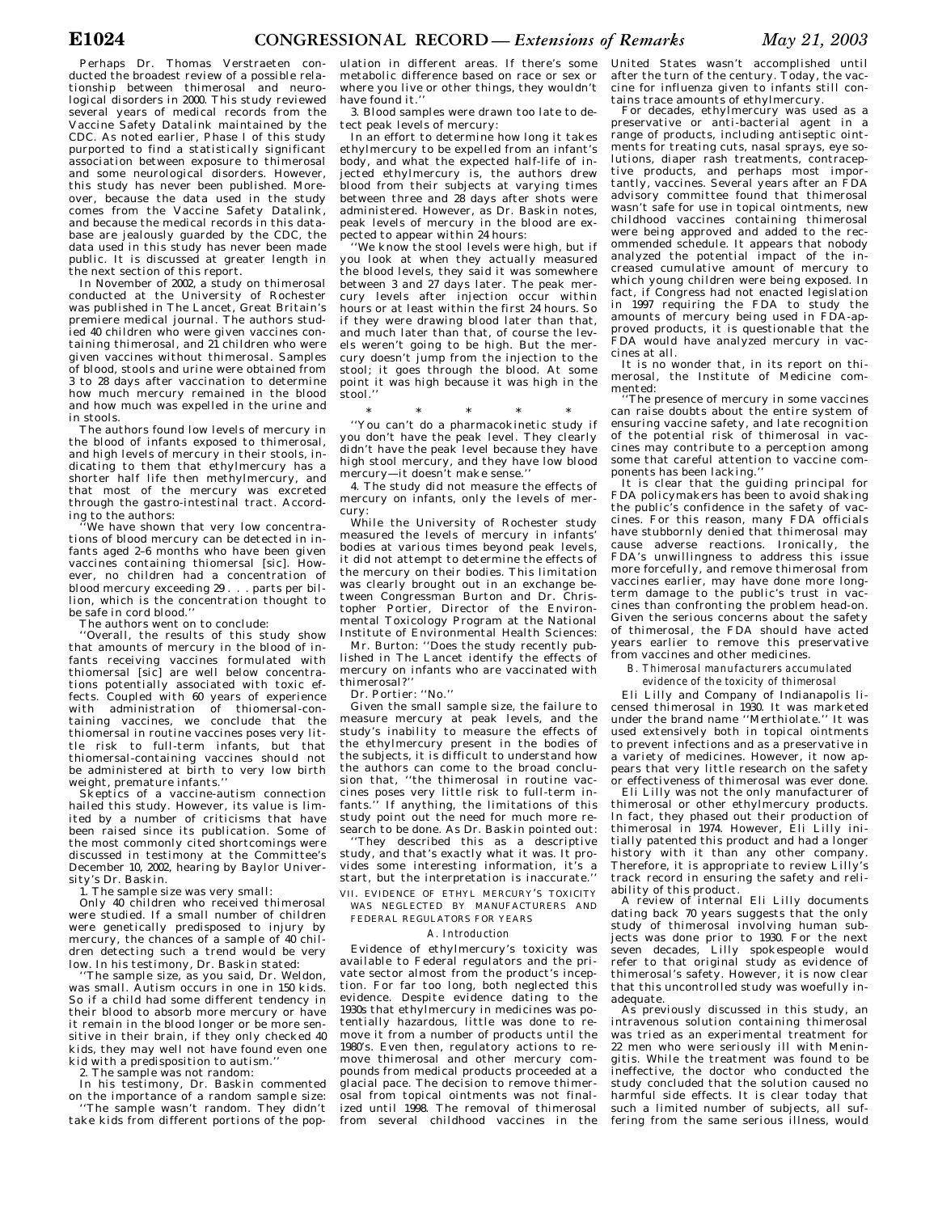Perhaps Dr. Thomas Verstraeten conducted the broadest review of a possible relationship between thimerosal and neurological disorders in 2000. This study reviewed several years of medical records from the Vaccine Safety Datalink maintained by the CDC. As noted earlier, Phase I of this study purported to find a statistically significant association between exposure to thimerosal and some neurological disorders. However, this study has never been published. Moreover, because the data used in the study comes from the Vaccine Safety Datalink, and because the medical records in this database are jealously guarded by the CDC, the data used in this study has never been made public. It is discussed at greater length in the next section of this report.

In November of 2002, a study on thimerosal conducted at the University of Rochester was published in The Lancet, Great Britain's premiere medical journal. The authors studied 40 children who were given vaccines containing thimerosal, and 21 children who were given vaccines without thimerosal. Samples of blood, stools and urine were obtained from 3 to 28 days after vaccination to determine how much mercury remained in the blood and how much was expelled in the urine and in stools.

The authors found low levels of mercury in the blood of infants exposed to thimerosal, and high levels of mercury in their stools, indicating to them that ethylmercury has a shorter half life then methylmercury, and that most of the mercury was excreted through the gastro-intestinal tract. According to the authors:

''We have shown that very low concentrations of blood mercury can be detected in infants aged 2–6 months who have been given vaccines containing thiomersal [sic]. However, no children had a concentration of blood mercury exceeding 29 . . . parts per billion, which is the concentration thought to be safe in cord blood.''

The authors went on to conclude:

''Overall, the results of this study show that amounts of mercury in the blood of infants receiving vaccines formulated with thiomersal [sic] are well below concentrations potentially associated with toxic effects. Coupled with 60 years of experience with administration of thiomersal-containing vaccines, we conclude that the thiomersal in routine vaccines poses very little risk to full-term infants, but that thiomersal-containing vaccines should not be administered at birth to very low birth weight, premature infants.''

Skeptics of a vaccine-autism connection hailed this study. However, its value is limited by a number of criticisms that have been raised since its publication. Some of the most commonly cited shortcomings were discussed in testimony at the Committee's December 10, 2002, hearing by Baylor University's Dr. Baskin.

1. The sample size was very small:

Only 40 children who received thimerosal were studied. If a small number of children were genetically predisposed to injury by mercury, the chances of a sample of 40 children detecting such a trend would be very low. In his testimony, Dr. Baskin stated:

''The sample size, as you said, Dr. Weldon, was small. Autism occurs in one in 150 kids. So if a child had some different tendency in their blood to absorb more mercury or have it remain in the blood longer or be more sensitive in their brain, if they only checked 40 kids, they may well not have found even one kid with a predisposition to autism.''

2. The sample was not random:

In his testimony, Dr. Baskin commented on the importance of a random sample size:

''The sample wasn't random. They didn't take kids from different portions of the population in different areas. If there's some metabolic difference based on race or sex or where you live or other things, they wouldn't have found it.''

3. Blood samples were drawn too late to detect peak levels of mercury:

In an effort to determine how long it takes ethylmercury to be expelled from an infant's body, and what the expected half-life of injected ethylmercury is, the authors drew blood from their subjects at varying times between three and 28 days after shots were administered. However, as Dr. Baskin notes, peak levels of mercury in the blood are expected to appear within 24 hours:

''We know the stool levels were high, but if you look at when they actually measured the blood levels, they said it was somewhere between 3 and 27 days later. The peak mercury levels after injection occur within hours or at least within the first 24 hours. So if they were drawing blood later than that, and much later than that, of course the levels weren't going to be high. But the mercury doesn't jump from the injection to the stool; it goes through the blood. At some point it was high because it was high in the stool.''

\* \* \* \* \*

''You can't do a pharmacokinetic study if you don't have the peak level. They clearly didn't have the peak level because they have high stool mercury, and they have low blood mercury—it doesn't make sense.''

4. The study did not measure the effects of mercury on infants, only the levels of mercury:

While the University of Rochester study measured the levels of mercury in infants' bodies at various times beyond peak levels, it did not attempt to determine the effects of the mercury on their bodies. This limitation was clearly brought out in an exchange between Congressman Burton and Dr. Christopher Portier, Director of the Environmental Toxicology Program at the National Institute of Environmental Health Sciences:

Mr. Burton: ''Does the study recently published in The Lancet identify the effects of mercury on infants who are vaccinated with thimerosal?''

Dr. Portier: ''No.''

Given the small sample size, the failure to measure mercury at peak levels, and the study's inability to measure the effects of the ethylmercury present in the bodies of the subjects, it is difficult to understand how the authors can come to the broad conclusion that, ''the thimerosal in routine vaccines poses very little risk to full-term infants.'' If anything, the limitations of this study point out the need for much more research to be done. As Dr. Baskin pointed out:

''They described this as a descriptive study, and that's exactly what it was. It provides some interesting information, it's a start, but the interpretation is inaccurate.''

## VII. EVIDENCE OF ETHYL MERCURY'S TOXICITY WAS NEGLECTED BY MANUFACTURERS AND FEDERAL REGULATORS FOR YEARS

### *A. Introduction*

Evidence of ethylmercury's toxicity was available to Federal regulators and the private sector almost from the product's inception. For far too long, both neglected this evidence. Despite evidence dating to the 1930s that ethylmercury in medicines was potentially hazardous, little was done to remove it from a number of products until the 1980's. Even then, regulatory actions to remove thimerosal and other mercury compounds from medical products proceeded at a glacial pace. The decision to remove thimerosal from topical ointments was not finalized until 1998. The removal of thimerosal from several childhood vaccines in the United States wasn't accomplished until after the turn of the century. Today, the vaccine for influenza given to infants still contains trace amounts of ethylmercury.

For decades, ethylmercury was used as a preservative or anti-bacterial agent in a range of products, including antiseptic ointments for treating cuts, nasal sprays, eye solutions, diaper rash treatments, contraceptive products, and perhaps most importantly, vaccines. Several years after an FDA advisory committee found that thimerosal wasn't safe for use in topical ointments, new childhood vaccines containing thimerosal were being approved and added to the recommended schedule. It appears that nobody analyzed the potential impact of the increased cumulative amount of mercury to which young children were being exposed. In fact, if Congress had not enacted legislation in 1997 requiring the FDA to study the amounts of mercury being used in FDA-approved products, it is questionable that the FDA would have analyzed mercury in vaccines at all.

It is no wonder that, in its report on thimerosal, the Institute of Medicine commented:

''The presence of mercury in some vaccines can raise doubts about the entire system of ensuring vaccine safety, and late recognition of the potential risk of thimerosal in vaccines may contribute to a perception among some that careful attention to vaccine components has been lacking.''

It is clear that the guiding principal for FDA policymakers has been to avoid shaking the public's confidence in the safety of vaccines. For this reason, many FDA officials have stubbornly denied that thimerosal may cause adverse reactions. Ironically, the FDA's unwillingness to address this issue more forcefully, and remove thimerosal from vaccines earlier, may have done more long-term damage to the public's trust in vaccines than confronting the problem head-on. Given the serious concerns about the safety of thimerosal, the FDA should have acted years earlier to remove this preservative from vaccines and other medicines.

### *B. Thimerosal manufacturers accumulated evidence of the toxicity of thimerosal*

Eli Lilly and Company of Indianapolis licensed thimerosal in 1930. It was marketed under the brand name ''Merthiolate.'' It was used extensively both in topical ointments to prevent infections and as a preservative in a variety of medicines. However, it now appears that very little research on the safety or effectiveness of thimerosal was ever done.

Eli Lilly was not the only manufacturer of thimerosal or other ethylmercury products. In fact, they phased out their production of thimerosal in 1974. However, Eli Lilly initially patented this product and had a longer history with it than any other company. Therefore, it is appropriate to review Lilly's track record in ensuring the safety and reliability of this product.

A review of internal Eli Lilly documents dating back 70 years suggests that the only study of thimerosal involving human subjects was done prior to 1930. For the next seven decades, Lilly spokespeople would refer to that original study as evidence of thimerosal's safety. However, it is now clear that this uncontrolled study was woefully inadequate.

As previously discussed in this study, an intravenous solution containing thimerosal was tried as an experimental treatment for 22 men who were seriously ill with Meningitis. While the treatment was found to be ineffective, the doctor who conducted the study concluded that the solution caused no harmful side effects. It is clear today that such a limited number of subjects, all suffering from the same serious illness, would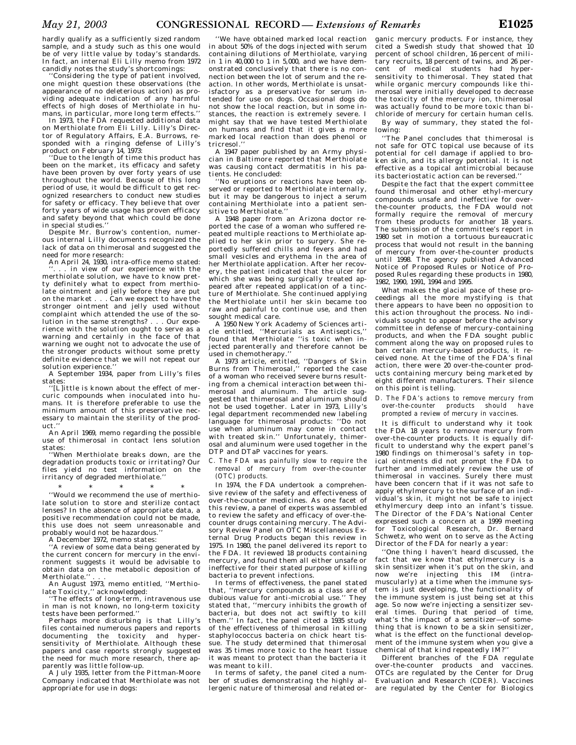hardly qualify as a sufficiently sized random sample, and a study such as this one would be of very little value by today's standards. In fact, an internal Eli Lilly memo from 1972 candidly notes the study's shortcomings:

''Considering the type of patient involved, one might question these observations (the appearance of no deleterious action) as providing adequate indication of any harmful effects of high doses of Merthiolate in humans, in particular, more long term effects.''

In 1973, the FDA requested additional data on Merthiolate from Eli Lilly. Lilly's Director of Regulatory Affairs, E.A. Burrows, responded with a ringing defense of Lilly's product on February 14, 1973:

''Due to the length of time this product has been on the market, its efficacy and safety have been proven by over forty years of use throughout the world. Because of this long period of use, it would be difficult to get recognized researchers to conduct new studies for safety or efficacy. They believe that over forty years of wide usage has proven efficacy and safety beyond that which could be done in special studies.''

Despite Mr. Burrow's contention, numerous internal Lilly documents recognized the lack of data on thimerosal and suggested the need for more research:

An April 24, 1930, intra-office memo stated: ''. . . in view of our experience with the merthiolate solution, we have to know pretty definitely what to expect from merthiolate ointment and jelly before they are put on the market . . . Can we expect to have the stronger ointment and jelly used without complaint which attended the use of the solution in the same strengths? . . . Our experience with the solution ought to serve as a warning and certainly in the face of that warning we ought not to advocate the use of the stronger products without some pretty definite evidence that we will not repeat our solution experience.''

A September 1934, paper from Lilly's files states:

''[L]ittle is known about the effect of mercuric compounds when inoculated into humans. It is therefore preferable to use the minimum amount of this preservative necessary to maintain the sterility of the product.''

An April 1969, memo regarding the possible use of thimerosal in contact lens solution states:

''When Merthiolate breaks down, are the degradation products toxic or irritating? Our files yield no test information on the irritancy of degraded merthiolate.''

\* \* \* \* \*

''Would we recommend the use of merthiolate solution to store and sterilize contact lenses? In the absence of appropriate data, a positive recommendation could not be made, this use does not seem unreasonable and probably would not be hazardous.''

A December 1972, memo states:

''A review of some data being generated by the current concern for mercury in the environment suggests it would be advisable to obtain data on the metabolic deposition of Merthiolate.'' . . .

An August 1973, memo entitled, ''Merthiolate Toxicity,'' acknowledged:

''The effects of long-term, intravenous use in man is not known, no long-term toxicity tests have been performed.''

Perhaps more disturbing is that Lilly's files contained numerous papers and reports documenting the toxicity and hypersensitivity of Merthiolate. Although these papers and case reports strongly suggested the need for much more research, there apparently was little follow-up.

A July 1935, letter from the Pittman-Moore Company indicated that Merthiolate was not appropriate for use in dogs:

''We have obtained marked local reaction in about 50% of the dogs injected with serum containing dilutions of Merthiolate, varying in 1 in 40,000 to 1 in 5,000, and we have demonstrated conclusively that there is no connection between the lot of serum and the reaction. In other words, Merthiolate is unsatisfactory as a preservative for serum intended for use on dogs. Occasional dogs do not show the local reaction, but in some instances, the reaction is extremely severe. I might say that we have tested Merthiolate on humans and find that it gives a more marked local reaction than does phenol or tricresol.''

A 1947 paper published by an Army physician in Baltimore reported that Merthiolate was causing contact dermatitis in his patients. He concluded:

''No eruptions or reactions have been observed or reported to Merthiolate internally, but it may be dangerous to inject a serum containing Merthiolate into a patient sensitive to Merthiolate.''

A 1948 paper from an Arizona doctor reported the case of a woman who suffered repeated multiple reactions to Merthiolate applied to her skin prior to surgery. She reportedly suffered chills and fevers and had small vesicles and erythema in the area of her Merthiolate application. After her recovery, the patient indicated that the ulcer for which she was being surgically treated appeared after repeated application of a tincture of Merthiolate. She continued applying the Merthiolate until her skin became too raw and painful to continue use, and then sought medical care.

A 1950 New York Academy of Sciences article entitled, ''Mercurials as Antiseptics,'' found that Merthiolate ''is toxic when injected parenterally and therefore cannot be used in chemotherapy.''

A 1973 article, entitled, ''Dangers of Skin Burns from Thimerosal,'' reported the case of a woman who received severe burns resulting from a chemical interaction between thimerosal and aluminum. The article suggested that thimerosal and aluminum should not be used together. Later in 1973, Lilly's legal department recommended new labeling language for thimerosal products: ''Do not use when aluminum may come in contact with treated skin.'' Unfortunately, thimerosal and aluminum were used together in the DTP and DTaP vaccines for years.

*C. The FDA was painfully slow to require the removal of mercury from over-the-counter (OTC) products.*

In 1974, the FDA undertook a comprehensive review of the safety and effectiveness of over-the-counter medicines. As one facet of this review, a panel of experts was assembled to review the safety and efficacy of over-the-counter drugs containing mercury. The Advisory Review Panel on OTC Miscellaneous External Drug Products began this review in 1975. In 1980, the panel delivered its report to the FDA. It reviewed 18 products containing mercury, and found them all either unsafe or ineffective for their stated purpose of killing bacteria to prevent infections.

In terms of effectiveness, the panel stated that, ''mercury compounds as a class are of dubious value for anti-microbial use.'' They stated that, ''mercury inhibits the growth of bacteria, but does not act swiftly to kill them.'' In fact, the panel cited a 1935 study of the effectiveness of thimerosal in killing staphylococcus bacteria on chick heart tissue. The study determined that thimerosal was 35 times more toxic to the heart tissue it was meant to protect than the bacteria it was meant to kill.

In terms of safety, the panel cited a number of studies demonstrating the highly allergenic nature of thimerosal and related organic mercury products. For instance, they cited a Swedish study that showed that 10 percent of school children, 16 percent of military recruits, 18 percent of twins, and 26 percent of medical students had hypersensitivity to thimerosal. They stated that while organic mercury compounds like thimerosal were initially developed to decrease the toxicity of the mercury ion, thimerosal was actually found to be more toxic than bichloride of mercury for certain human cells.

By way of summary, they stated the following:

''The Panel concludes that thimerosal is not safe for OTC topical use because of its potential for cell damage if applied to broken skin, and its allergy potential. It is not effective as a topical antimicrobial because its bacteriostatic action can be reversed.''

Despite the fact that the expert committee found thimerosal and other ethyl-mercury compounds unsafe and ineffective for over-the-counter products, the FDA would not formally require the removal of mercury from these products for another 18 years. The submission of the committee's report in 1980 set in motion a tortuous bureaucratic process that would not result in the banning of mercury from over-the-counter products until 1998. The agency published Advanced Notice of Proposed Rules or Notice of Proposed Rules regarding these products in 1980, 1982, 1990, 1991, 1994 and 1995.

What makes the glacial pace of these proceedings all the more mystifying is that there appears to have been no opposition to this action throughout the process. No individuals sought to appear before the advisory committee in defense of mercury-containing products, and when the FDA sought public comment along the way on proposed rules to ban certain mercury-based products, it received none. At the time of the FDA's final action, there were 20 over-the-counter products containing mercury being marketed by eight different manufacturers. Their silence on this point is telling.

*D. The FDA's actions to remove mercury from over-the-counter products should have prompted a review of mercury in vaccines.*

It is difficult to understand why it took the FDA 18 years to remove mercury from over-the-counter products. It is equally difficult to understand why the expert panel's 1980 findings on thimerosal's safety in topical ointments did not prompt the FDA to further and immediately review the use of thimerosal in vaccines. Surely there must have been concern that if it was not safe to apply ethylmercury to the surface of an individual's skin, it might not be safe to inject ethylmercury deep into an infant's tissue. The Director of the FDA's National Center expressed such a concern at a 1999 meeting for Toxicological Research, Dr. Bernard Schwetz, who went on to serve as the Acting Director of the FDA for nearly a year:

''One thing I haven't heard discussed, the fact that we know that ethylmercury is a skin sensitizer when it's put on the skin, and now we're injecting this IM (intramuscularly) at a time when the immune system is just developing, the functionality of the immune system is just being set at this age. So now we're injecting a sensitizer several times. During that period of time, what's the impact of a sensitizer—of something that is known to be a skin sensitizer, what is the effect on the functional development of the immune system when you give a chemical of that kind repeatedly IM?''

Different branches of the FDA regulate over-the-counter products and vaccines. OTCs are regulated by the Center for Drug Evaluation and Research (CDER). Vaccines are regulated by the Center for Biologics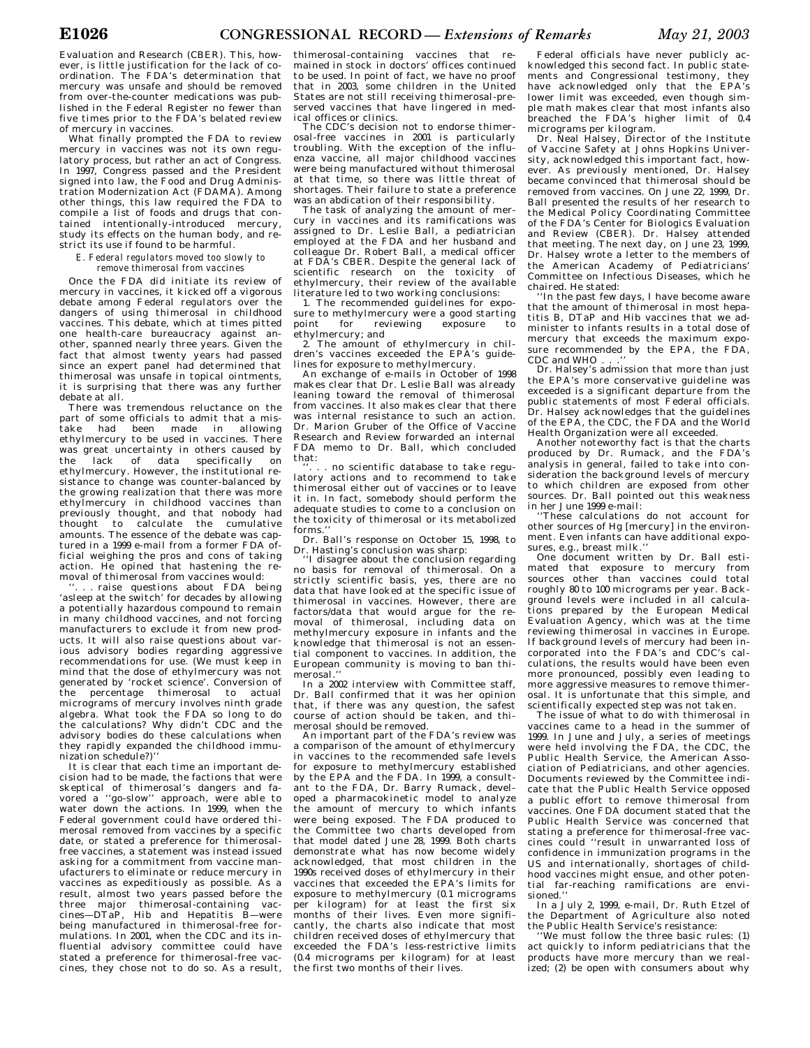Evaluation and Research (CBER). This, however, is little justification for the lack of coordination. The FDA's determination that mercury was unsafe and should be removed from over-the-counter medications was published in the Federal Register no fewer than five times prior to the FDA's belated review of mercury in vaccines.

What finally prompted the FDA to review mercury in vaccines was not its own regulatory process, but rather an act of Congress. In 1997, Congress passed and the President signed into law, the Food and Drug Administration Modernization Act (FDAMA). Among other things, this law required the FDA to compile a list of foods and drugs that contained intentionally-introduced mercury, study its effects on the human body, and restrict its use if found to be harmful.

*E. Federal regulators moved too slowly to remove thimerosal from vaccines*

Once the FDA did initiate its review of mercury in vaccines, it kicked off a vigorous debate among Federal regulators over the dangers of using thimerosal in childhood vaccines. This debate, which at times pitted one health-care bureaucracy against another, spanned nearly three years. Given the fact that almost twenty years had passed since an expert panel had determined that thimerosal was unsafe in topical ointments, it is surprising that there was any further debate at all.

There was tremendous reluctance on the part of some officials to admit that a mistake had been made in allowing ethylmercury to be used in vaccines. There was great uncertainty in others caused by the lack of data specifically on ethylmercury. However, the institutional resistance to change was counter-balanced by the growing realization that there was more ethylmercury in childhood vaccines than previously thought, and that nobody had thought to calculate the cumulative amounts. The essence of the debate was captured in a 1999 e-mail from a former FDA official weighing the pros and cons of taking action. He opined that hastening the removal of thimerosal from vaccines would:

''. . . raise questions about FDA being 'asleep at the switch' for decades by allowing a potentially hazardous compound to remain in many childhood vaccines, and not forcing manufacturers to exclude it from new products. It will also raise questions about various advisory bodies regarding aggressive recommendations for use. (We must keep in mind that the dose of ethylmercury was not generated by 'rocket science'. Conversion of the percentage thimerosal to actual micrograms of mercury involves ninth grade algebra. What took the FDA so long to do the calculations? Why didn't CDC and the advisory bodies do these calculations when they rapidly expanded the childhood immunization schedule?)''

It is clear that each time an important decision had to be made, the factions that were skeptical of thimerosal's dangers and favored a ''go-slow'' approach, were able to water down the actions. In 1999, when the Federal government could have ordered thimerosal removed from vaccines by a specific date, or stated a preference for thimerosal-free vaccines, a statement was instead issued asking for a commitment from vaccine manufacturers to eliminate or reduce mercury in vaccines as expeditiously as possible. As a result, almost two years passed before the three major thimerosal-containing vaccines—DTaP, Hib and Hepatitis B—were being manufactured in thimerosal-free formulations. In 2001, when the CDC and its influential advisory committee could have stated a preference for thimerosal-free vaccines, they chose not to do so. As a result, thimerosal-containing vaccines that remained in stock in doctors' offices continued to be used. In point of fact, we have no proof that in 2003, some children in the United States are not still receiving thimerosal-preserved vaccines that have lingered in medical offices or clinics.

The CDC's decision not to endorse thimerosal-free vaccines in 2001 is particularly troubling. With the exception of the influenza vaccine, all major childhood vaccines were being manufactured without thimerosal at that time, so there was little threat of shortages. Their failure to state a preference was an abdication of their responsibility.

The task of analyzing the amount of mercury in vaccines and its ramifications was assigned to Dr. Leslie Ball, a pediatrician employed at the FDA and her husband and colleague Dr. Robert Ball, a medical officer at FDA's CBER. Despite the general lack of scientific research on the toxicity of ethylmercury, their review of the available literature led to two working conclusions:

1. The recommended guidelines for exposure to methylmercury were a good starting point for reviewing exposure to ethylmercury; and

2. The amount of ethylmercury in children's vaccines exceeded the EPA's guidelines for exposure to methylmercury.

An exchange of e-mails in October of 1998 makes clear that Dr. Leslie Ball was already leaning toward the removal of thimerosal from vaccines. It also makes clear that there was internal resistance to such an action. Dr. Marion Gruber of the Office of Vaccine Research and Review forwarded an internal FDA memo to Dr. Ball, which concluded that:

''. . . no scientific database to take regulatory actions and to recommend to take thimerosal either out of vaccines or to leave it in. In fact, somebody should perform the adequate studies to come to a conclusion on the toxicity of thimerosal or its metabolized forms.''

Dr. Ball's response on October 15, 1998, to Dr. Hasting's conclusion was sharp:

''I disagree about the conclusion regarding no basis for removal of thimerosal. On a strictly scientific basis, yes, there are no data that have looked at the specific issue of thimerosal in vaccines. However, there are factors/data that would argue for the removal of thimerosal, including data on methylmercury exposure in infants and the knowledge that thimerosal is not an essential component to vaccines. In addition, the European community is moving to ban thimerosal.''

In a 2002 interview with Committee staff, Dr. Ball confirmed that it was her opinion that, if there was any question, the safest course of action should be taken, and thimerosal should be removed.

An important part of the FDA's review was a comparison of the amount of ethylmercury in vaccines to the recommended safe levels for exposure to methylmercury established by the EPA and the FDA. In 1999, a consultant to the FDA, Dr. Barry Rumack, developed a pharmacokinetic model to analyze the amount of mercury to which infants were being exposed. The FDA produced to the Committee two charts developed from that model dated June 28, 1999. Both charts demonstrate what has now become widely acknowledged, that most children in the 1990s received doses of ethylmercury in their vaccines that exceeded the EPA's limits for exposure to methylmercury (0.1 micrograms per kilogram) for at least the first six months of their lives. Even more significantly, the charts also indicate that most children received doses of ethylmercury that exceeded the FDA's less-restrictive limits (0.4 micrograms per kilogram) for at least the first two months of their lives.

Federal officials have never publicly acknowledged this second fact. In public statements and Congressional testimony, they have acknowledged only that the EPA's lower limit was exceeded, even though simple math makes clear that most infants also breached the FDA's higher limit of 0.4 micrograms per kilogram.

Dr. Neal Halsey, Director of the Institute of Vaccine Safety at Johns Hopkins University, acknowledged this important fact, however. As previously mentioned, Dr. Halsey became convinced that thimerosal should be removed from vaccines. On June 22, 1999, Dr. Ball presented the results of her research to the Medical Policy Coordinating Committee of the FDA's Center for Biologics Evaluation and Review (CBER). Dr. Halsey attended that meeting. The next day, on June 23, 1999, Dr. Halsey wrote a letter to the members of the American Academy of Pediatricians' Committee on Infectious Diseases, which he chaired. He stated:

''In the past few days, I have become aware that the amount of thimerosal in most hepatitis B, DTaP and Hib vaccines that we administer to infants results in a total dose of mercury that exceeds the maximum exposure recommended by the EPA, the FDA, CDC and WHO . . .''

Dr. Halsey's admission that more than just the EPA's more conservative guideline was exceeded is a significant departure from the public statements of most Federal officials. Dr. Halsey acknowledges that the guidelines of the EPA, the CDC, the FDA and the World Health Organization were all exceeded.

Another noteworthy fact is that the charts produced by Dr. Rumack, and the FDA's analysis in general, failed to take into consideration the background levels of mercury to which children are exposed from other sources. Dr. Ball pointed out this weakness in her June 1999 e-mail:

''These calculations do not account for other sources of Hg [mercury] in the environment. Even infants can have additional exposures, e.g., breast milk.''

One document written by Dr. Ball estimated that exposure to mercury from sources other than vaccines could total roughly 80 to 100 micrograms per year. Background levels were included in all calculations prepared by the European Medical Evaluation Agency, which was at the time reviewing thimerosal in vaccines in Europe. If background levels of mercury had been incorporated into the FDA's and CDC's calculations, the results would have been even more pronounced, possibly even leading to more aggressive measures to remove thimerosal. It is unfortunate that this simple, and scientifically expected step was not taken.

The issue of what to do with thimerosal in vaccines came to a head in the summer of 1999. In June and July, a series of meetings were held involving the FDA, the CDC, the Public Health Service, the American Association of Pediatricians, and other agencies. Documents reviewed by the Committee indicate that the Public Health Service opposed a public effort to remove thimerosal from vaccines. One FDA document stated that the Public Health Service was concerned that stating a preference for thimerosal-free vaccines could ''result in unwarranted loss of confidence in immunization programs in the US and internationally, shortages of childhood vaccines might ensue, and other potential far-reaching ramifications are envisioned.''

In a July 2, 1999, e-mail, Dr. Ruth Etzel of the Department of Agriculture also noted the Public Health Service's resistance:

''We must follow the three basic rules: (1) act quickly to inform pediatricians that the products have more mercury than we realized; (2) be open with consumers about why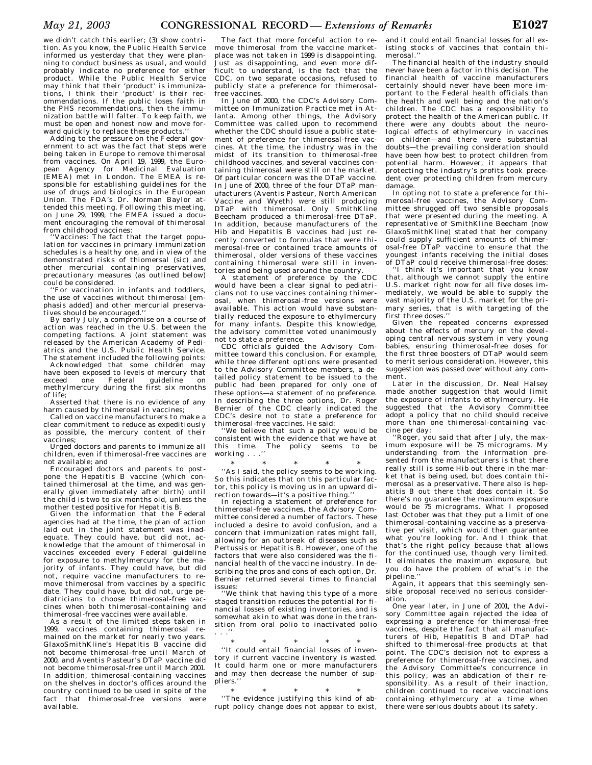we didn't catch this earlier; (3) show contrition. As you know, the Public Health Service informed us yesterday that they were planning to conduct business as usual, and would probably indicate no preference for either product. While the Public Health Service may think that their 'product' is immunizations, I think their 'product' is their recommendations. If the public loses faith in the PHS recommendations, then the immunization battle will falter. To keep faith, we must be open and honest now and move forward quickly to replace these products.''

Adding to the pressure on the Federal government to act was the fact that steps were being taken in Europe to remove thimerosal from vaccines. On April 19, 1999, the European Agency for Medicinal Evaluation (EMEA) met in London. The EMEA is responsible for establishing guidelines for the use of drugs and biologics in the European Union. The FDA's Dr. Norman Baylor attended this meeting. Following this meeting, on June 29, 1999, the EMEA issued a document encouraging the removal of thimerosal from childhood vaccines:

''Vaccines: The fact that the target population for vaccines in primary immunization schedules is a healthy one, and in view of the demonstrated risks of thiomersal (sic) and other mercurial containing preservatives, precautionary measures (as outlined below) could be considered.

''For vaccination in infants and toddlers, the use of vaccines without thimerosal [emphasis added] and other mercurial preservatives should be encouraged.''

By early July, a compromise on a course of action was reached in the U.S. between the competing factions. A joint statement was released by the American Academy of Pediatrics and the U.S. Public Health Service. The statement included the following points:

Acknowledged that some children may have been exposed to levels of mercury that exceed one Federal guideline on methylmercury during the first six months of life;

Asserted that there is no evidence of any harm caused by thimerosal in vaccines;

Called on vaccine manufacturers to make a clear commitment to reduce as expeditiously as possible, the mercury content of their vaccines;

Urged doctors and parents to immunize all children, even if thimerosal-free vaccines are not available; and

Encouraged doctors and parents to postpone the Hepatitis B vaccine (which contained thimerosal at the time, and was generally given immediately after birth) until the child is two to six months old, unless the mother tested positive for Hepatitis B.

Given the information that the Federal agencies had at the time, the plan of action laid out in the joint statement was inadequate. They could have, but did not, acknowledge that the amount of thimerosal in vaccines exceeded every Federal guideline for exposure to methylmercury for the majority of infants. They could have, but did not, require vaccine manufacturers to remove thimerosal from vaccines by a specific date. They could have, but did not, urge pediatricians to choose thimerosal-free vaccines when both thimerosal-containing and thimerosal-free vaccines were available.

As a result of the limited steps taken in 1999, vaccines containing thimerosal remained on the market for nearly two years. GlaxoSmithKline's Hepatitis B vaccine did not become thimerosal-free until March of 2000, and Aventis Pasteur's DTaP vaccine did not become thimerosal-free until March 2001. In addition, thimerosal-containing vaccines on the shelves in doctor's offices around the country continued to be used in spite of the fact that thimerosal-free versions were available.

The fact that more forceful action to remove thimerosal from the vaccine marketplace was not taken in 1999 is disappointing. Just as disappointing, and even more difficult to understand, is the fact that the CDC, on two separate occasions, refused to publicly state a preference for thimerosal-free vaccines.

In June of 2000, the CDC's Advisory Committee on Immunization Practice met in Atlanta. Among other things, the Advisory Committee was called upon to recommend whether the CDC should issue a public statement of preference for thimerosal-free vaccines. At the time, the industry was in the midst of its transition to thimerosal-free childhood vaccines, and several vaccines containing thimerosal were still on the market. Of particular concern was the DTaP vaccine. In June of 2000, three of the four DTaP manufacturers (Aventis Pasteur, North American Vaccine and Wyeth) were still producing DTaP with thimerosal. Only SmithKline Beecham produced a thimerosal-free DTaP. In addition, because manufacturers of the Hib and Hepatitis B vaccines had just recently converted to formulas that were thimerosal-free or contained trace amounts of thimerosal, older versions of these vaccines containing thimerosal were still in inventories and being used around the country.

A statement of preference by the CDC would have been a clear signal to pediatricians not to use vaccines containing thimerosal, when thimerosal-free versions were available. This action would have substantially reduced the exposure to ethylmercury for many infants. Despite this knowledge, the advisory committee voted unanimously not to state a preference.

CDC officials guided the Advisory Committee toward this conclusion. For example, while three different options were presented to the Advisory Committee members, a detailed policy statement to be issued to the public had been prepared for only one of these options—a statement of no preference. In describing the three options, Dr. Roger Bernier of the CDC clearly indicated the CDC's desire not to state a preference for thimerosal-free vaccines. He said:

''We believe that such a policy would be consistent with the evidence that we have at this time. The policy seems to be working . . .''

\* \* \* \* \*

''As I said, the policy seems to be working. So this indicates that on this particular factor, this policy is moving us in an upward direction towards—it's a positive thing.''

In rejecting a statement of preference for thimerosal-free vaccines, the Advisory Committee considered a number of factors. These included a desire to avoid confusion, and a concern that immunization rates might fall, allowing for an outbreak of diseases such as Pertussis or Hepatitis B. However, one of the factors that were also considered was the financial health of the vaccine industry. In describing the pros and cons of each option, Dr. Bernier returned several times to financial issues:

''We think that having this type of a more staged transition reduces the potential for financial losses of existing inventories, and is somewhat akin to what was done in the transition from oral polio to inactivated polio . . .''

\* \* \* \* \*

''It could entail financial losses of inventory if current vaccine inventory is wasted. It could harm one or more manufacturers and may then decrease the number of suppliers.''

\* \* \* \* \*

''The evidence justifying this kind of abrupt policy change does not appear to exist, and it could entail financial losses for all existing stocks of vaccines that contain thimerosal.''

The financial health of the industry should never have been a factor in this decision. The financial health of vaccine manufacturers certainly should never have been more important to the Federal health officials than the health and well being and the nation's children. The CDC has a responsibility to protect the health of the American public. If there were any doubts about the neurological effects of ethylmercury in vaccines on children—and there were substantial doubts—the prevailing consideration should have been how best to protect children from potential harm. However, it appears that protecting the industry's profits took precedent over protecting children from mercury damage.

In opting not to state a preference for thimerosal-free vaccines, the Advisory Committee shrugged off two sensible proposals that were presented during the meeting. A representative of SmithKline Beecham (now GlaxoSmithKline) stated that her company could supply sufficient amounts of thimerosal-free DTaP vaccine to ensure that the youngest infants receiving the initial doses of DTaP could receive thimerosal-free doses:

''I think it's important that you know that, although we cannot supply the entire U.S. market right now for all five doses immediately, we would be able to supply the vast majority of the U.S. market for the primary series, that is with targeting of the first three doses.''

Given the repeated concerns expressed about the effects of mercury on the developing central nervous system in very young babies, ensuring thimerosal-free doses for the first three boosters of DTaP would seem to merit serious consideration. However, this suggestion was passed over without any comment.

Later in the discussion, Dr. Neal Halsey made another suggestion that would limit the exposure of infants to ethylmercury. He suggested that the Advisory Committee adopt a policy that no child should receive more than one thimerosal-containing vaccine per day:

''Roger, you said that after July, the maximum exposure will be 75 micrograms. My understanding from the information presented from the manufacturers is that there really still is some Hib out there in the market that is being used, but does contain thimerosal as a preservative. There also is hepatitis B out there that does contain it. So there's no guarantee the maximum exposure would be 75 micrograms. What I proposed last October was that they put a limit of one thimerosal-containing vaccine as a preservative per visit, which would then guarantee what you're looking for. And I think that that's the right policy because that allows for the continued use, though very limited. It eliminates the maximum exposure, but you do have the problem of what's in the pipeline.''

Again, it appears that this seemingly sensible proposal received no serious consideration.

One year later, in June of 2001, the Advisory Committee again rejected the idea of expressing a preference for thimerosal-free vaccines, despite the fact that all manufacturers of Hib, Hepatitis B and DTaP had shifted to thimerosal-free products at that point. The CDC's decision not to express a preference for thimerosal-free vaccines, and the Advisory Committee's concurrence in this policy, was an abdication of their responsibility. As a result of their inaction, children continued to receive vaccinations containing ethylmercury at a time when there were serious doubts about its safety.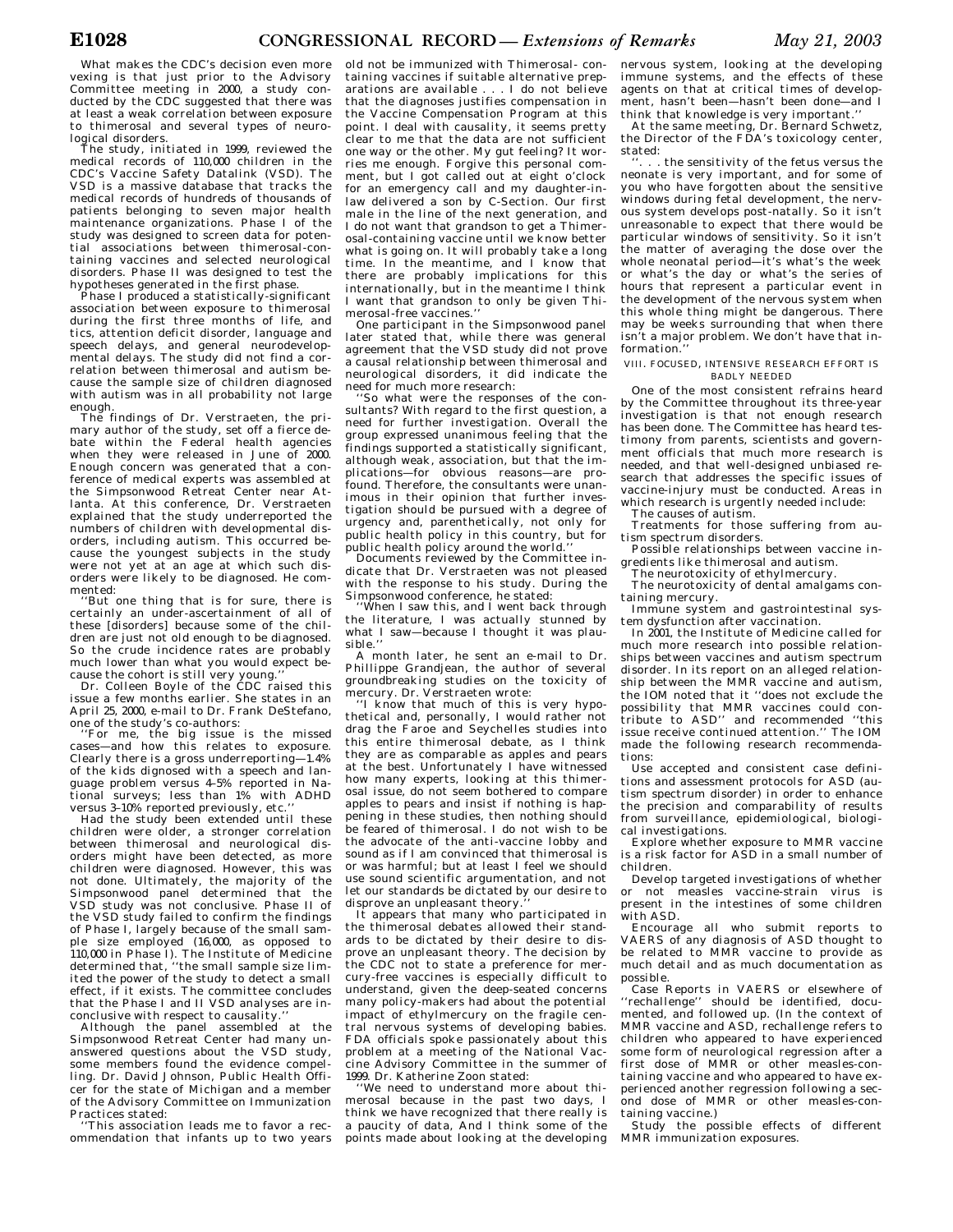What makes the CDC's decision even more vexing is that just prior to the Advisory Committee meeting in 2000, a study conducted by the CDC suggested that there was at least a weak correlation between exposure to thimerosal and several types of neurological disorders.

The study, initiated in 1999, reviewed the medical records of 110,000 children in the CDC's Vaccine Safety Datalink (VSD). The VSD is a massive database that tracks the medical records of hundreds of thousands of patients belonging to seven major health maintenance organizations. Phase I of the study was designed to screen data for potential associations between thimerosal-containing vaccines and selected neurological disorders. Phase II was designed to test the hypotheses generated in the first phase.

Phase I produced a statistically-significant association between exposure to thimerosal during the first three months of life, and tics, attention deficit disorder, language and speech delays, and general neurodevelopmental delays. The study did not find a correlation between thimerosal and autism because the sample size of children diagnosed with autism was in all probability not large enough.

The findings of Dr. Verstraeten, the primary author of the study, set off a fierce debate within the Federal health agencies when they were released in June of 2000. Enough concern was generated that a conference of medical experts was assembled at the Simpsonwood Retreat Center near Atlanta. At this conference, Dr. Verstraeten explained that the study underreported the numbers of children with developmental disorders, including autism. This occurred because the youngest subjects in the study were not yet at an age at which such disorders were likely to be diagnosed. He commented:

''But one thing that is for sure, there is certainly an under-ascertainment of all of these [disorders] because some of the children are just not old enough to be diagnosed. So the crude incidence rates are probably much lower than what you would expect because the cohort is still very young.''

Dr. Colleen Boyle of the CDC raised this issue a few months earlier. She states in an April 25, 2000, e-mail to Dr. Frank DeStefano, one of the study's co-authors:

''For me, the big issue is the missed cases—and how this relates to exposure. Clearly there is a gross underreporting—1.4% of the kids dignosed with a speech and language problem versus 4–5% reported in National surveys; less than 1% with ADHD versus 3–10% reported previously, etc.''

Had the study been extended until these children were older, a stronger correlation between thimerosal and neurological disorders might have been detected, as more children were diagnosed. However, this was not done. Ultimately, the majority of the Simpsonwood panel determined that the VSD study was not conclusive. Phase II of the VSD study failed to confirm the findings of Phase I, largely because of the small sample size employed (16,000, as opposed to 110,000 in Phase I). The Institute of Medicine determined that, ''the small sample size limited the power of the study to detect a small effect, if it exists. The committee concludes that the Phase I and II VSD analyses are inconclusive with respect to causality.''

Although the panel assembled at the Simpsonwood Retreat Center had many unanswered questions about the VSD study, some members found the evidence compelling. Dr. David Johnson, Public Health Officer for the state of Michigan and a member of the Advisory Committee on Immunization Practices stated:

''This association leads me to favor a recommendation that infants up to two years old not be immunized with Thimerosal- containing vaccines if suitable alternative preparations are available . . . I do not believe that the diagnoses justifies compensation in the Vaccine Compensation Program at this point. I deal with causality, it seems pretty clear to me that the data are not sufficient one way or the other. My gut feeling? It worries me enough. Forgive this personal comment, but I got called out at eight o'clock for an emergency call and my daughter-in-law delivered a son by C-Section. Our first male in the line of the next generation, and I do not want that grandson to get a Thimerosal-containing vaccine until we know better what is going on. It will probably take a long time. In the meantime, and I know that there are probably implications for this internationally, but in the meantime I think I want that grandson to only be given Thimerosal-free vaccines.''

One participant in the Simpsonwood panel later stated that, while there was general agreement that the VSD study did not prove a causal relationship between thimerosal and neurological disorders, it did indicate the need for much more research:

''So what were the responses of the consultants? With regard to the first question, a need for further investigation. Overall the group expressed unanimous feeling that the findings supported a statistically significant, although weak, association, but that the implications—for obvious reasons—are profound. Therefore, the consultants were unanimous in their opinion that further investigation should be pursued with a degree of urgency and, parenthetically, not only for public health policy in this country, but for public health policy around the world.''

Documents reviewed by the Committee indicate that Dr. Verstraeten was not pleased with the response to his study. During the Simpsonwood conference, he stated:

''When I saw this, and I went back through the literature, I was actually stunned by what I saw—because I thought it was plausible.''

A month later, he sent an e-mail to Dr. Phillippe Grandjean, the author of several groundbreaking studies on the toxicity of mercury. Dr. Verstraeten wrote:

''I know that much of this is very hypothetical and, personally, I would rather not drag the Faroe and Seychelles studies into this entire thimerosal debate, as I think they are as comparable as apples and pears at the best. Unfortunately I have witnessed how many experts, looking at this thimerosal issue, do not seem bothered to compare apples to pears and insist if nothing is happening in these studies, then nothing should be feared of thimerosal. I do not wish to be the advocate of the anti-vaccine lobby and sound as if I am convinced that thimerosal is or was harmful; but at least I feel we should use sound scientific argumentation, and not let our standards be dictated by our desire to disprove an unpleasant theory.''

It appears that many who participated in the thimerosal debates allowed their standards to be dictated by their desire to disprove an unpleasant theory. The decision by the CDC not to state a preference for mercury-free vaccines is especially difficult to understand, given the deep-seated concerns many policy-makers had about the potential impact of ethylmercury on the fragile central nervous systems of developing babies. FDA officials spoke passionately about this problem at a meeting of the National Vaccine Advisory Committee in the summer of 1999. Dr. Katherine Zoon stated:

''We need to understand more about thimerosal because in the past two days, I think we have recognized that there really is a paucity of data, And I think some of the points made about looking at the developing nervous system, looking at the developing immune systems, and the effects of these agents on that at critical times of development, hasn't been—hasn't been done—and I think that knowledge is very important.''

At the same meeting, Dr. Bernard Schwetz, the Director of the FDA's toxicology center, stated:

''. . . the sensitivity of the fetus versus the neonate is very important, and for some of you who have forgotten about the sensitive windows during fetal development, the nervous system develops post-natally. So it isn't unreasonable to expect that there would be particular windows of sensitivity. So it isn't the matter of averaging the dose over the whole neonatal period—it's what's the week or what's the day or what's the series of hours that represent a particular event in the development of the nervous system when this whole thing might be dangerous. There may be weeks surrounding that when there isn't a major problem. We don't have that information.''

## VIII. FOCUSED, INTENSIVE RESEARCH EFFORT IS BADLY NEEDED

One of the most consistent refrains heard by the Committee throughout its three-year investigation is that not enough research has been done. The Committee has heard testimony from parents, scientists and government officials that much more research is needed, and that well-designed unbiased research that addresses the specific issues of vaccine-injury must be conducted. Areas in which research is urgently needed include:

The causes of autism.

Treatments for those suffering from autism spectrum disorders.

Possible relationships between vaccine ingredients like thimerosal and autism.

The neurotoxicity of ethylmercury.

The neurotoxicity of dental amalgams containing mercury.

Immune system and gastrointestinal system dysfunction after vaccination.

In 2001, the Institute of Medicine called for much more research into possible relationships between vaccines and autism spectrum disorder. In its report on an alleged relationship between the MMR vaccine and autism, the IOM noted that it ''does not exclude the possibility that MMR vaccines could contribute to ASD'' and recommended ''this issue receive continued attention.'' The IOM made the following research recommendations:

Use accepted and consistent case definitions and assessment protocols for ASD (autism spectrum disorder) in order to enhance the precision and comparability of results from surveillance, epidemiological, biological investigations.

Explore whether exposure to MMR vaccine is a risk factor for ASD in a small number of children.

Develop targeted investigations of whether or not measles vaccine-strain virus is present in the intestines of some children with ASD.

Encourage all who submit reports to VAERS of any diagnosis of ASD thought to be related to MMR vaccine to provide as much detail and as much documentation as possible.

Case Reports in VAERS or elsewhere of ''rechallenge'' should be identified, documented, and followed up. (In the context of MMR vaccine and ASD, rechallenge refers to children who appeared to have experienced some form of neurological regression after a first dose of MMR or other measles-containing vaccine and who appeared to have experienced another regression following a second dose of MMR or other measles-containing vaccine.)

Study the possible effects of different MMR immunization exposures.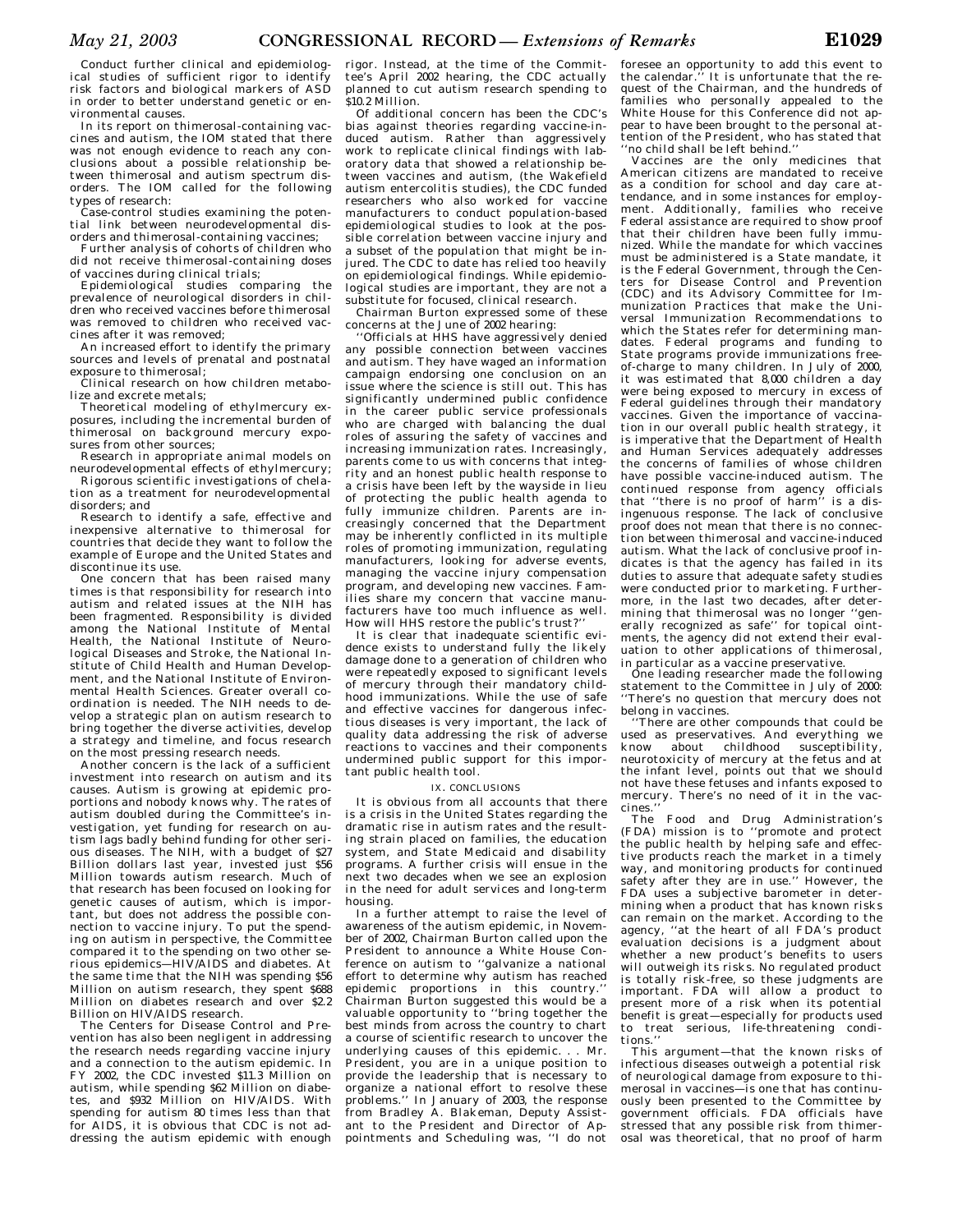Conduct further clinical and epidemiological studies of sufficient rigor to identify risk factors and biological markers of ASD in order to better understand genetic or environmental causes.

In its report on thimerosal-containing vaccines and autism, the IOM stated that there was not enough evidence to reach any conclusions about a possible relationship between thimerosal and autism spectrum disorders. The IOM called for the following types of research:

Case-control studies examining the potential link between neurodevelopmental disorders and thimerosal-containing vaccines;

Further analysis of cohorts of children who did not receive thimerosal-containing doses of vaccines during clinical trials;

Epidemiological studies comparing the prevalence of neurological disorders in children who received vaccines before thimerosal was removed to children who received vaccines after it was removed;

An increased effort to identify the primary sources and levels of prenatal and postnatal exposure to thimerosal;

Clinical research on how children metabolize and excrete metals;

Theoretical modeling of ethylmercury exposures, including the incremental burden of thimerosal on background mercury exposures from other sources;

Research in appropriate animal models on neurodevelopmental effects of ethylmercury;

Rigorous scientific investigations of chelation as a treatment for neurodevelopmental disorders; and

Research to identify a safe, effective and inexpensive alternative to thimerosal for countries that decide they want to follow the example of Europe and the United States and discontinue its use.

One concern that has been raised many times is that responsibility for research into autism and related issues at the NIH has been fragmented. Responsibility is divided among the National Institute of Mental Health, the National Institute of Neurological Diseases and Stroke, the National Institute of Child Health and Human Development, and the National Institute of Environmental Health Sciences. Greater overall coordination is needed. The NIH needs to develop a strategic plan on autism research to bring together the diverse activities, develop a strategy and timeline, and focus research on the most pressing research needs.

Another concern is the lack of a sufficient investment into research on autism and its causes. Autism is growing at epidemic proportions and nobody knows why. The rates of autism doubled during the Committee's investigation, yet funding for research on autism lags badly behind funding for other serious diseases. The NIH, with a budget of $27 Billion dollars last year, invested just $56 Million towards autism research. Much of that research has been focused on looking for genetic causes of autism, which is important, but does not address the possible connection to vaccine injury. To put the spending on autism in perspective, the Committee compared it to the spending on two other serious epidemics—HIV/AIDS and diabetes. At the same time that the NIH was spending $56 Million on autism research, they spent $688 Million on diabetes research and over $2.2 Billion on HIV/AIDS research.

The Centers for Disease Control and Prevention has also been negligent in addressing the research needs regarding vaccine injury and a connection to the autism epidemic. In FY 2002, the CDC invested $11.3 Million on autism, while spending $62 Million on diabetes, and $932 Million on HIV/AIDS. With spending for autism 80 times less than that for AIDS, it is obvious that CDC is not addressing the autism epidemic with enough rigor. Instead, at the time of the Committee's April 2002 hearing, the CDC actually planned to cut autism research spending to $10.2 Million.

Of additional concern has been the CDC's bias against theories regarding vaccine-induced autism. Rather than aggressively work to replicate clinical findings with laboratory data that showed a relationship between vaccines and autism, (the Wakefield autism entercolitis studies), the CDC funded researchers who also worked for vaccine manufacturers to conduct population-based epidemiological studies to look at the possible correlation between vaccine injury and a subset of the population that might be injured. The CDC to date has relied too heavily on epidemiological findings. While epidemiological studies are important, they are not a substitute for focused, clinical research.

Chairman Burton expressed some of these concerns at the June of 2002 hearing:

''Officials at HHS have aggressively denied any possible connection between vaccines and autism. They have waged an information campaign endorsing one conclusion on an issue where the science is still out. This has significantly undermined public confidence in the career public service professionals who are charged with balancing the dual roles of assuring the safety of vaccines and increasing immunization rates. Increasingly, parents come to us with concerns that integrity and an honest public health response to a crisis have been left by the wayside in lieu of protecting the public health agenda to fully immunize children. Parents are increasingly concerned that the Department may be inherently conflicted in its multiple roles of promoting immunization, regulating manufacturers, looking for adverse events, managing the vaccine injury compensation program, and developing new vaccines. Families share my concern that vaccine manufacturers have too much influence as well. How will HHS restore the public's trust?''

It is clear that inadequate scientific evidence exists to understand fully the likely damage done to a generation of children who were repeatedly exposed to significant levels of mercury through their mandatory childhood immunizations. While the use of safe and effective vaccines for dangerous infectious diseases is very important, the lack of quality data addressing the risk of adverse reactions to vaccines and their components undermined public support for this important public health tool.

## IX. CONCLUSIONS

It is obvious from all accounts that there is a crisis in the United States regarding the dramatic rise in autism rates and the resulting strain placed on families, the education system, and State Medicaid and disability programs. A further crisis will ensue in the next two decades when we see an explosion in the need for adult services and long-term housing.

In a further attempt to raise the level of awareness of the autism epidemic, in November of 2002, Chairman Burton called upon the President to announce a White House Conference on autism to ''galvanize a national effort to determine why autism has reached epidemic proportions in this country.'' Chairman Burton suggested this would be a valuable opportunity to ''bring together the best minds from across the country to chart a course of scientific research to uncover the underlying causes of this epidemic. . . Mr. President, you are in a unique position to provide the leadership that is necessary to organize a national effort to resolve these problems.'' In January of 2003, the response from Bradley A. Blakeman, Deputy Assistant to the President and Director of Appointments and Scheduling was, ''I do not foresee an opportunity to add this event to the calendar.'' It is unfortunate that the request of the Chairman, and the hundreds of families who personally appealed to the White House for this Conference did not appear to have been brought to the personal attention of the President, who has stated that ''no child shall be left behind.''

Vaccines are the only medicines that American citizens are mandated to receive as a condition for school and day care attendance, and in some instances for employment. Additionally, families who receive Federal assistance are required to show proof that their children have been fully immunized. While the mandate for which vaccines must be administered is a State mandate, it is the Federal Government, through the Centers for Disease Control and Prevention (CDC) and its Advisory Committee for Immunization Practices that make the Universal Immunization Recommendations to which the States refer for determining mandates. Federal programs and funding to State programs provide immunizations free-of-charge to many children. In July of 2000, it was estimated that 8,000 children a day were being exposed to mercury in excess of Federal guidelines through their mandatory vaccines. Given the importance of vaccination in our overall public health strategy, it is imperative that the Department of Health and Human Services adequately addresses the concerns of families of whose children have possible vaccine-induced autism. The continued response from agency officials that ''there is no proof of harm'' is a disingenuous response. The lack of conclusive proof does not mean that there is no connection between thimerosal and vaccine-induced autism. What the lack of conclusive proof indicates is that the agency has failed in its duties to assure that adequate safety studies were conducted prior to marketing. Furthermore, in the last two decades, after determining that thimerosal was no longer ''generally recognized as safe'' for topical ointments, the agency did not extend their evaluation to other applications of thimerosal, in particular as a vaccine preservative.

One leading researcher made the following statement to the Committee in July of 2000: ''There's no question that mercury does not belong in vaccines.

''There are other compounds that could be used as preservatives. And everything we know about childhood susceptibility, neurotoxicity of mercury at the fetus and at the infant level, points out that we should not have these fetuses and infants exposed to mercury. There's no need of it in the vaccines.''

The Food and Drug Administration's (FDA) mission is to ''promote and protect the public health by helping safe and effective products reach the market in a timely way, and monitoring products for continued safety after they are in use.'' However, the FDA uses a subjective barometer in determining when a product that has known risks can remain on the market. According to the agency, ''at the heart of all FDA's product evaluation decisions is a judgment about whether a new product's benefits to users will outweigh its risks. No regulated product is totally risk-free, so these judgments are important. FDA will allow a product to present more of a risk when its potential benefit is great—especially for products used to treat serious, life-threatening conditions.''

This argument—that the known risks of infectious diseases outweigh a potential risk of neurological damage from exposure to thimerosal in vaccines—is one that has continuously been presented to the Committee by government officials. FDA officials have stressed that any possible risk from thimerosal was theoretical, that no proof of harm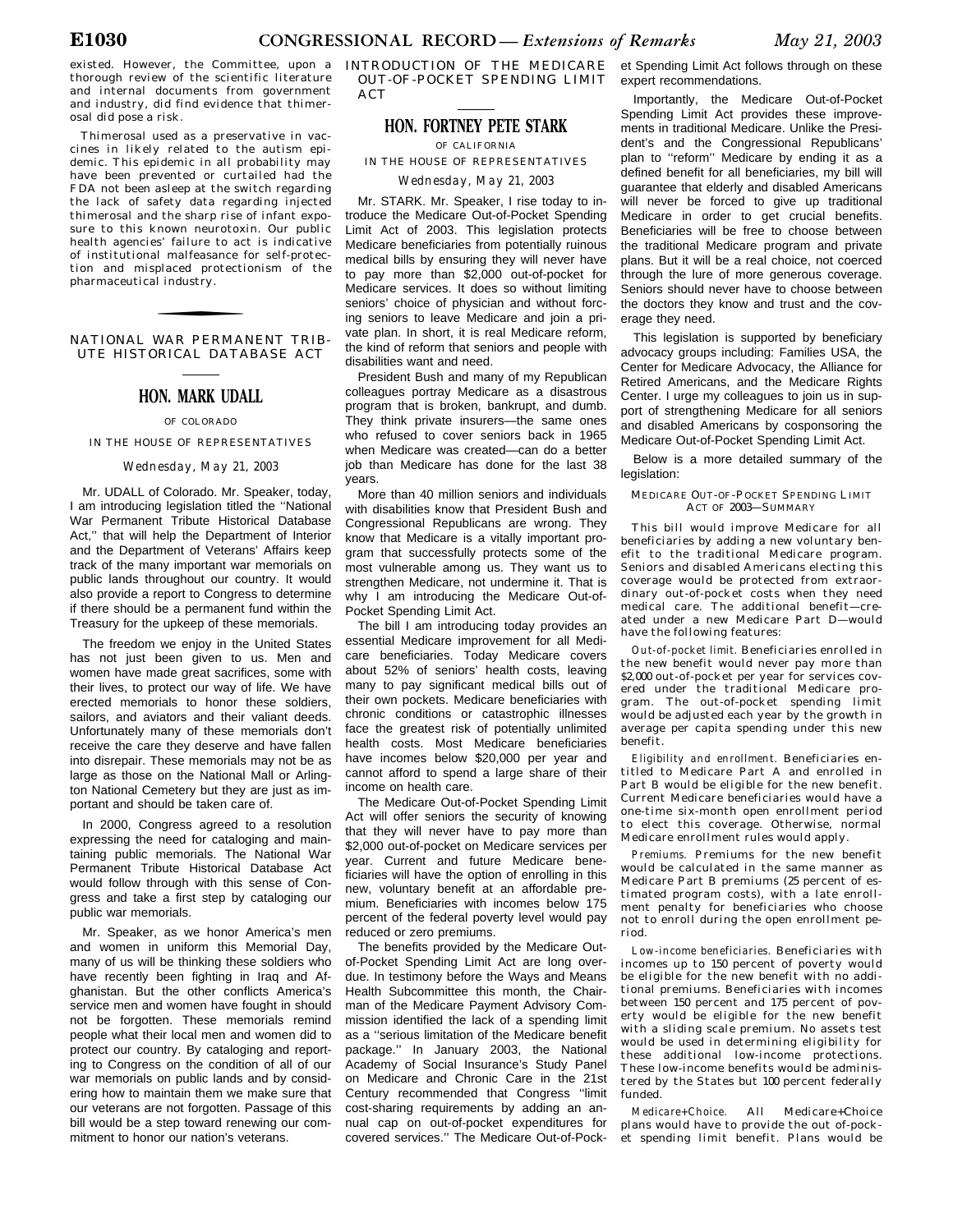existed. However, the Committee, upon a thorough review of the scientific literature and internal documents from government and industry, did find evidence that thimerosal did pose a risk.

Thimerosal used as a preservative in vaccines in likely related to the autism epidemic. This epidemic in all probability may have been prevented or curtailed had the FDA not been asleep at the switch regarding the lack of safety data regarding injected thimerosal and the sharp rise of infant exposure to this known neurotoxin. Our public health agencies' failure to act is indicative of institutional malfeasance for self-protection and misplaced protectionism of the pharmaceutical industry.

## NATIONAL WAR PERMANENT TRIBUTE HISTORICAL DATABASE ACT

### HON. MARK UDALL

OF COLORADO

IN THE HOUSE OF REPRESENTATIVES

*Wednesday, May 21, 2003*

Mr. UDALL of Colorado. Mr. Speaker, today, I am introducing legislation titled the ''National War Permanent Tribute Historical Database Act,'' that will help the Department of Interior and the Department of Veterans' Affairs keep track of the many important war memorials on public lands throughout our country. It would also provide a report to Congress to determine if there should be a permanent fund within the Treasury for the upkeep of these memorials.

The freedom we enjoy in the United States has not just been given to us. Men and women have made great sacrifices, some with their lives, to protect our way of life. We have erected memorials to honor these soldiers, sailors, and aviators and their valiant deeds. Unfortunately many of these memorials don't receive the care they deserve and have fallen into disrepair. These memorials may not be as large as those on the National Mall or Arlington National Cemetery but they are just as important and should be taken care of.

In 2000, Congress agreed to a resolution expressing the need for cataloging and maintaining public memorials. The National War Permanent Tribute Historical Database Act would follow through with this sense of Congress and take a first step by cataloging our public war memorials.

Mr. Speaker, as we honor America's men and women in uniform this Memorial Day, many of us will be thinking these soldiers who have recently been fighting in Iraq and Afghanistan. But the other conflicts America's service men and women have fought in should not be forgotten. These memorials remind people what their local men and women did to protect our country. By cataloging and reporting to Congress on the condition of all of our war memorials on public lands and by considering how to maintain them we make sure that our veterans are not forgotten. Passage of this bill would be a step toward renewing our commitment to honor our nation's veterans.

## INTRODUCTION OF THE MEDICARE OUT-OF-POCKET SPENDING LIMIT ACT

### HON. FORTNEY PETE STARK

OF CALIFORNIA

IN THE HOUSE OF REPRESENTATIVES

*Wednesday, May 21, 2003*

Mr. STARK. Mr. Speaker, I rise today to introduce the Medicare Out-of-Pocket Spending Limit Act of 2003. This legislation protects Medicare beneficiaries from potentially ruinous medical bills by ensuring they will never have to pay more than $2,000 out-of-pocket for Medicare services. It does so without limiting seniors' choice of physician and without forcing seniors to leave Medicare and join a private plan. In short, it is real Medicare reform, the kind of reform that seniors and people with disabilities want and need.

President Bush and many of my Republican colleagues portray Medicare as a disastrous program that is broken, bankrupt, and dumb. They think private insurers—the same ones who refused to cover seniors back in 1965 when Medicare was created—can do a better job than Medicare has done for the last 38 years.

More than 40 million seniors and individuals with disabilities know that President Bush and Congressional Republicans are wrong. They know that Medicare is a vitally important program that successfully protects some of the most vulnerable among us. They want us to strengthen Medicare, not undermine it. That is why I am introducing the Medicare Out-of-Pocket Spending Limit Act.

The bill I am introducing today provides an essential Medicare improvement for all Medicare beneficiaries. Today Medicare covers about 52% of seniors' health costs, leaving many to pay significant medical bills out of their own pockets. Medicare beneficiaries with chronic conditions or catastrophic illnesses face the greatest risk of potentially unlimited health costs. Most Medicare beneficiaries have incomes below $20,000 per year and cannot afford to spend a large share of their income on health care.

The Medicare Out-of-Pocket Spending Limit Act will offer seniors the security of knowing that they will never have to pay more than $2,000 out-of-pocket on Medicare services per year. Current and future Medicare beneficiaries will have the option of enrolling in this new, voluntary benefit at an affordable premium. Beneficiaries with incomes below 175 percent of the federal poverty level would pay reduced or zero premiums.

The benefits provided by the Medicare Out-of-Pocket Spending Limit Act are long overdue. In testimony before the Ways and Means Health Subcommittee this month, the Chairman of the Medicare Payment Advisory Commission identified the lack of a spending limit as a ''serious limitation of the Medicare benefit package.'' In January 2003, the National Academy of Social Insurance's Study Panel on Medicare and Chronic Care in the 21st Century recommended that Congress ''limit cost-sharing requirements by adding an annual cap on out-of-pocket expenditures for covered services.'' The Medicare Out-of-Pocket Spending Limit Act follows through on these expert recommendations.

Importantly, the Medicare Out-of-Pocket Spending Limit Act provides these improvements in traditional Medicare. Unlike the President's and the Congressional Republicans' plan to ''reform'' Medicare by ending it as a defined benefit for all beneficiaries, my bill will guarantee that elderly and disabled Americans will never be forced to give up traditional Medicare in order to get crucial benefits. Beneficiaries will be free to choose between the traditional Medicare program and private plans. But it will be a real choice, not coerced through the lure of more generous coverage. Seniors should never have to choose between the doctors they know and trust and the coverage they need.

This legislation is supported by beneficiary advocacy groups including: Families USA, the Center for Medicare Advocacy, the Alliance for Retired Americans, and the Medicare Rights Center. I urge my colleagues to join us in support of strengthening Medicare for all seniors and disabled Americans by cosponsoring the Medicare Out-of-Pocket Spending Limit Act.

Below is a more detailed summary of the legislation:

MEDICARE OUT-OF-POCKET SPENDING LIMIT ACT OF 2003—SUMMARY

This bill would improve Medicare for all beneficiaries by adding a new voluntary benefit to the traditional Medicare program. Seniors and disabled Americans electing this coverage would be protected from extraordinary out-of-pocket costs when they need medical care. The additional benefit—created under a new Medicare Part D—would have the following features:

*Out-of-pocket limit.* Beneficiaries enrolled in the new benefit would never pay more than $2,000 out-of-pocket per year for services covered under the traditional Medicare program. The out-of-pocket spending limit would be adjusted each year by the growth in average per capita spending under this new benefit.

*Eligibility and enrollment.* Beneficiaries entitled to Medicare Part A and enrolled in Part B would be eligible for the new benefit. Current Medicare beneficiaries would have a one-time six-month open enrollment period to elect this coverage. Otherwise, normal Medicare enrollment rules would apply.

*Premiums.* Premiums for the new benefit would be calculated in the same manner as Medicare Part B premiums (25 percent of estimated program costs), with a late enrollment penalty for beneficiaries who choose not to enroll during the open enrollment period.

*Low-income beneficiaries.* Beneficiaries with incomes up to 150 percent of poverty would be eligible for the new benefit with no additional premiums. Beneficiaries with incomes between 150 percent and 175 percent of poverty would be eligible for the new benefit with a sliding scale premium. No assets test would be used in determining eligibility for these additional low-income protections. These low-income benefits would be administered by the States but 100 percent federally funded.

*Medicare+Choice.* All Medicare+Choice plans would have to provide the out of-pocket spending limit benefit. Plans would be